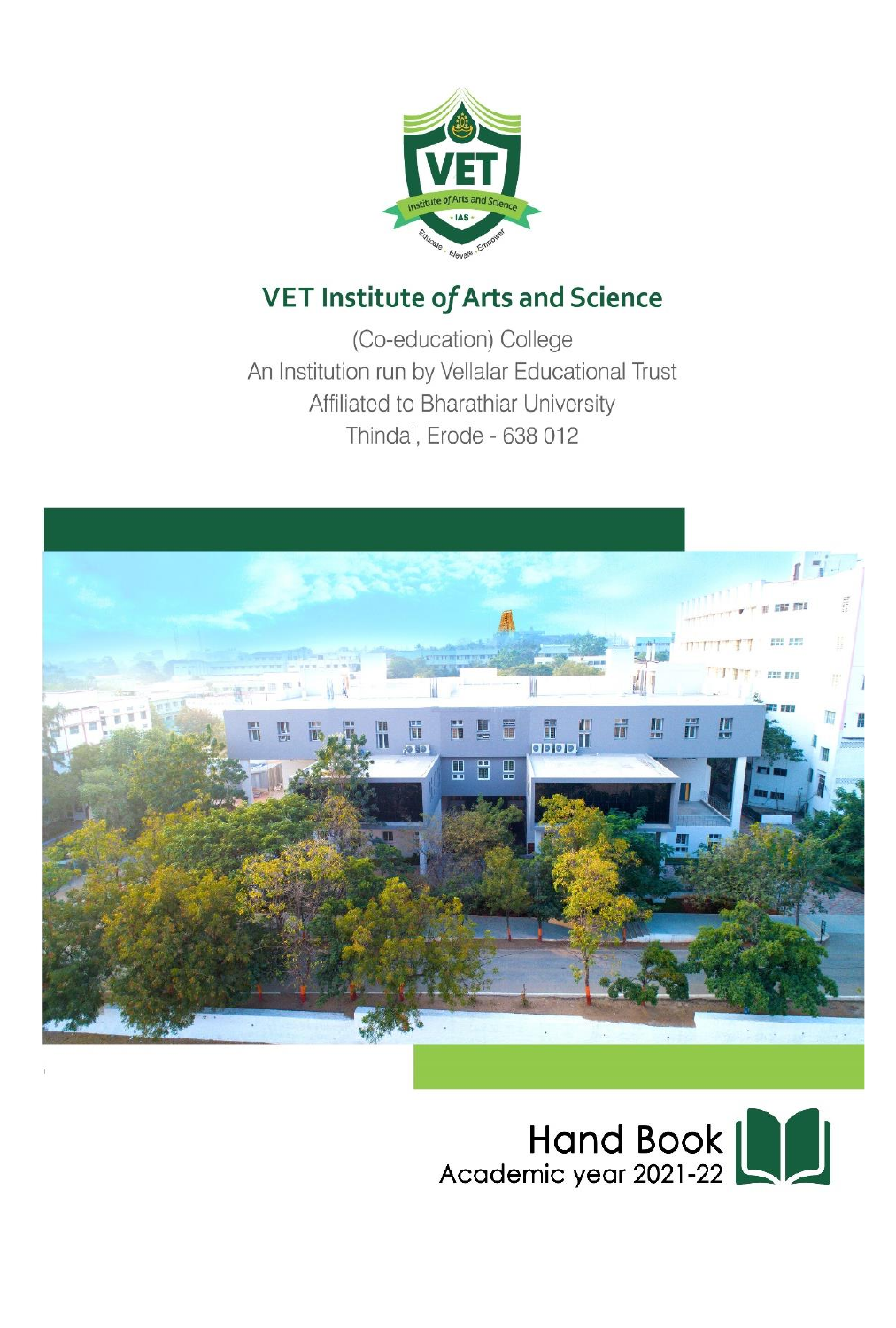# VET Institute of Arts and Science

(Co-education) College

An Institution run by Vellalar Educational Trust

Affiliated to Bharathiar University

Thindal, Erode - 638 012

## Hand Book

Academic year 2021-22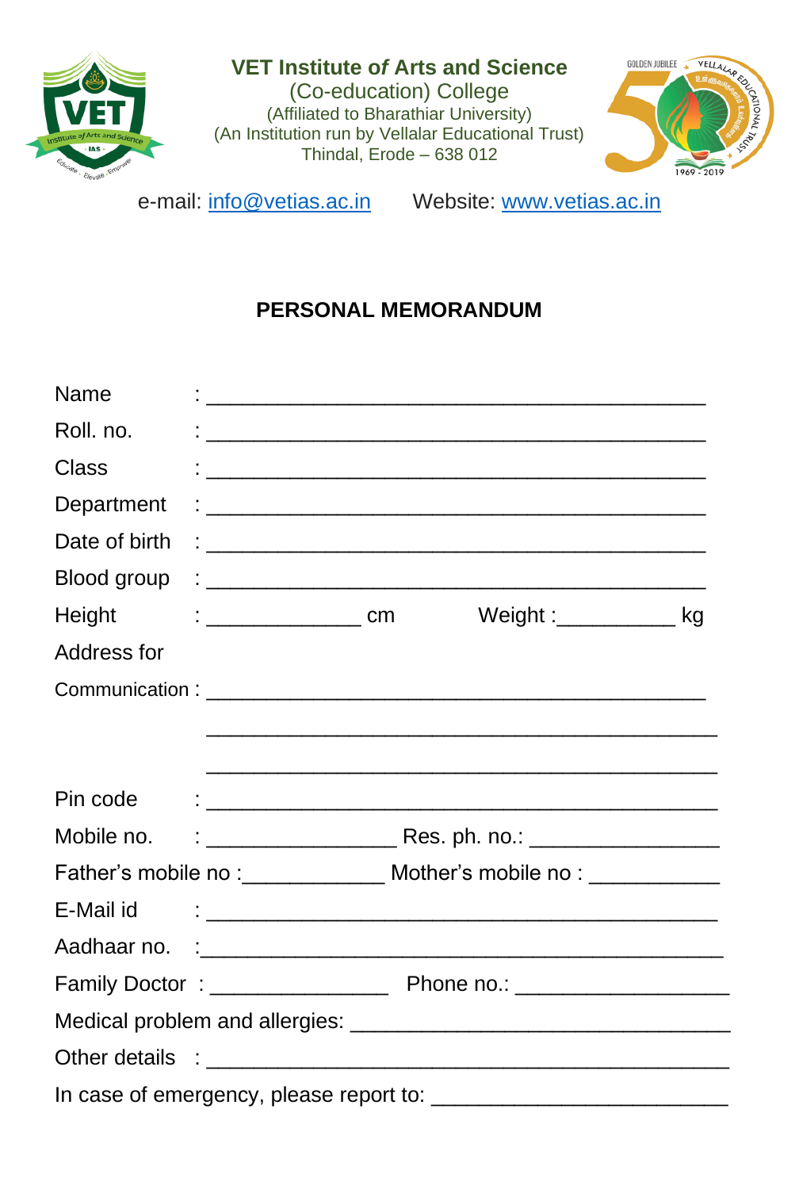**VET Institute of Arts and Science**
(Co-education) College
(Affiliated to Bharathiar University)
(An Institution run by Vellalar Educational Trust)
Thindal, Erode – 638 012

e-mail: info@vetias.ac.in Website: www.vetias.ac.in

## PERSONAL MEMORANDUM

Name : ________________________________________

Roll. no. : ________________________________________

Class : ________________________________________

Department : ________________________________________

Date of birth : ________________________________________

Blood group : ________________________________________

Height : _____________ cm Weight :__________ kg

Address for

Communication : ________________________________________

________________________________________

________________________________________

Pin code : ________________________________________

Mobile no. : ________________ Res. ph. no.: ________________

Father's mobile no :____________ Mother's mobile no : ___________

E-Mail id : ________________________________________

Aadhaar no. :________________________________________

Family Doctor : _______________ Phone no.: _________________

Medical problem and allergies: ________________________________

Other details : ________________________________________

In case of emergency, please report to: ________________________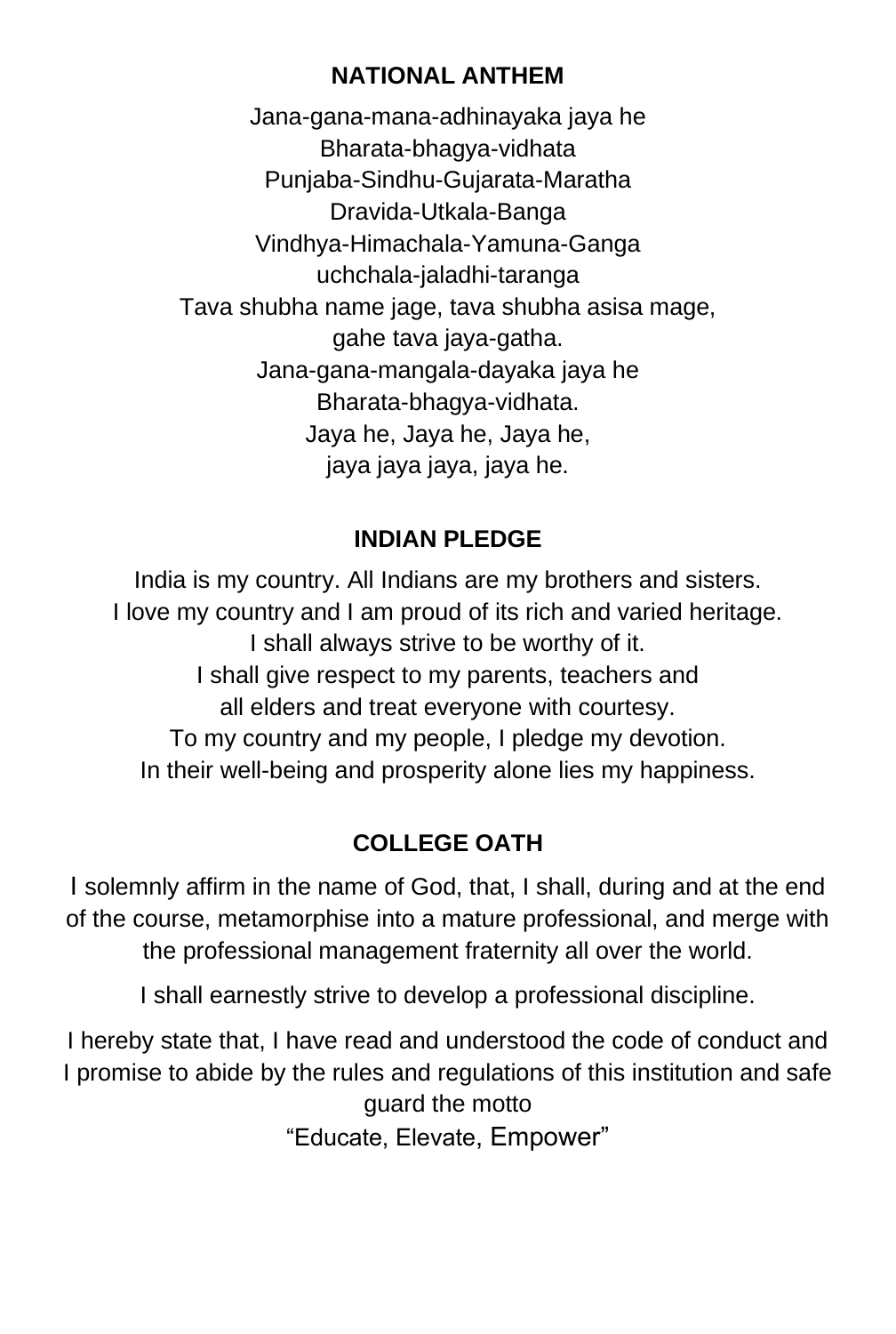## NATIONAL ANTHEM

Jana-gana-mana-adhinayaka jaya he
Bharata-bhagya-vidhata
Punjaba-Sindhu-Gujarata-Maratha
Dravida-Utkala-Banga
Vindhya-Himachala-Yamuna-Ganga
uchchala-jaladhi-taranga
Tava shubha name jage, tava shubha asisa mage,
gahe tava jaya-gatha.
Jana-gana-mangala-dayaka jaya he
Bharata-bhagya-vidhata.
Jaya he, Jaya he, Jaya he,
jaya jaya jaya, jaya he.

## INDIAN PLEDGE

India is my country. All Indians are my brothers and sisters.
I love my country and I am proud of its rich and varied heritage.
I shall always strive to be worthy of it.
I shall give respect to my parents, teachers and
all elders and treat everyone with courtesy.
To my country and my people, I pledge my devotion.
In their well-being and prosperity alone lies my happiness.

## COLLEGE OATH

I solemnly affirm in the name of God, that, I shall, during and at the end of the course, metamorphise into a mature professional, and merge with the professional management fraternity all over the world.

I shall earnestly strive to develop a professional discipline.

I hereby state that, I have read and understood the code of conduct and I promise to abide by the rules and regulations of this institution and safe guard the motto
"Educate, Elevate, Empower"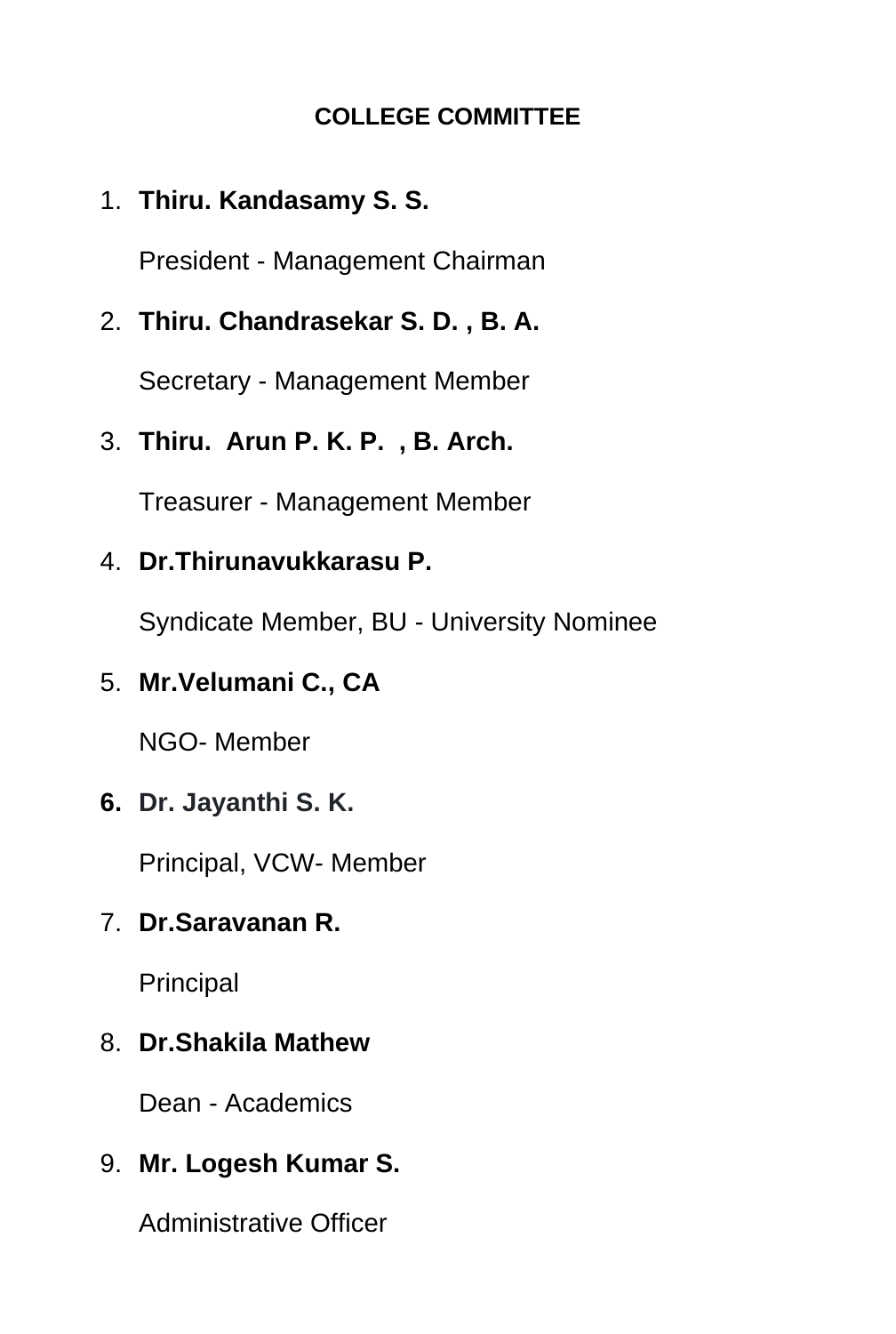## COLLEGE COMMITTEE

1. **Thiru. Kandasamy S. S.**

   President - Management Chairman

2. **Thiru. Chandrasekar S. D. , B. A.**

   Secretary - Management Member

3. **Thiru. Arun P. K. P. , B. Arch.**

   Treasurer - Management Member

4. **Dr.Thirunavukkarasu P.**

   Syndicate Member, BU - University Nominee

5. **Mr.Velumani C., CA**

   NGO- Member

6. **Dr. Jayanthi S. K.**

   Principal, VCW- Member

7. **Dr.Saravanan R.**

   Principal

8. **Dr.Shakila Mathew**

   Dean - Academics

9. **Mr. Logesh Kumar S.**

   Administrative Officer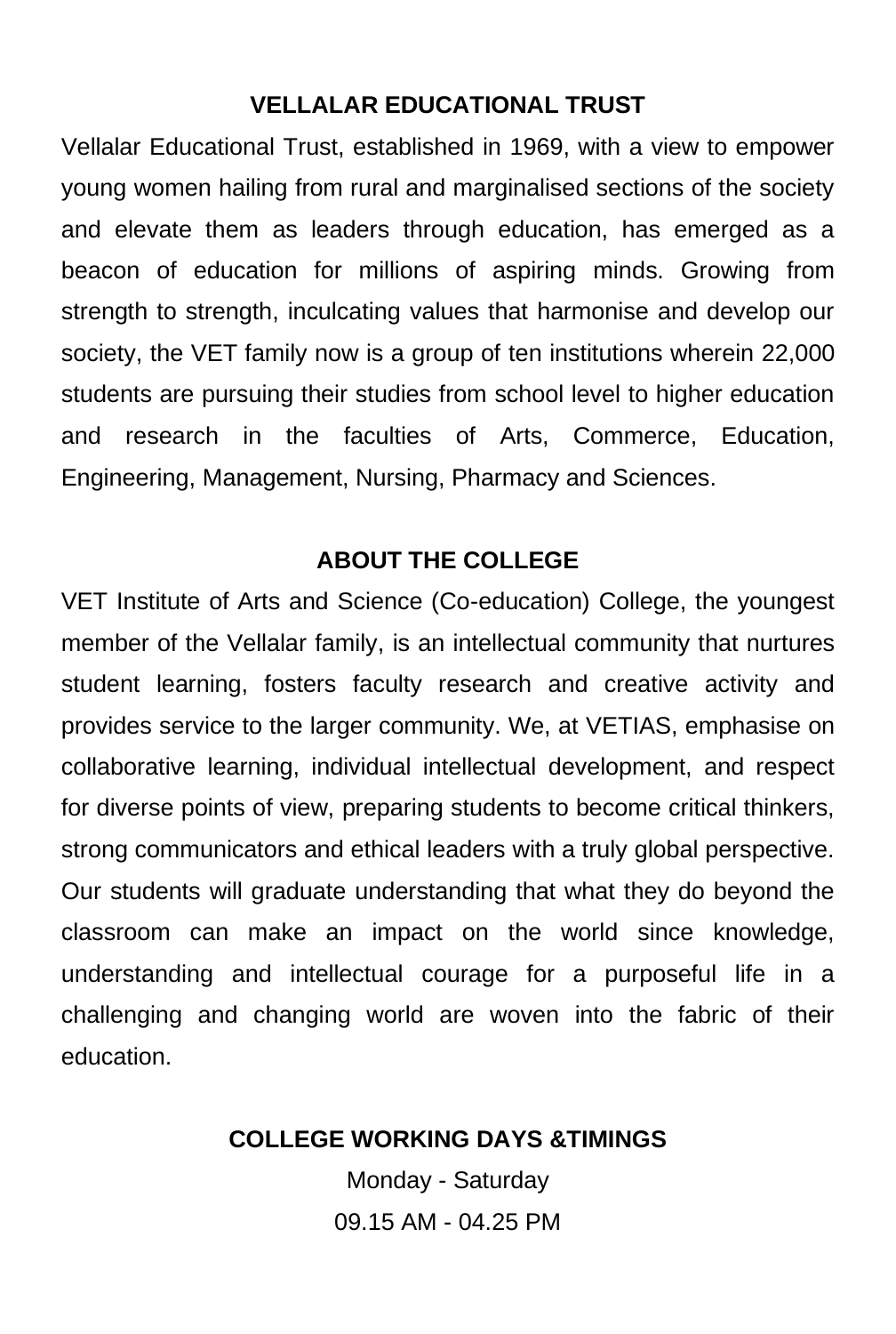## VELLALAR EDUCATIONAL TRUST

Vellalar Educational Trust, established in 1969, with a view to empower young women hailing from rural and marginalised sections of the society and elevate them as leaders through education, has emerged as a beacon of education for millions of aspiring minds. Growing from strength to strength, inculcating values that harmonise and develop our society, the VET family now is a group of ten institutions wherein 22,000 students are pursuing their studies from school level to higher education and research in the faculties of Arts, Commerce, Education, Engineering, Management, Nursing, Pharmacy and Sciences.

## ABOUT THE COLLEGE

VET Institute of Arts and Science (Co-education) College, the youngest member of the Vellalar family, is an intellectual community that nurtures student learning, fosters faculty research and creative activity and provides service to the larger community. We, at VETIAS, emphasise on collaborative learning, individual intellectual development, and respect for diverse points of view, preparing students to become critical thinkers, strong communicators and ethical leaders with a truly global perspective. Our students will graduate understanding that what they do beyond the classroom can make an impact on the world since knowledge, understanding and intellectual courage for a purposeful life in a challenging and changing world are woven into the fabric of their education.

## COLLEGE WORKING DAYS &TIMINGS

Monday - Saturday

09.15 AM - 04.25 PM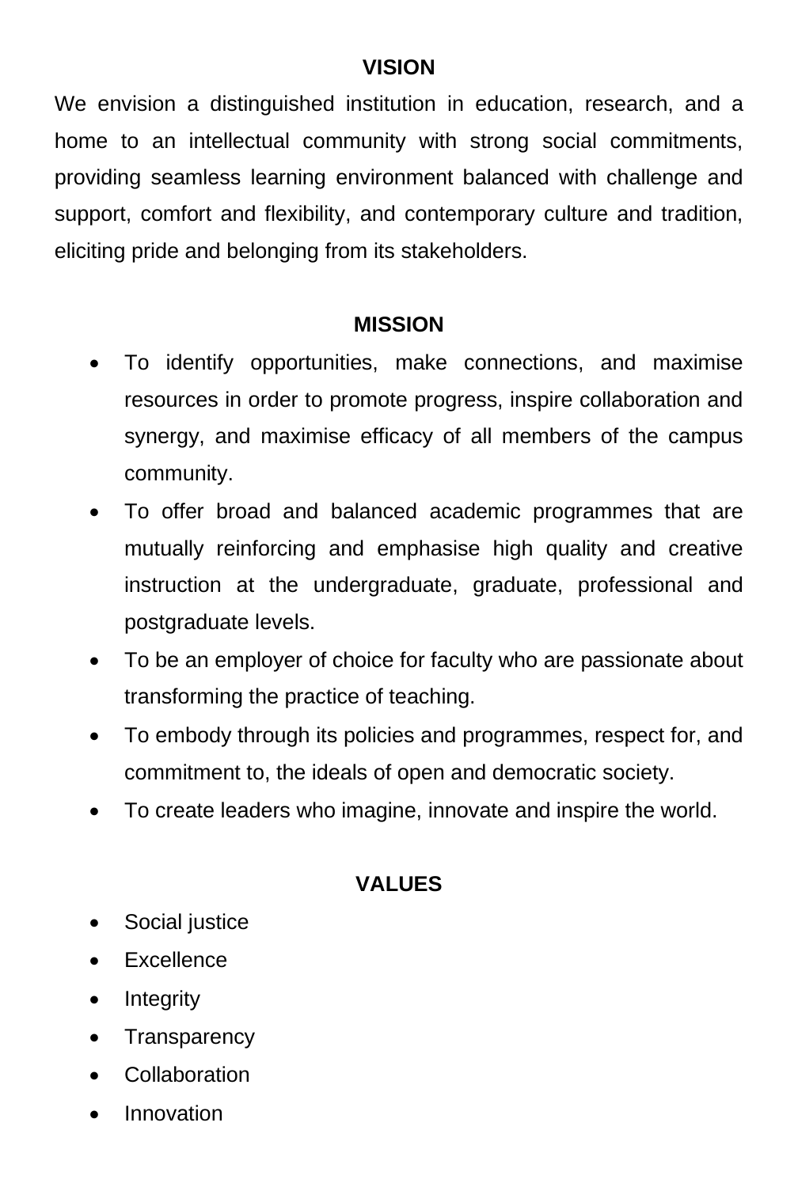## VISION

We envision a distinguished institution in education, research, and a home to an intellectual community with strong social commitments, providing seamless learning environment balanced with challenge and support, comfort and flexibility, and contemporary culture and tradition, eliciting pride and belonging from its stakeholders.

## MISSION

- To identify opportunities, make connections, and maximise resources in order to promote progress, inspire collaboration and synergy, and maximise efficacy of all members of the campus community.
- To offer broad and balanced academic programmes that are mutually reinforcing and emphasise high quality and creative instruction at the undergraduate, graduate, professional and postgraduate levels.
- To be an employer of choice for faculty who are passionate about transforming the practice of teaching.
- To embody through its policies and programmes, respect for, and commitment to, the ideals of open and democratic society.
- To create leaders who imagine, innovate and inspire the world.

## VALUES

- Social justice
- Excellence
- Integrity
- Transparency
- Collaboration
- Innovation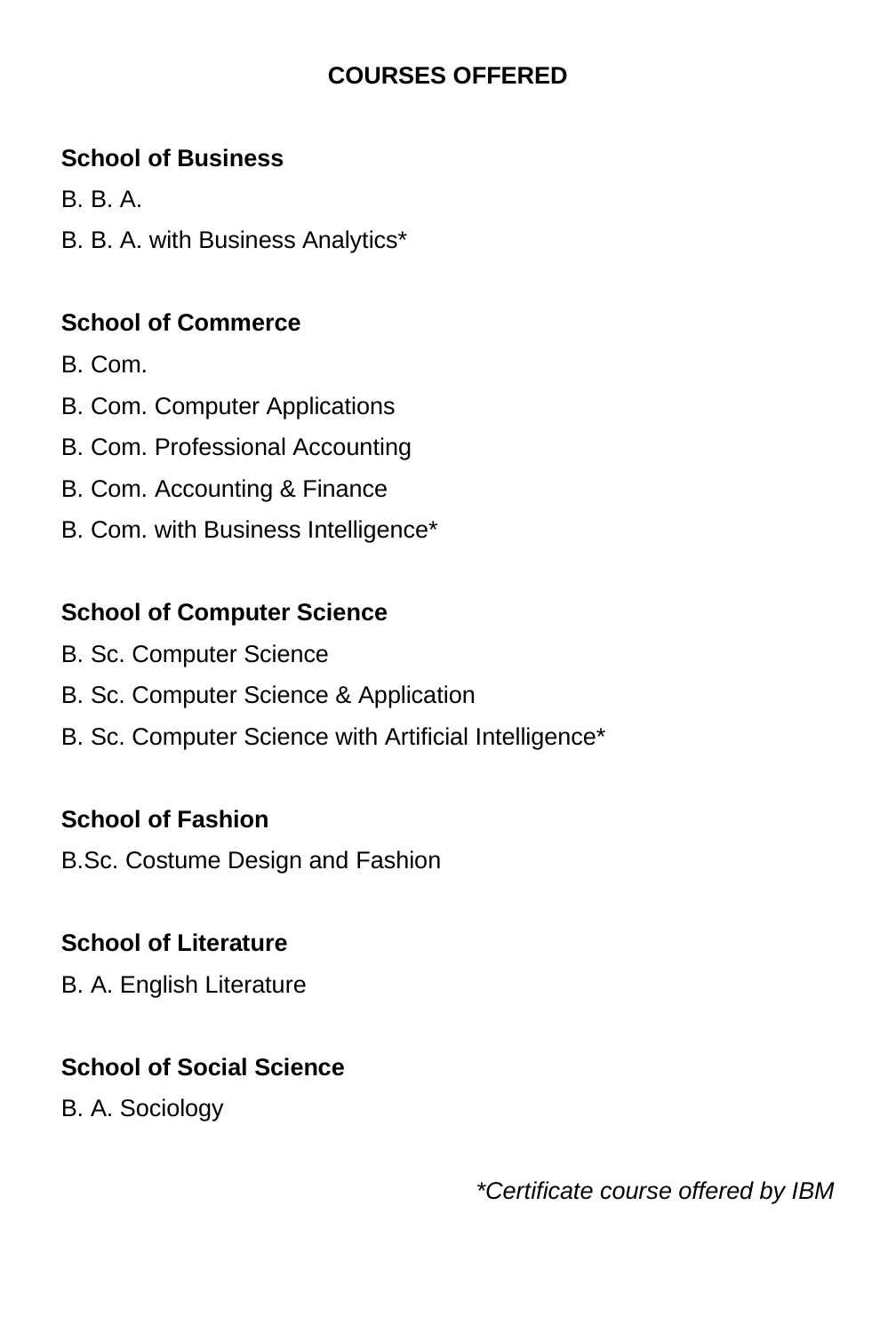# COURSES OFFERED

**School of Business**

B. B. A.

B. B. A. with Business Analytics*

**School of Commerce**

B. Com.

B. Com. Computer Applications

B. Com. Professional Accounting

B. Com. Accounting & Finance

B. Com. with Business Intelligence*

**School of Computer Science**

B. Sc. Computer Science

B. Sc. Computer Science & Application

B. Sc. Computer Science with Artificial Intelligence*

**School of Fashion**

B.Sc. Costume Design and Fashion

**School of Literature**

B. A. English Literature

**School of Social Science**

B. A. Sociology

*\*Certificate course offered by IBM*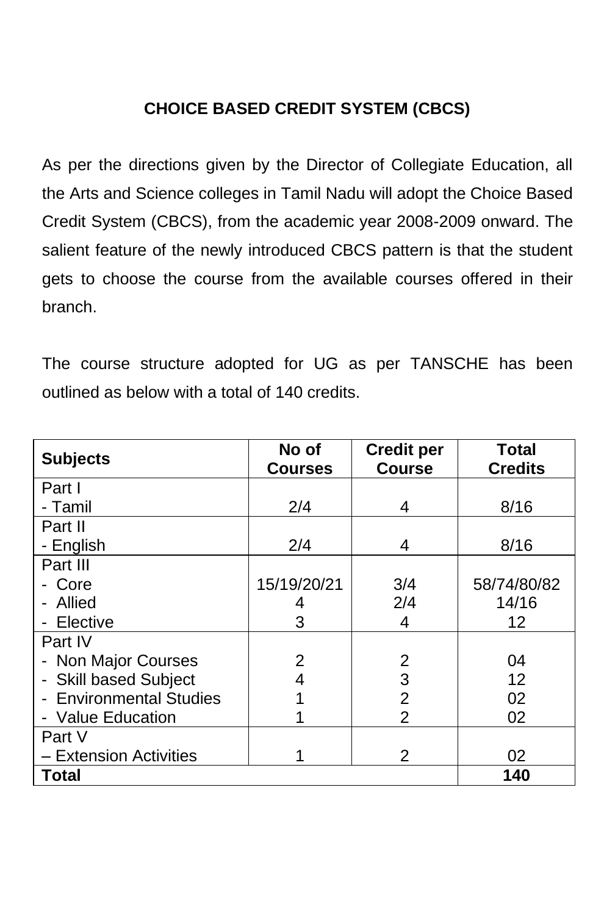## CHOICE BASED CREDIT SYSTEM (CBCS)

As per the directions given by the Director of Collegiate Education, all the Arts and Science colleges in Tamil Nadu will adopt the Choice Based Credit System (CBCS), from the academic year 2008-2009 onward. The salient feature of the newly introduced CBCS pattern is that the student gets to choose the course from the available courses offered in their branch.

The course structure adopted for UG as per TANSCHE has been outlined as below with a total of 140 credits.

| Subjects | No of Courses | Credit per Course | Total Credits |
|---|---|---|---|
| Part I<br>- Tamil | 2/4 | 4 | 8/16 |
| Part II<br>- English | 2/4 | 4 | 8/16 |
| Part III<br>- Core<br>- Allied<br>- Elective | 15/19/20/21<br>4<br>3 | 3/4<br>2/4<br>4 | 58/74/80/82<br>14/16<br>12 |
| Part IV<br>- Non Major Courses<br>- Skill based Subject<br>- Environmental Studies<br>- Value Education | 2<br>4<br>1<br>1 | 2<br>3<br>2<br>2 | 04<br>12<br>02<br>02 |
| Part V<br>– Extension Activities | 1 | 2 | 02 |
| **Total** | | | **140** |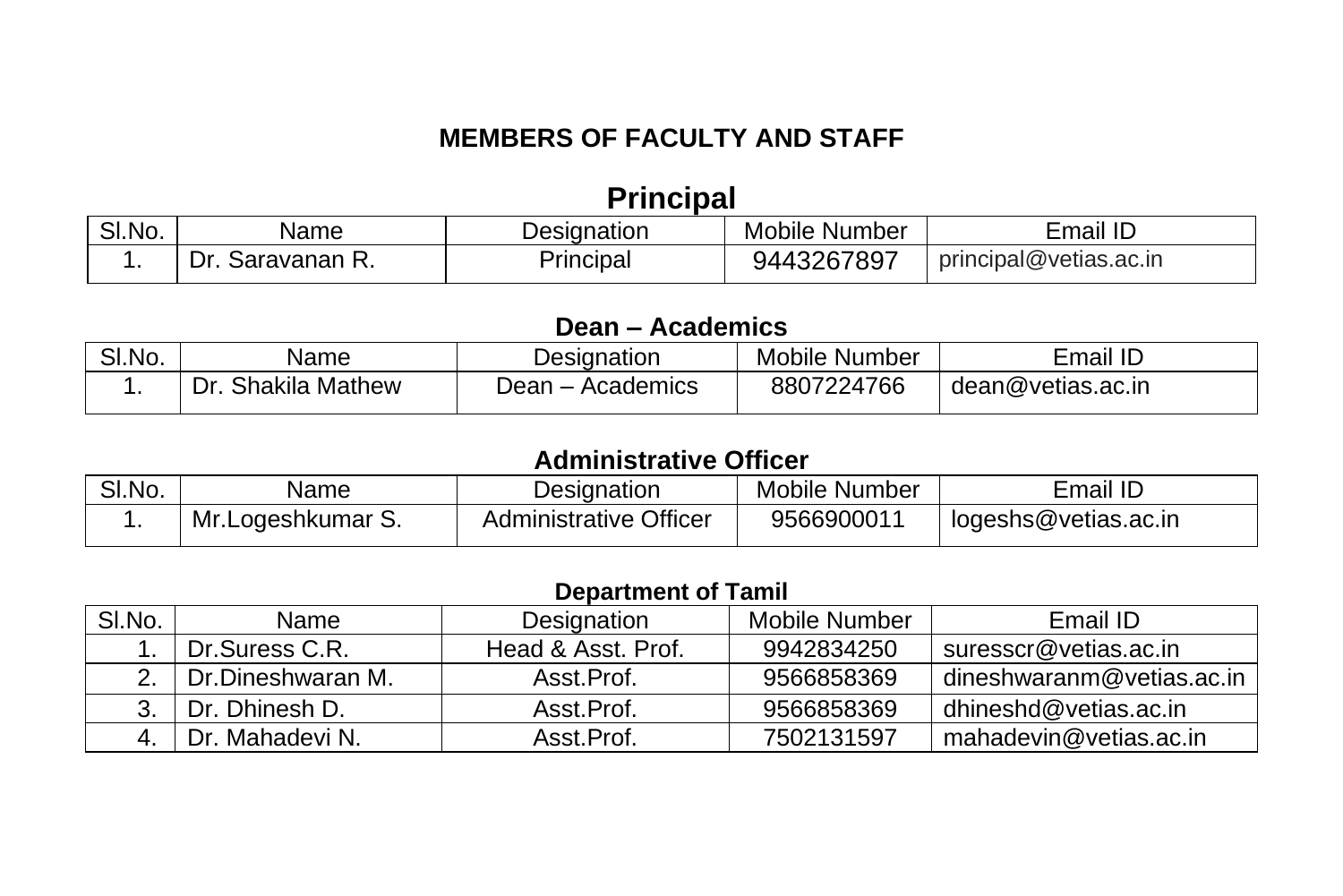# MEMBERS OF FACULTY AND STAFF

## Principal

| Sl.No. | Name | Designation | Mobile Number | Email ID |
|---|---|---|---|---|
| 1. | Dr. Saravanan R. | Principal | 9443267897 | principal@vetias.ac.in |

## Dean – Academics

| Sl.No. | Name | Designation | Mobile Number | Email ID |
|---|---|---|---|---|
| 1. | Dr. Shakila Mathew | Dean – Academics | 8807224766 | dean@vetias.ac.in |

## Administrative Officer

| Sl.No. | Name | Designation | Mobile Number | Email ID |
|---|---|---|---|---|
| 1. | Mr.Logeshkumar S. | Administrative Officer | 9566900011 | logeshs@vetias.ac.in |

## Department of Tamil

| Sl.No. | Name | Designation | Mobile Number | Email ID |
|---|---|---|---|---|
| 1. | Dr.Suress C.R. | Head & Asst. Prof. | 9942834250 | suresscr@vetias.ac.in |
| 2. | Dr.Dineshwaran M. | Asst.Prof. | 9566858369 | dineshwaranm@vetias.ac.in |
| 3. | Dr. Dhinesh D. | Asst.Prof. | 9566858369 | dhineshd@vetias.ac.in |
| 4. | Dr. Mahadevi N. | Asst.Prof. | 7502131597 | mahadevin@vetias.ac.in |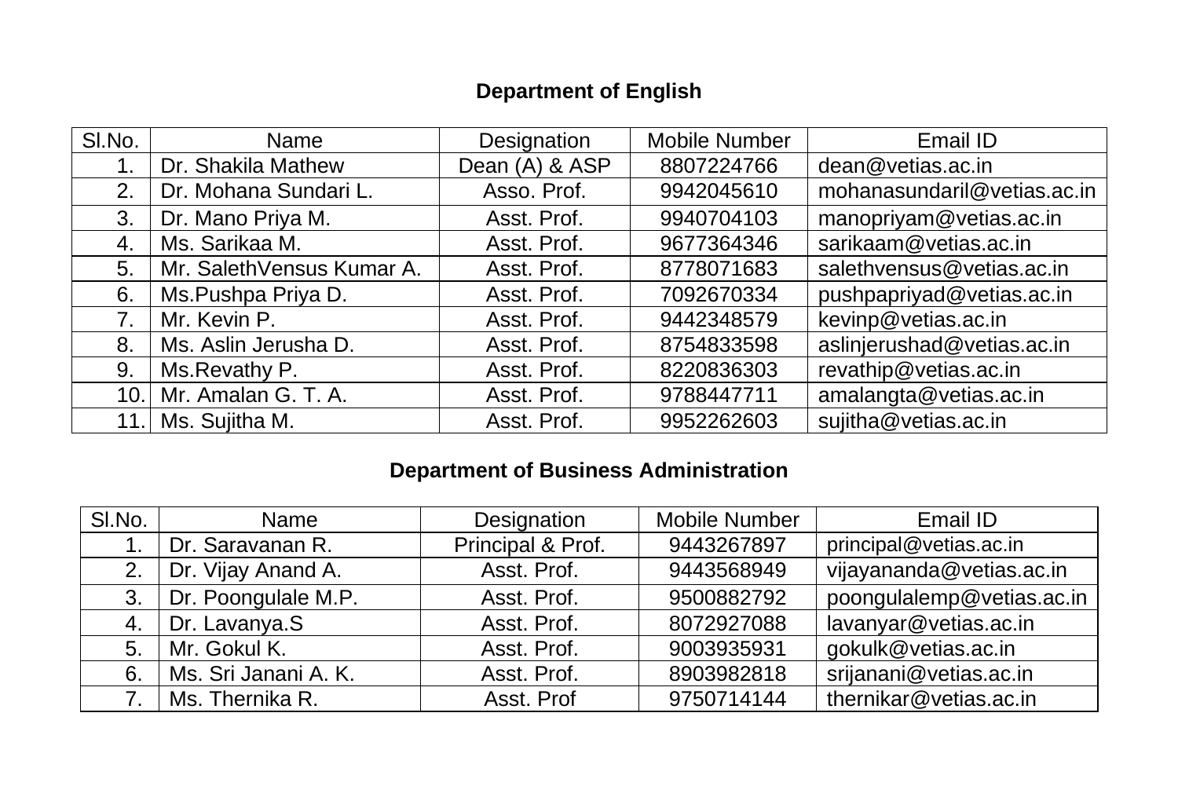## Department of English

| Sl.No. | Name | Designation | Mobile Number | Email ID |
|---|---|---|---|---|
| 1. | Dr. Shakila Mathew | Dean (A) & ASP | 8807224766 | dean@vetias.ac.in |
| 2. | Dr. Mohana Sundari L. | Asso. Prof. | 9942045610 | mohanasundaril@vetias.ac.in |
| 3. | Dr. Mano Priya M. | Asst. Prof. | 9940704103 | manopriyam@vetias.ac.in |
| 4. | Ms. Sarikaa M. | Asst. Prof. | 9677364346 | sarikaam@vetias.ac.in |
| 5. | Mr. SalethVensus Kumar A. | Asst. Prof. | 8778071683 | salethvensus@vetias.ac.in |
| 6. | Ms.Pushpa Priya D. | Asst. Prof. | 7092670334 | pushpapriyad@vetias.ac.in |
| 7. | Mr. Kevin P. | Asst. Prof. | 9442348579 | kevinp@vetias.ac.in |
| 8. | Ms. Aslin Jerusha D. | Asst. Prof. | 8754833598 | aslinjerushad@vetias.ac.in |
| 9. | Ms.Revathy P. | Asst. Prof. | 8220836303 | revathip@vetias.ac.in |
| 10. | Mr. Amalan G. T. A. | Asst. Prof. | 9788447711 | amalangta@vetias.ac.in |
| 11. | Ms. Sujitha M. | Asst. Prof. | 9952262603 | sujitha@vetias.ac.in |

## Department of Business Administration

| Sl.No. | Name | Designation | Mobile Number | Email ID |
|---|---|---|---|---|
| 1. | Dr. Saravanan R. | Principal & Prof. | 9443267897 | principal@vetias.ac.in |
| 2. | Dr. Vijay Anand A. | Asst. Prof. | 9443568949 | vijayananda@vetias.ac.in |
| 3. | Dr. Poongulale M.P. | Asst. Prof. | 9500882792 | poongulalemp@vetias.ac.in |
| 4. | Dr. Lavanya.S | Asst. Prof. | 8072927088 | lavanyar@vetias.ac.in |
| 5. | Mr. Gokul K. | Asst. Prof. | 9003935931 | gokulk@vetias.ac.in |
| 6. | Ms. Sri Janani A. K. | Asst. Prof. | 8903982818 | srijanani@vetias.ac.in |
| 7. | Ms. Thernika R. | Asst. Prof | 9750714144 | thernikar@vetias.ac.in |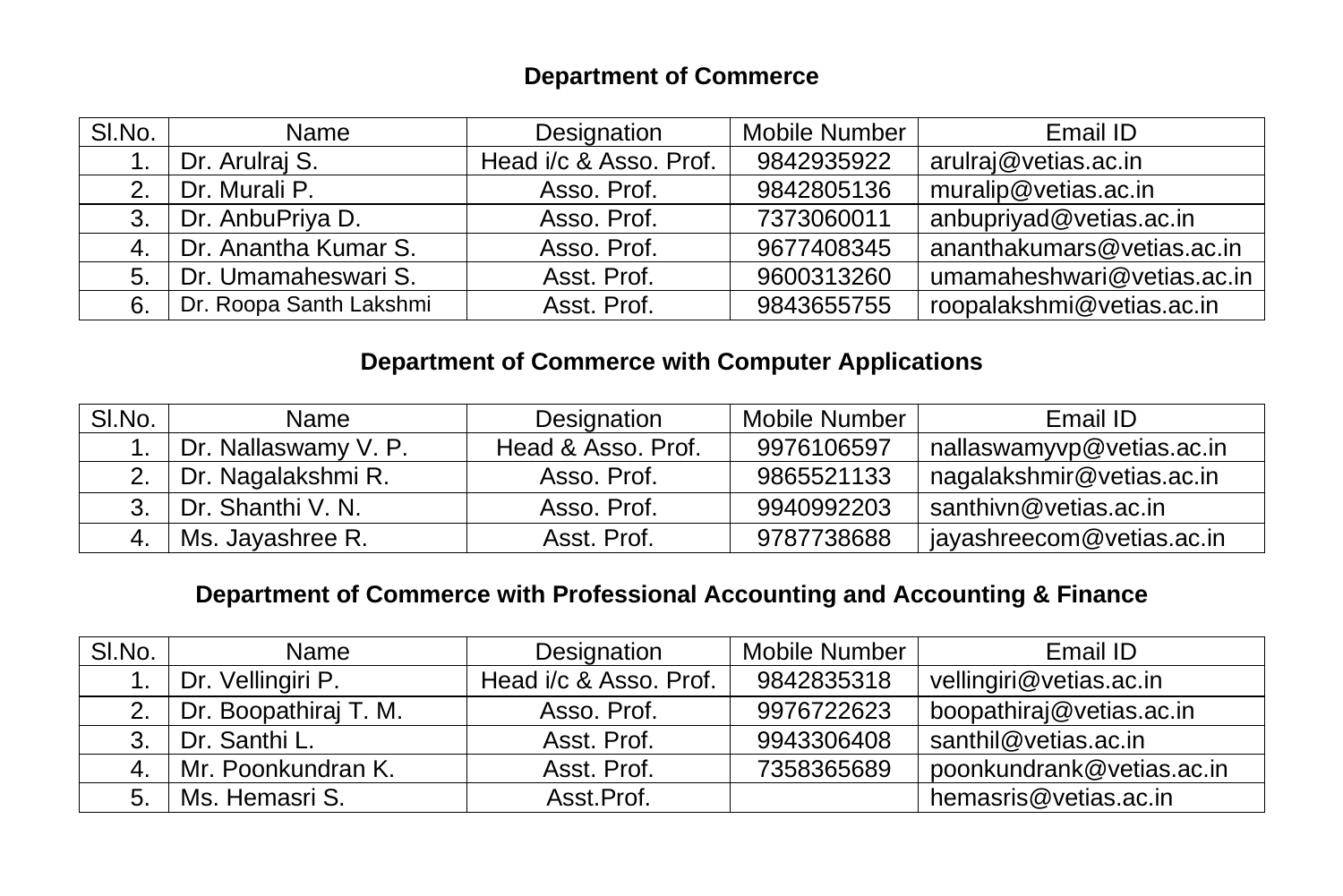## Department of Commerce

| Sl.No. | Name | Designation | Mobile Number | Email ID |
|---|---|---|---|---|
| 1. | Dr. Arulraj S. | Head i/c & Asso. Prof. | 9842935922 | arulraj@vetias.ac.in |
| 2. | Dr. Murali P. | Asso. Prof. | 9842805136 | muralip@vetias.ac.in |
| 3. | Dr. AnbuPriya D. | Asso. Prof. | 7373060011 | anbupriyad@vetias.ac.in |
| 4. | Dr. Anantha Kumar S. | Asso. Prof. | 9677408345 | ananthakumars@vetias.ac.in |
| 5. | Dr. Umamaheswari S. | Asst. Prof. | 9600313260 | umamaheshwari@vetias.ac.in |
| 6. | Dr. Roopa Santh Lakshmi | Asst. Prof. | 9843655755 | roopalakshmi@vetias.ac.in |

## Department of Commerce with Computer Applications

| Sl.No. | Name | Designation | Mobile Number | Email ID |
|---|---|---|---|---|
| 1. | Dr. Nallaswamy V. P. | Head & Asso. Prof. | 9976106597 | nallaswamyvp@vetias.ac.in |
| 2. | Dr. Nagalakshmi R. | Asso. Prof. | 9865521133 | nagalakshmir@vetias.ac.in |
| 3. | Dr. Shanthi V. N. | Asso. Prof. | 9940992203 | santhivn@vetias.ac.in |
| 4. | Ms. Jayashree R. | Asst. Prof. | 9787738688 | jayashreecom@vetias.ac.in |

## Department of Commerce with Professional Accounting and Accounting & Finance

| Sl.No. | Name | Designation | Mobile Number | Email ID |
|---|---|---|---|---|
| 1. | Dr. Vellingiri P. | Head i/c & Asso. Prof. | 9842835318 | vellingiri@vetias.ac.in |
| 2. | Dr. Boopathiraj T. M. | Asso. Prof. | 9976722623 | boopathiraj@vetias.ac.in |
| 3. | Dr. Santhi L. | Asst. Prof. | 9943306408 | santhil@vetias.ac.in |
| 4. | Mr. Poonkundran K. | Asst. Prof. | 7358365689 | poonkundrank@vetias.ac.in |
| 5. | Ms. Hemasri S. | Asst.Prof. | | hemasris@vetias.ac.in |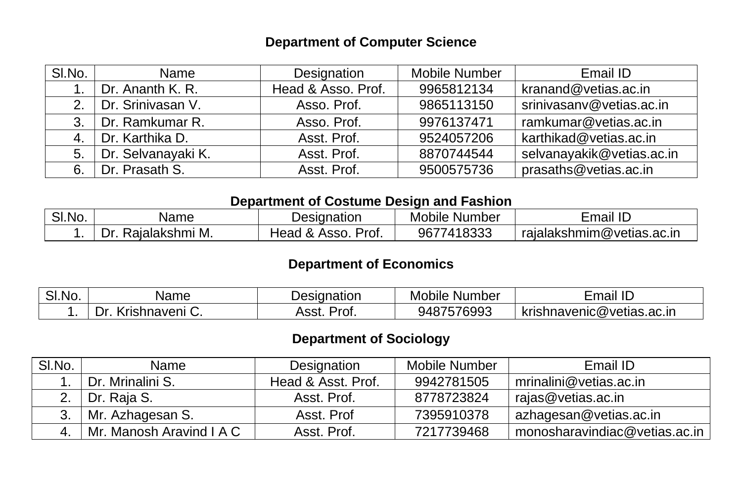## Department of Computer Science

| Sl.No. | Name | Designation | Mobile Number | Email ID |
|---|---|---|---|---|
| 1. | Dr. Ananth K. R. | Head & Asso. Prof. | 9965812134 | kranand@vetias.ac.in |
| 2. | Dr. Srinivasan V. | Asso. Prof. | 9865113150 | srinivasanv@vetias.ac.in |
| 3. | Dr. Ramkumar R. | Asso. Prof. | 9976137471 | ramkumar@vetias.ac.in |
| 4. | Dr. Karthika D. | Asst. Prof. | 9524057206 | karthikad@vetias.ac.in |
| 5. | Dr. Selvanayaki K. | Asst. Prof. | 8870744544 | selvanayakik@vetias.ac.in |
| 6. | Dr. Prasath S. | Asst. Prof. | 9500575736 | prasaths@vetias.ac.in |

## Department of Costume Design and Fashion

| Sl.No. | Name | Designation | Mobile Number | Email ID |
|---|---|---|---|---|
| 1. | Dr. Rajalakshmi M. | Head & Asso. Prof. | 9677418333 | rajalakshmim@vetias.ac.in |

## Department of Economics

| Sl.No. | Name | Designation | Mobile Number | Email ID |
|---|---|---|---|---|
| 1. | Dr. Krishnaveni C. | Asst. Prof. | 9487576993 | krishnavenic@vetias.ac.in |

## Department of Sociology

| Sl.No. | Name | Designation | Mobile Number | Email ID |
|---|---|---|---|---|
| 1. | Dr. Mrinalini S. | Head & Asst. Prof. | 9942781505 | mrinalini@vetias.ac.in |
| 2. | Dr. Raja S. | Asst. Prof. | 8778723824 | rajas@vetias.ac.in |
| 3. | Mr. Azhagesan S. | Asst. Prof | 7395910378 | azhagesan@vetias.ac.in |
| 4. | Mr. Manosh Aravind I A C | Asst. Prof. | 7217739468 | monosharavindiac@vetias.ac.in |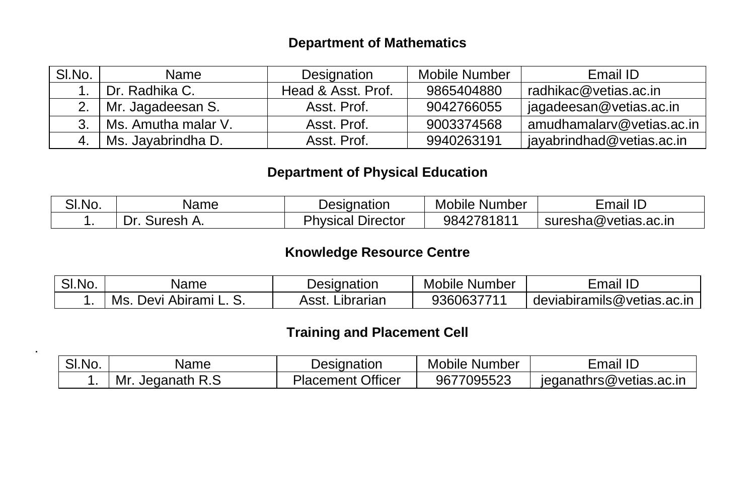## Department of Mathematics

| Sl.No. | Name | Designation | Mobile Number | Email ID |
|---|---|---|---|---|
| 1. | Dr. Radhika C. | Head & Asst. Prof. | 9865404880 | radhikac@vetias.ac.in |
| 2. | Mr. Jagadeesan S. | Asst. Prof. | 9042766055 | jagadeesan@vetias.ac.in |
| 3. | Ms. Amutha malar V. | Asst. Prof. | 9003374568 | amudhamalarv@vetias.ac.in |
| 4. | Ms. Jayabrindha D. | Asst. Prof. | 9940263191 | jayabrindhad@vetias.ac.in |

## Department of Physical Education

| Sl.No. | Name | Designation | Mobile Number | Email ID |
|---|---|---|---|---|
| 1. | Dr. Suresh A. | Physical Director | 9842781811 | suresha@vetias.ac.in |

## Knowledge Resource Centre

| Sl.No. | Name | Designation | Mobile Number | Email ID |
|---|---|---|---|---|
| 1. | Ms. Devi Abirami L. S. | Asst. Librarian | 9360637711 | deviabiramils@vetias.ac.in |

## Training and Placement Cell

| Sl.No. | Name | Designation | Mobile Number | Email ID |
|---|---|---|---|---|
| 1. | Mr. Jeganath R.S | Placement Officer | 9677095523 | jeganathrs@vetias.ac.in |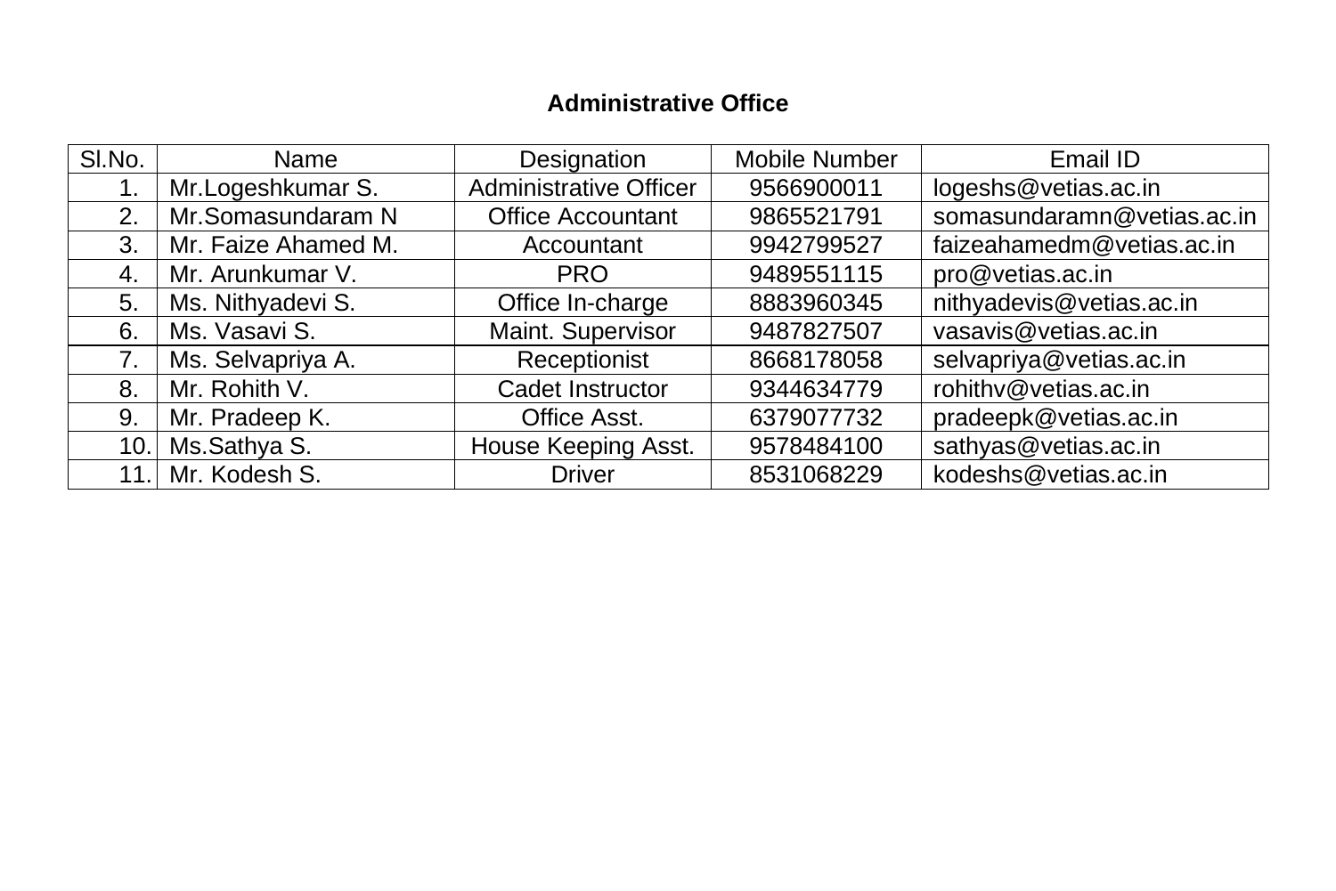## Administrative Office

| Sl.No. | Name | Designation | Mobile Number | Email ID |
|---|---|---|---|---|
| 1. | Mr.Logeshkumar S. | Administrative Officer | 9566900011 | logeshs@vetias.ac.in |
| 2. | Mr.Somasundaram N | Office Accountant | 9865521791 | somasundaramn@vetias.ac.in |
| 3. | Mr. Faize Ahamed M. | Accountant | 9942799527 | faizeahamedm@vetias.ac.in |
| 4. | Mr. Arunkumar V. | PRO | 9489551115 | pro@vetias.ac.in |
| 5. | Ms. Nithyadevi S. | Office In-charge | 8883960345 | nithyadevis@vetias.ac.in |
| 6. | Ms. Vasavi S. | Maint. Supervisor | 9487827507 | vasavis@vetias.ac.in |
| 7. | Ms. Selvapriya A. | Receptionist | 8668178058 | selvapriya@vetias.ac.in |
| 8. | Mr. Rohith V. | Cadet Instructor | 9344634779 | rohithv@vetias.ac.in |
| 9. | Mr. Pradeep K. | Office Asst. | 6379077732 | pradeepk@vetias.ac.in |
| 10. | Ms.Sathya S. | House Keeping Asst. | 9578484100 | sathyas@vetias.ac.in |
| 11. | Mr. Kodesh S. | Driver | 8531068229 | kodeshs@vetias.ac.in |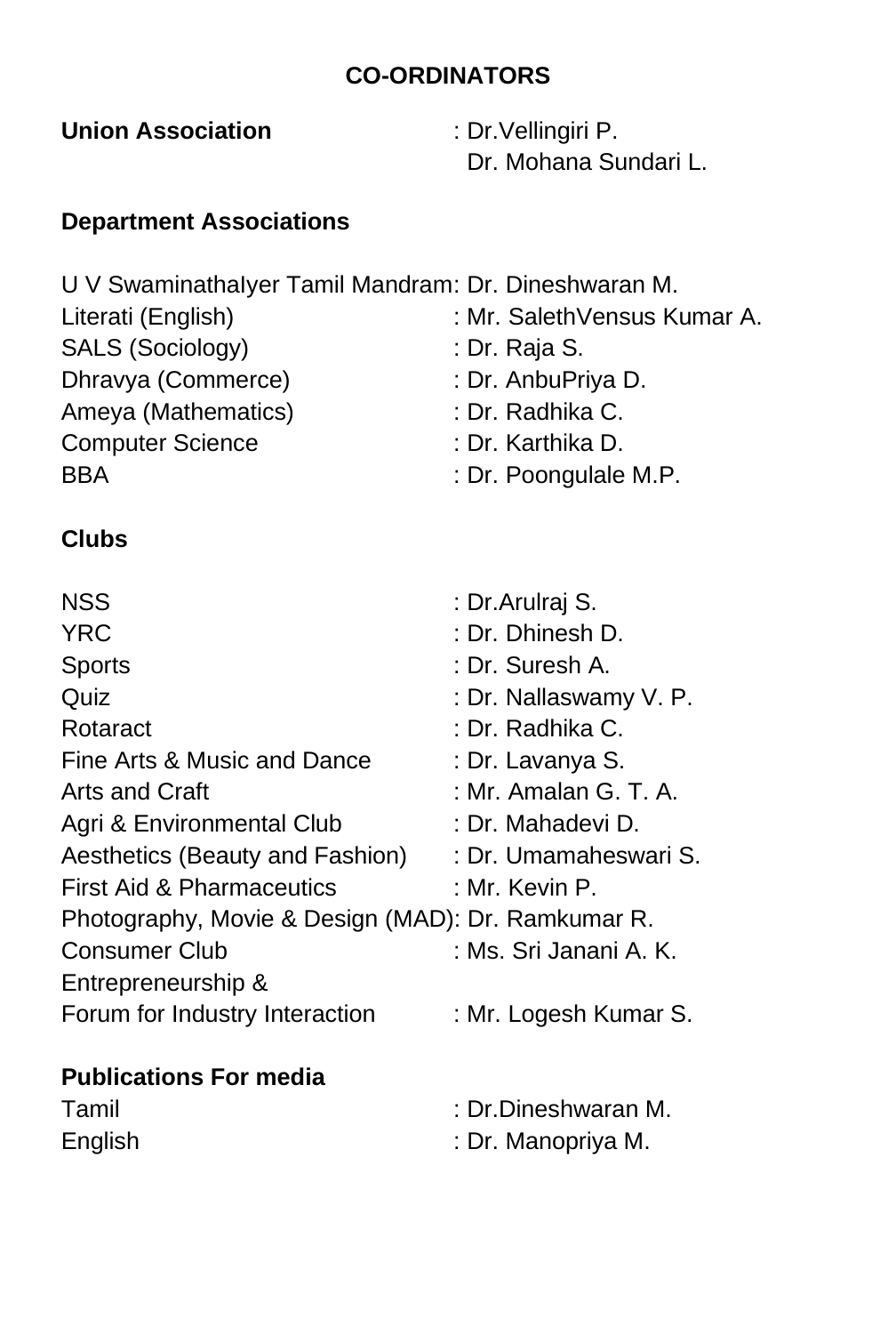## CO-ORDINATORS

**Union Association** : Dr.Vellingiri P.
Dr. Mohana Sundari L.

**Department Associations**

U V SwaminathaIyer Tamil Mandram: Dr. Dineshwaran M.
Literati (English) : Mr. SalethVensus Kumar A.
SALS (Sociology) : Dr. Raja S.
Dhravya (Commerce) : Dr. AnbuPriya D.
Ameya (Mathematics) : Dr. Radhika C.
Computer Science : Dr. Karthika D.
BBA : Dr. Poongulale M.P.

**Clubs**

NSS : Dr.Arulraj S.
YRC : Dr. Dhinesh D.
Sports : Dr. Suresh A.
Quiz : Dr. Nallaswamy V. P.
Rotaract : Dr. Radhika C.
Fine Arts & Music and Dance : Dr. Lavanya S.
Arts and Craft : Mr. Amalan G. T. A.
Agri & Environmental Club : Dr. Mahadevi D.
Aesthetics (Beauty and Fashion) : Dr. Umamaheswari S.
First Aid & Pharmaceutics : Mr. Kevin P.
Photography, Movie & Design (MAD): Dr. Ramkumar R.
Consumer Club : Ms. Sri Janani A. K.
Entrepreneurship &
Forum for Industry Interaction : Mr. Logesh Kumar S.

**Publications For media**

Tamil : Dr.Dineshwaran M.
English : Dr. Manopriya M.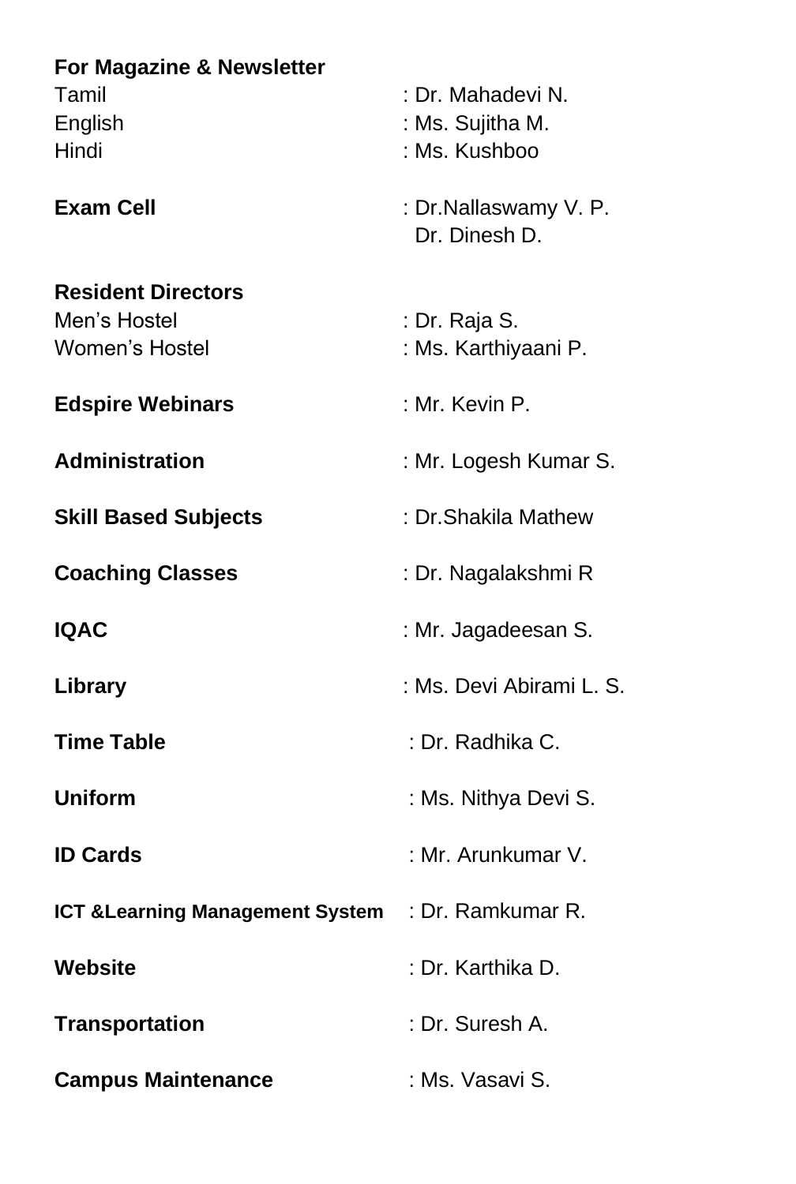**For Magazine & Newsletter**
Tamil : Dr. Mahadevi N.
English : Ms. Sujitha M.
Hindi : Ms. Kushboo

**Exam Cell** : Dr.Nallaswamy V. P.
Dr. Dinesh D.

**Resident Directors**
Men's Hostel : Dr. Raja S.
Women's Hostel : Ms. Karthiyaani P.

**Edspire Webinars** : Mr. Kevin P.

**Administration** : Mr. Logesh Kumar S.

**Skill Based Subjects** : Dr.Shakila Mathew

**Coaching Classes** : Dr. Nagalakshmi R

**IQAC** : Mr. Jagadeesan S.

**Library** : Ms. Devi Abirami L. S.

**Time Table** : Dr. Radhika C.

**Uniform** : Ms. Nithya Devi S.

**ID Cards** : Mr. Arunkumar V.

**ICT &Learning Management System** : Dr. Ramkumar R.

**Website** : Dr. Karthika D.

**Transportation** : Dr. Suresh A.

**Campus Maintenance** : Ms. Vasavi S.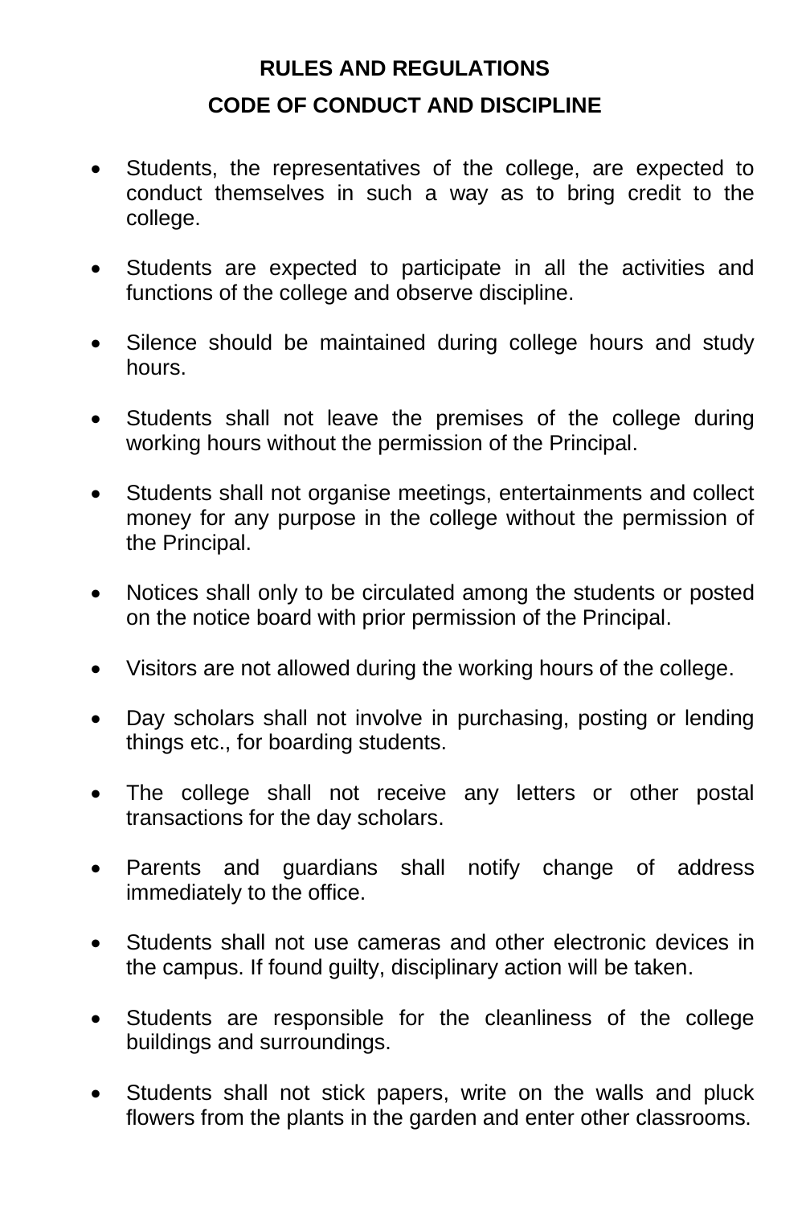**RULES AND REGULATIONS**

**CODE OF CONDUCT AND DISCIPLINE**

- Students, the representatives of the college, are expected to conduct themselves in such a way as to bring credit to the college.
- Students are expected to participate in all the activities and functions of the college and observe discipline.
- Silence should be maintained during college hours and study hours.
- Students shall not leave the premises of the college during working hours without the permission of the Principal.
- Students shall not organise meetings, entertainments and collect money for any purpose in the college without the permission of the Principal.
- Notices shall only to be circulated among the students or posted on the notice board with prior permission of the Principal.
- Visitors are not allowed during the working hours of the college.
- Day scholars shall not involve in purchasing, posting or lending things etc., for boarding students.
- The college shall not receive any letters or other postal transactions for the day scholars.
- Parents and guardians shall notify change of address immediately to the office.
- Students shall not use cameras and other electronic devices in the campus. If found guilty, disciplinary action will be taken.
- Students are responsible for the cleanliness of the college buildings and surroundings.
- Students shall not stick papers, write on the walls and pluck flowers from the plants in the garden and enter other classrooms.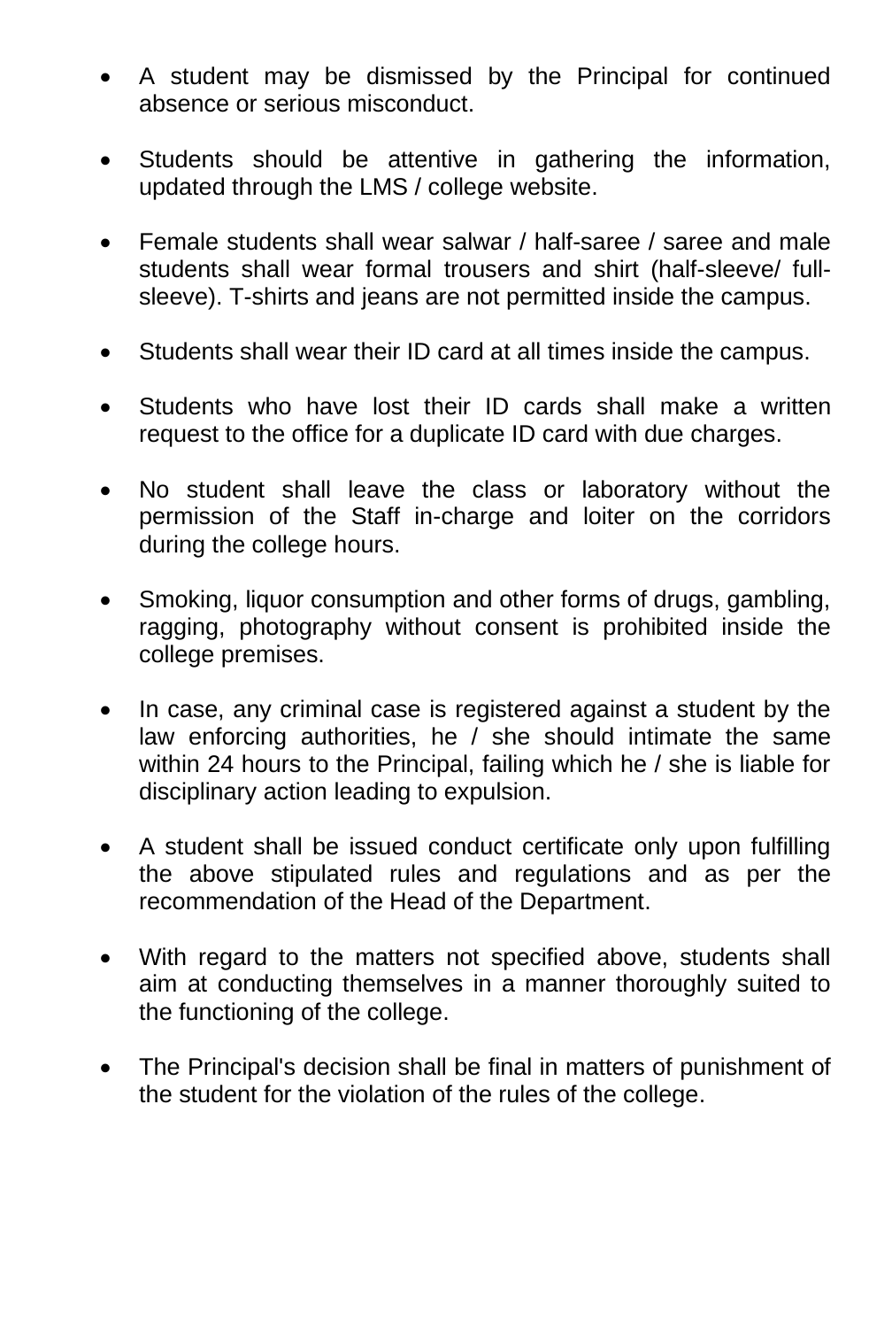- A student may be dismissed by the Principal for continued absence or serious misconduct.

- Students should be attentive in gathering the information, updated through the LMS / college website.

- Female students shall wear salwar / half-saree / saree and male students shall wear formal trousers and shirt (half-sleeve/ full-sleeve). T-shirts and jeans are not permitted inside the campus.

- Students shall wear their ID card at all times inside the campus.

- Students who have lost their ID cards shall make a written request to the office for a duplicate ID card with due charges.

- No student shall leave the class or laboratory without the permission of the Staff in-charge and loiter on the corridors during the college hours.

- Smoking, liquor consumption and other forms of drugs, gambling, ragging, photography without consent is prohibited inside the college premises.

- In case, any criminal case is registered against a student by the law enforcing authorities, he / she should intimate the same within 24 hours to the Principal, failing which he / she is liable for disciplinary action leading to expulsion.

- A student shall be issued conduct certificate only upon fulfilling the above stipulated rules and regulations and as per the recommendation of the Head of the Department.

- With regard to the matters not specified above, students shall aim at conducting themselves in a manner thoroughly suited to the functioning of the college.

- The Principal's decision shall be final in matters of punishment of the student for the violation of the rules of the college.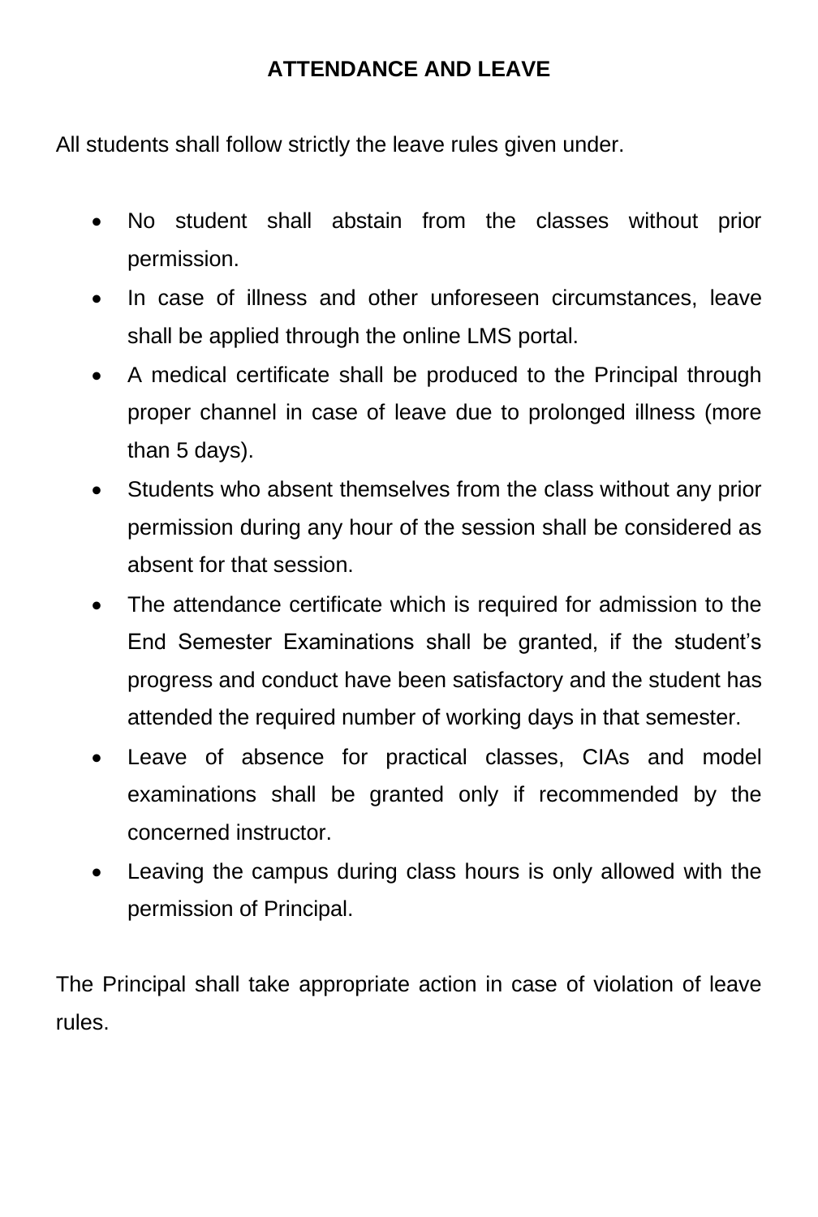## ATTENDANCE AND LEAVE

All students shall follow strictly the leave rules given under.

- No student shall abstain from the classes without prior permission.
- In case of illness and other unforeseen circumstances, leave shall be applied through the online LMS portal.
- A medical certificate shall be produced to the Principal through proper channel in case of leave due to prolonged illness (more than 5 days).
- Students who absent themselves from the class without any prior permission during any hour of the session shall be considered as absent for that session.
- The attendance certificate which is required for admission to the End Semester Examinations shall be granted, if the student's progress and conduct have been satisfactory and the student has attended the required number of working days in that semester.
- Leave of absence for practical classes, CIAs and model examinations shall be granted only if recommended by the concerned instructor.
- Leaving the campus during class hours is only allowed with the permission of Principal.

The Principal shall take appropriate action in case of violation of leave rules.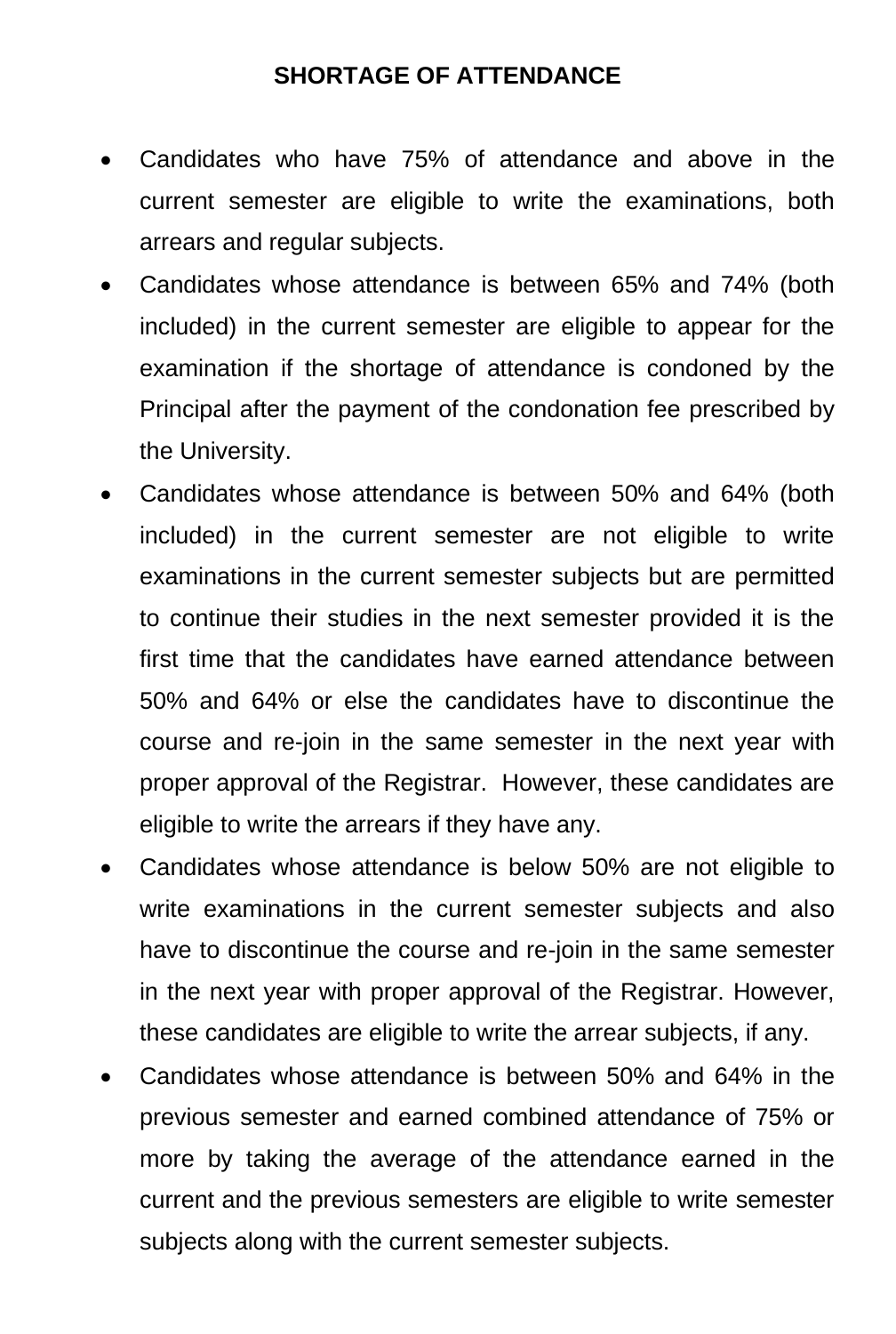## SHORTAGE OF ATTENDANCE

- Candidates who have 75% of attendance and above in the current semester are eligible to write the examinations, both arrears and regular subjects.
- Candidates whose attendance is between 65% and 74% (both included) in the current semester are eligible to appear for the examination if the shortage of attendance is condoned by the Principal after the payment of the condonation fee prescribed by the University.
- Candidates whose attendance is between 50% and 64% (both included) in the current semester are not eligible to write examinations in the current semester subjects but are permitted to continue their studies in the next semester provided it is the first time that the candidates have earned attendance between 50% and 64% or else the candidates have to discontinue the course and re-join in the same semester in the next year with proper approval of the Registrar. However, these candidates are eligible to write the arrears if they have any.
- Candidates whose attendance is below 50% are not eligible to write examinations in the current semester subjects and also have to discontinue the course and re-join in the same semester in the next year with proper approval of the Registrar. However, these candidates are eligible to write the arrear subjects, if any.
- Candidates whose attendance is between 50% and 64% in the previous semester and earned combined attendance of 75% or more by taking the average of the attendance earned in the current and the previous semesters are eligible to write semester subjects along with the current semester subjects.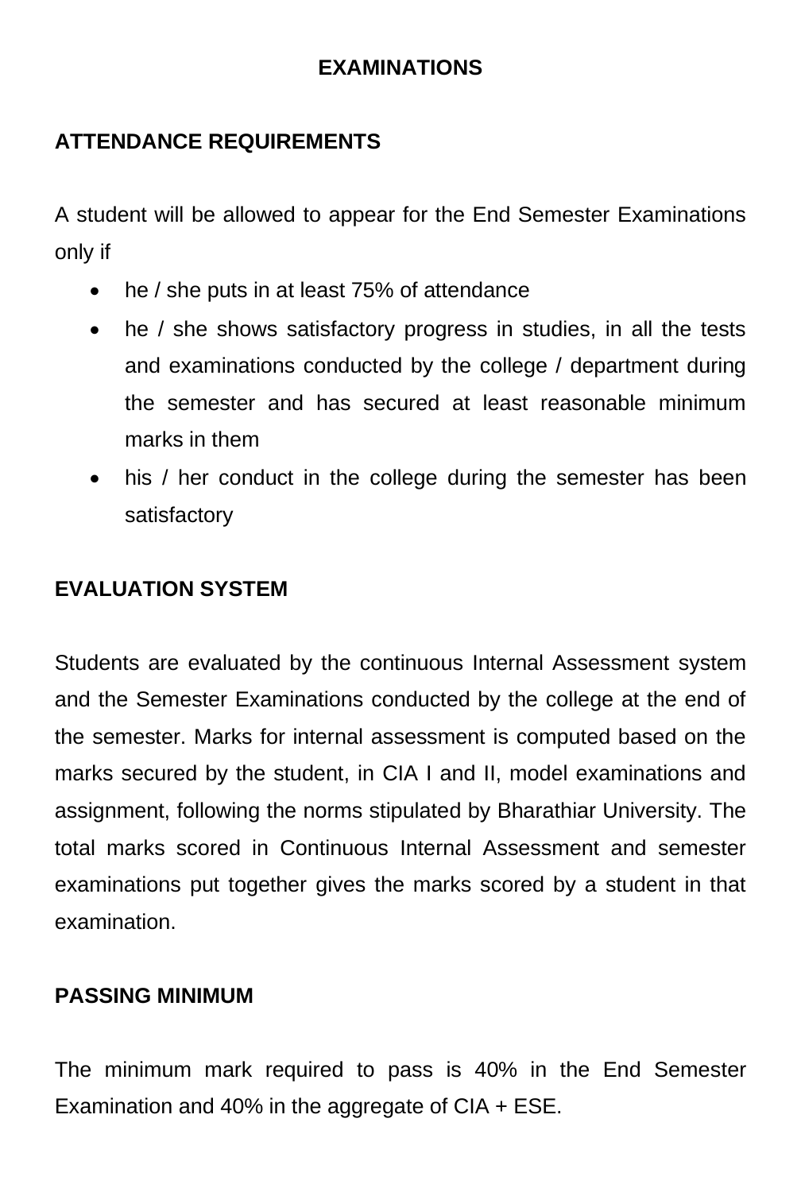# EXAMINATIONS

## ATTENDANCE REQUIREMENTS

A student will be allowed to appear for the End Semester Examinations only if

- he / she puts in at least 75% of attendance
- he / she shows satisfactory progress in studies, in all the tests and examinations conducted by the college / department during the semester and has secured at least reasonable minimum marks in them
- his / her conduct in the college during the semester has been satisfactory

## EVALUATION SYSTEM

Students are evaluated by the continuous Internal Assessment system and the Semester Examinations conducted by the college at the end of the semester. Marks for internal assessment is computed based on the marks secured by the student, in CIA I and II, model examinations and assignment, following the norms stipulated by Bharathiar University. The total marks scored in Continuous Internal Assessment and semester examinations put together gives the marks scored by a student in that examination.

## PASSING MINIMUM

The minimum mark required to pass is 40% in the End Semester Examination and 40% in the aggregate of CIA + ESE.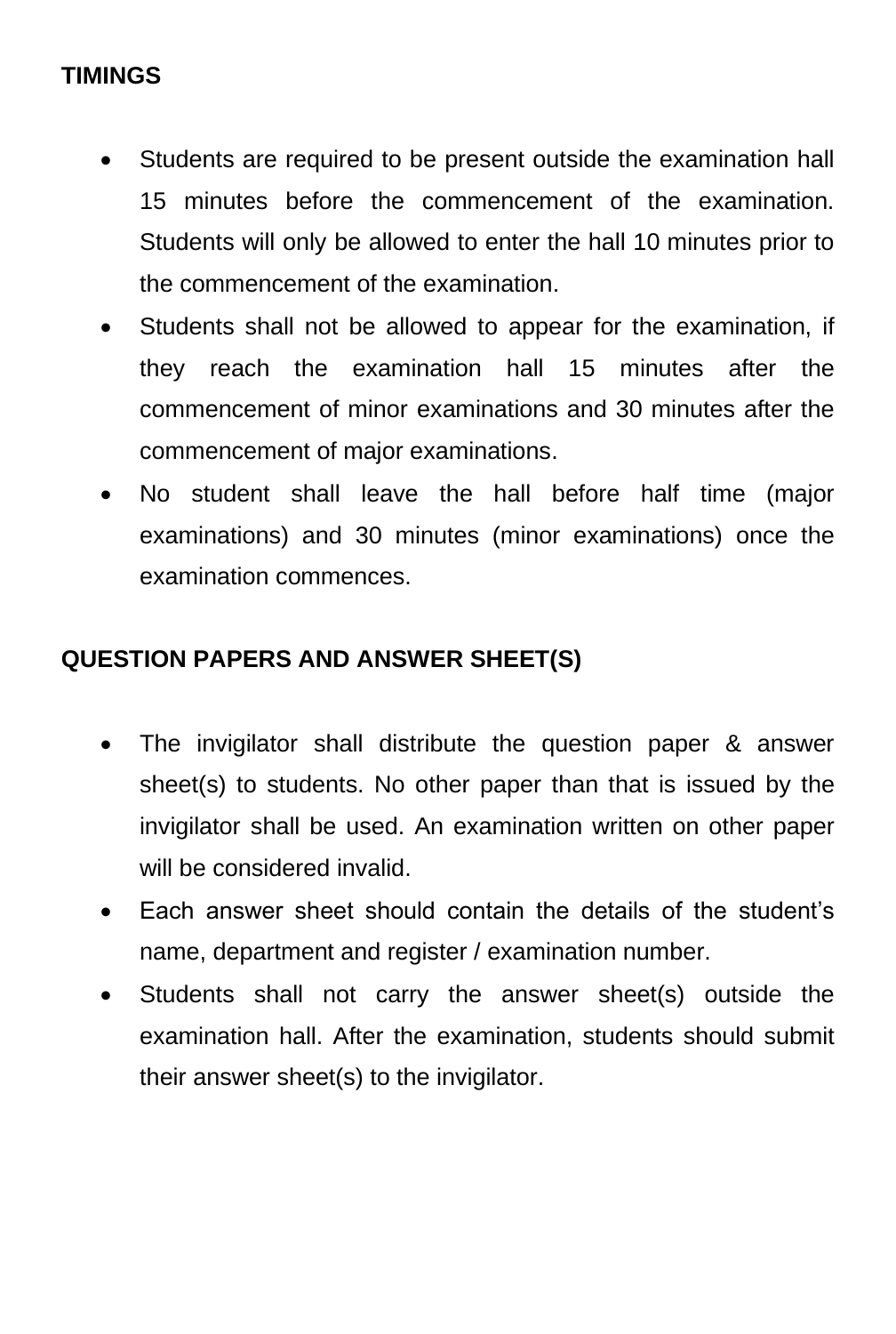**TIMINGS**

- Students are required to be present outside the examination hall 15 minutes before the commencement of the examination. Students will only be allowed to enter the hall 10 minutes prior to the commencement of the examination.
- Students shall not be allowed to appear for the examination, if they reach the examination hall 15 minutes after the commencement of minor examinations and 30 minutes after the commencement of major examinations.
- No student shall leave the hall before half time (major examinations) and 30 minutes (minor examinations) once the examination commences.

**QUESTION PAPERS AND ANSWER SHEET(S)**

- The invigilator shall distribute the question paper & answer sheet(s) to students. No other paper than that is issued by the invigilator shall be used. An examination written on other paper will be considered invalid.
- Each answer sheet should contain the details of the student's name, department and register / examination number.
- Students shall not carry the answer sheet(s) outside the examination hall. After the examination, students should submit their answer sheet(s) to the invigilator.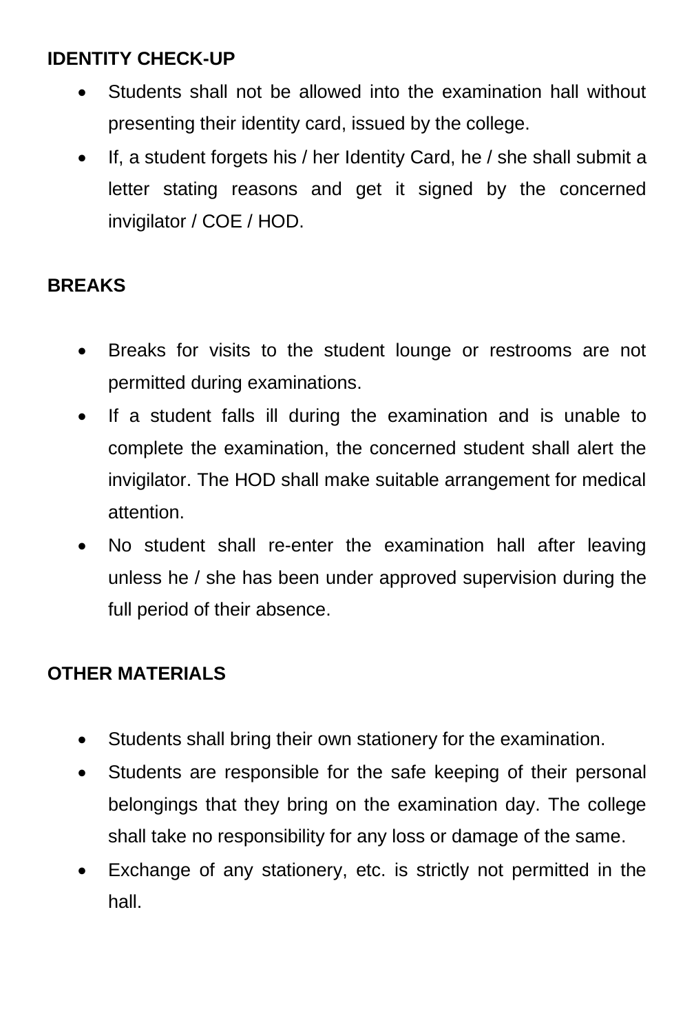**IDENTITY CHECK-UP**

- Students shall not be allowed into the examination hall without presenting their identity card, issued by the college.
- If, a student forgets his / her Identity Card, he / she shall submit a letter stating reasons and get it signed by the concerned invigilator / COE / HOD.

**BREAKS**

- Breaks for visits to the student lounge or restrooms are not permitted during examinations.
- If a student falls ill during the examination and is unable to complete the examination, the concerned student shall alert the invigilator. The HOD shall make suitable arrangement for medical attention.
- No student shall re-enter the examination hall after leaving unless he / she has been under approved supervision during the full period of their absence.

**OTHER MATERIALS**

- Students shall bring their own stationery for the examination.
- Students are responsible for the safe keeping of their personal belongings that they bring on the examination day. The college shall take no responsibility for any loss or damage of the same.
- Exchange of any stationery, etc. is strictly not permitted in the hall.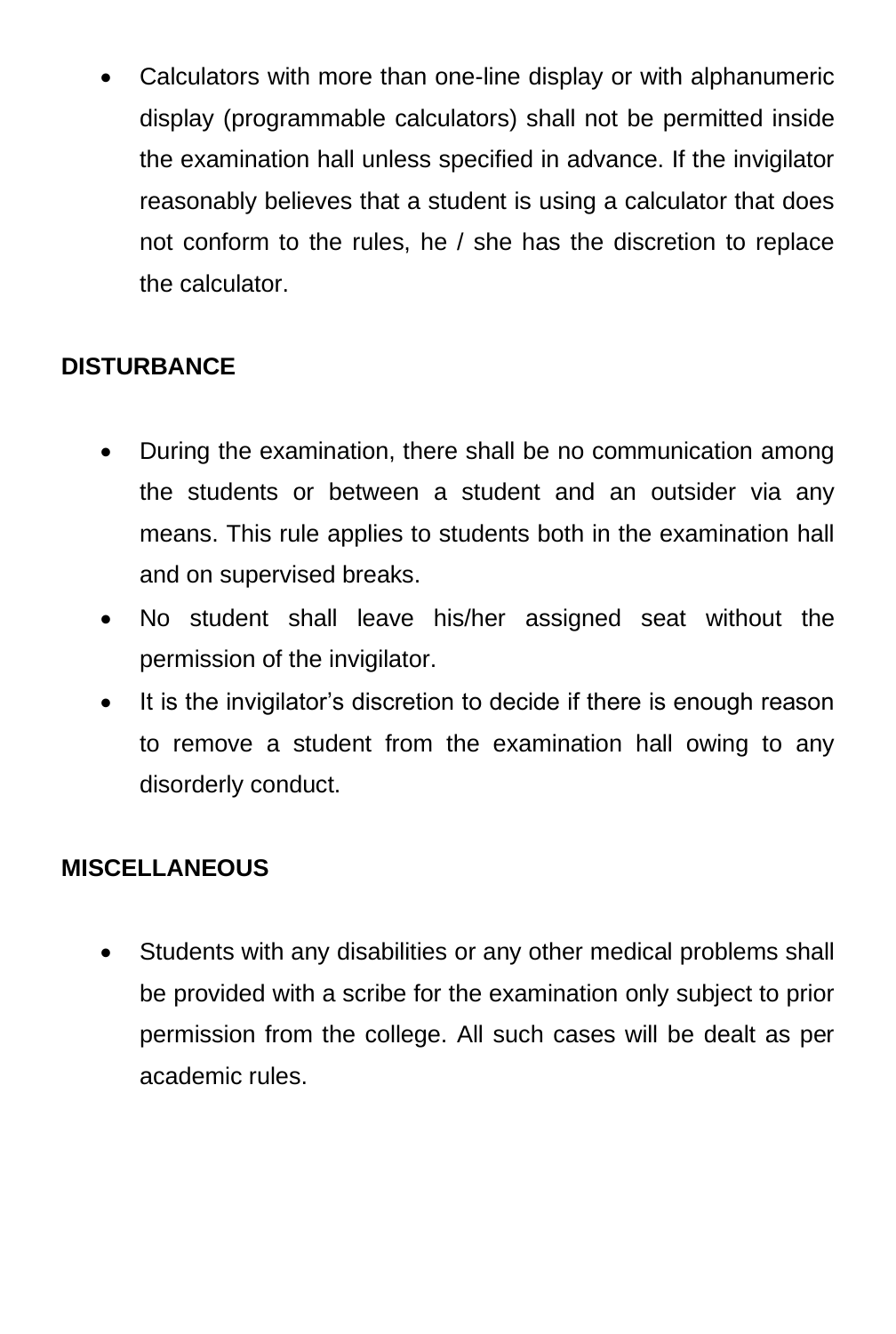- Calculators with more than one-line display or with alphanumeric display (programmable calculators) shall not be permitted inside the examination hall unless specified in advance. If the invigilator reasonably believes that a student is using a calculator that does not conform to the rules, he / she has the discretion to replace the calculator.

**DISTURBANCE**

- During the examination, there shall be no communication among the students or between a student and an outsider via any means. This rule applies to students both in the examination hall and on supervised breaks.
- No student shall leave his/her assigned seat without the permission of the invigilator.
- It is the invigilator's discretion to decide if there is enough reason to remove a student from the examination hall owing to any disorderly conduct.

**MISCELLANEOUS**

- Students with any disabilities or any other medical problems shall be provided with a scribe for the examination only subject to prior permission from the college. All such cases will be dealt as per academic rules.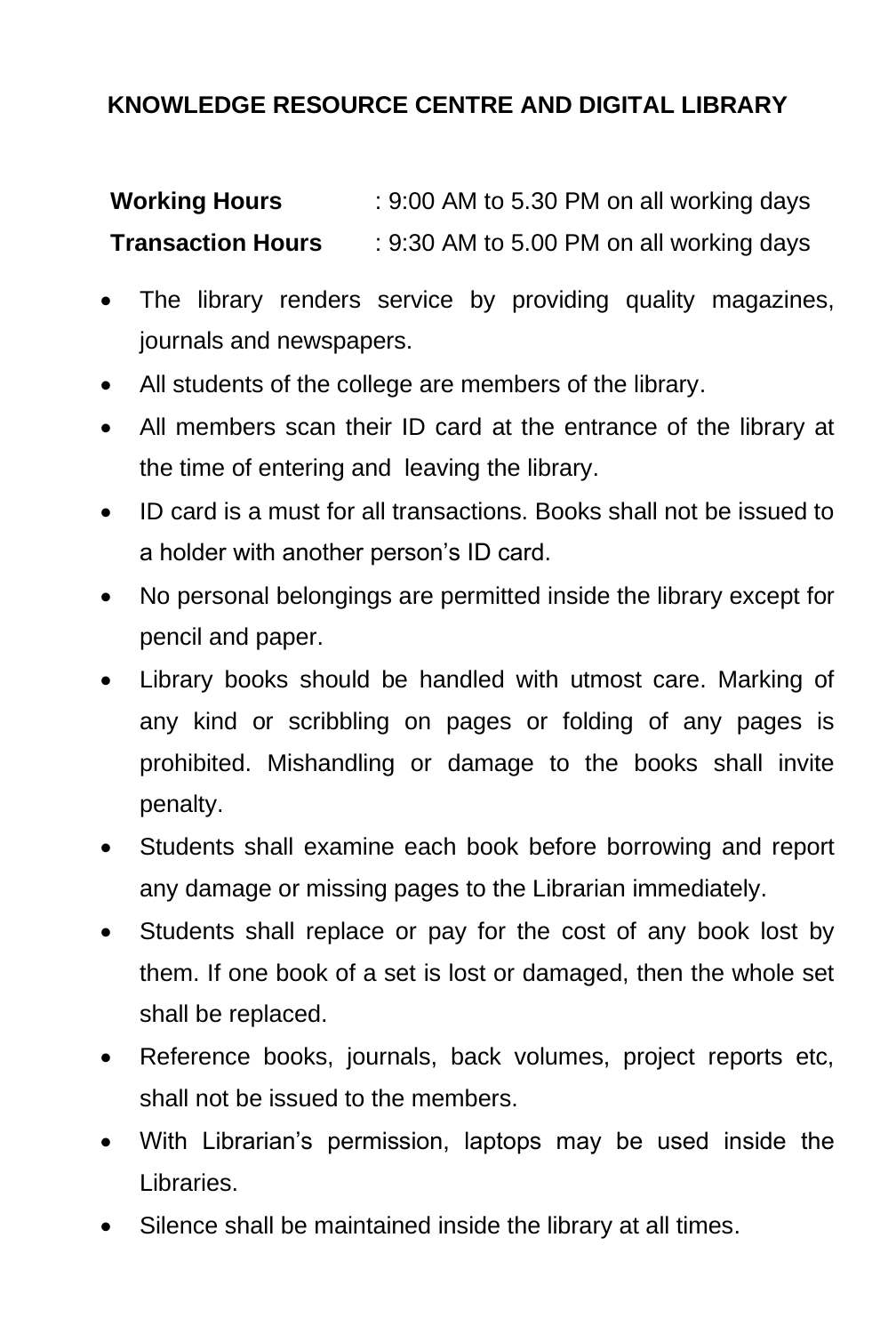## KNOWLEDGE RESOURCE CENTRE AND DIGITAL LIBRARY

**Working Hours** : 9:00 AM to 5.30 PM on all working days

**Transaction Hours** : 9:30 AM to 5.00 PM on all working days

- The library renders service by providing quality magazines, journals and newspapers.
- All students of the college are members of the library.
- All members scan their ID card at the entrance of the library at the time of entering and leaving the library.
- ID card is a must for all transactions. Books shall not be issued to a holder with another person's ID card.
- No personal belongings are permitted inside the library except for pencil and paper.
- Library books should be handled with utmost care. Marking of any kind or scribbling on pages or folding of any pages is prohibited. Mishandling or damage to the books shall invite penalty.
- Students shall examine each book before borrowing and report any damage or missing pages to the Librarian immediately.
- Students shall replace or pay for the cost of any book lost by them. If one book of a set is lost or damaged, then the whole set shall be replaced.
- Reference books, journals, back volumes, project reports etc, shall not be issued to the members.
- With Librarian's permission, laptops may be used inside the Libraries.
- Silence shall be maintained inside the library at all times.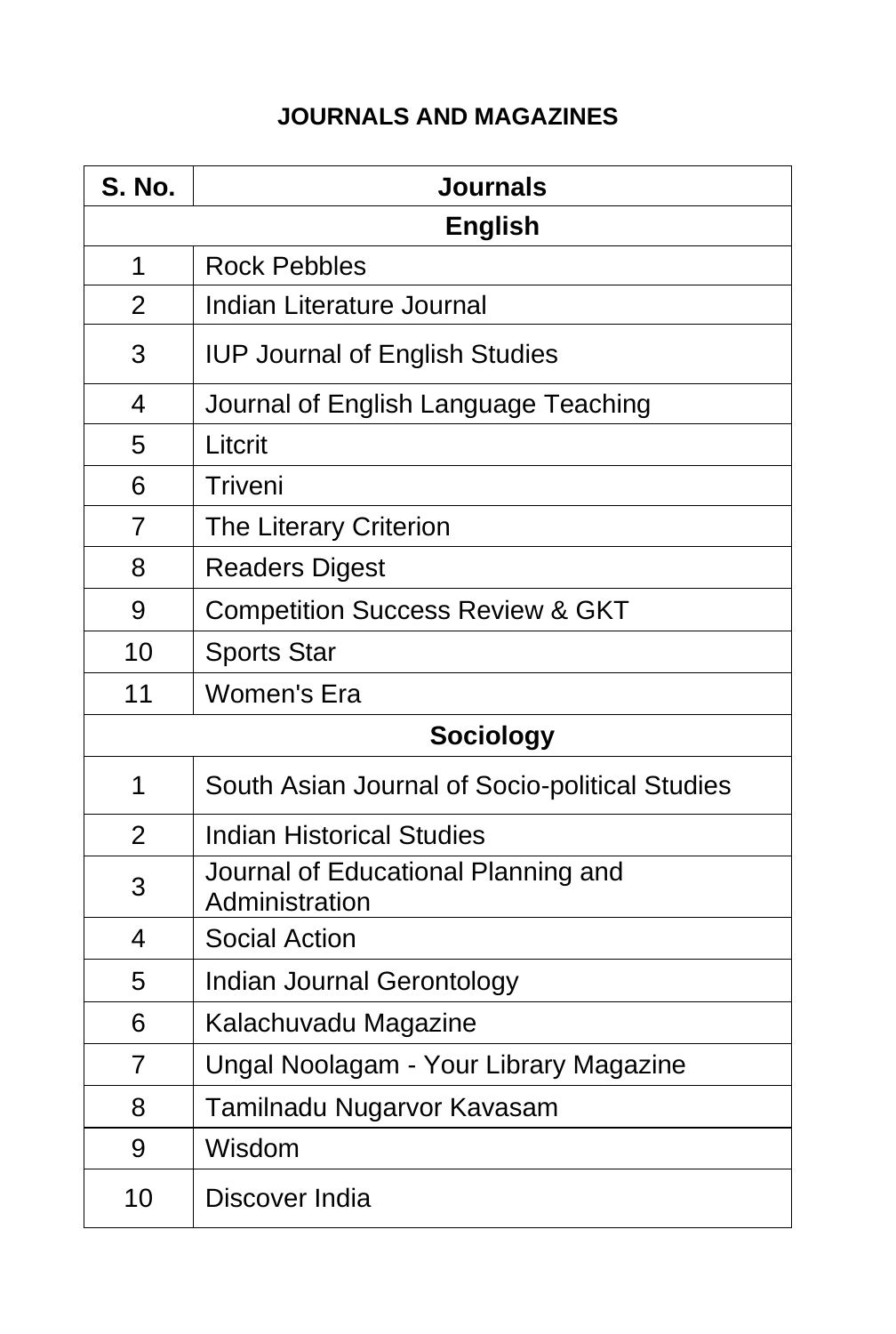# JOURNALS AND MAGAZINES

| S. No. | Journals |
|---|---|
| | **English** |
| 1 | Rock Pebbles |
| 2 | Indian Literature Journal |
| 3 | IUP Journal of English Studies |
| 4 | Journal of English Language Teaching |
| 5 | Litcrit |
| 6 | Triveni |
| 7 | The Literary Criterion |
| 8 | Readers Digest |
| 9 | Competition Success Review & GKT |
| 10 | Sports Star |
| 11 | Women's Era |
| | **Sociology** |
| 1 | South Asian Journal of Socio-political Studies |
| 2 | Indian Historical Studies |
| 3 | Journal of Educational Planning and Administration |
| 4 | Social Action |
| 5 | Indian Journal Gerontology |
| 6 | Kalachuvadu Magazine |
| 7 | Ungal Noolagam - Your Library Magazine |
| 8 | Tamilnadu Nugarvor Kavasam |
| 9 | Wisdom |
| 10 | Discover India |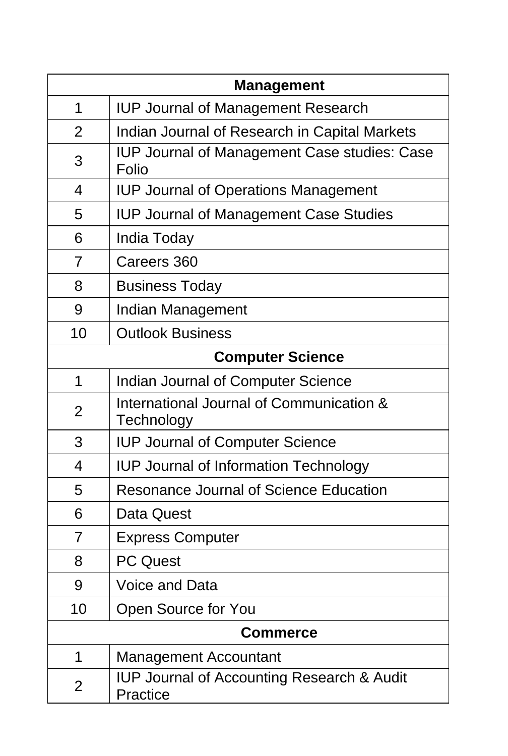| Management | |
|---|---|
| 1 | IUP Journal of Management Research |
| 2 | Indian Journal of Research in Capital Markets |
| 3 | IUP Journal of Management Case studies: Case Folio |
| 4 | IUP Journal of Operations Management |
| 5 | IUP Journal of Management Case Studies |
| 6 | India Today |
| 7 | Careers 360 |
| 8 | Business Today |
| 9 | Indian Management |
| 10 | Outlook Business |
| **Computer Science** | |
| 1 | Indian Journal of Computer Science |
| 2 | International Journal of Communication & Technology |
| 3 | IUP Journal of Computer Science |
| 4 | IUP Journal of Information Technology |
| 5 | Resonance Journal of Science Education |
| 6 | Data Quest |
| 7 | Express Computer |
| 8 | PC Quest |
| 9 | Voice and Data |
| 10 | Open Source for You |
| **Commerce** | |
| 1 | Management Accountant |
| 2 | IUP Journal of Accounting Research & Audit Practice |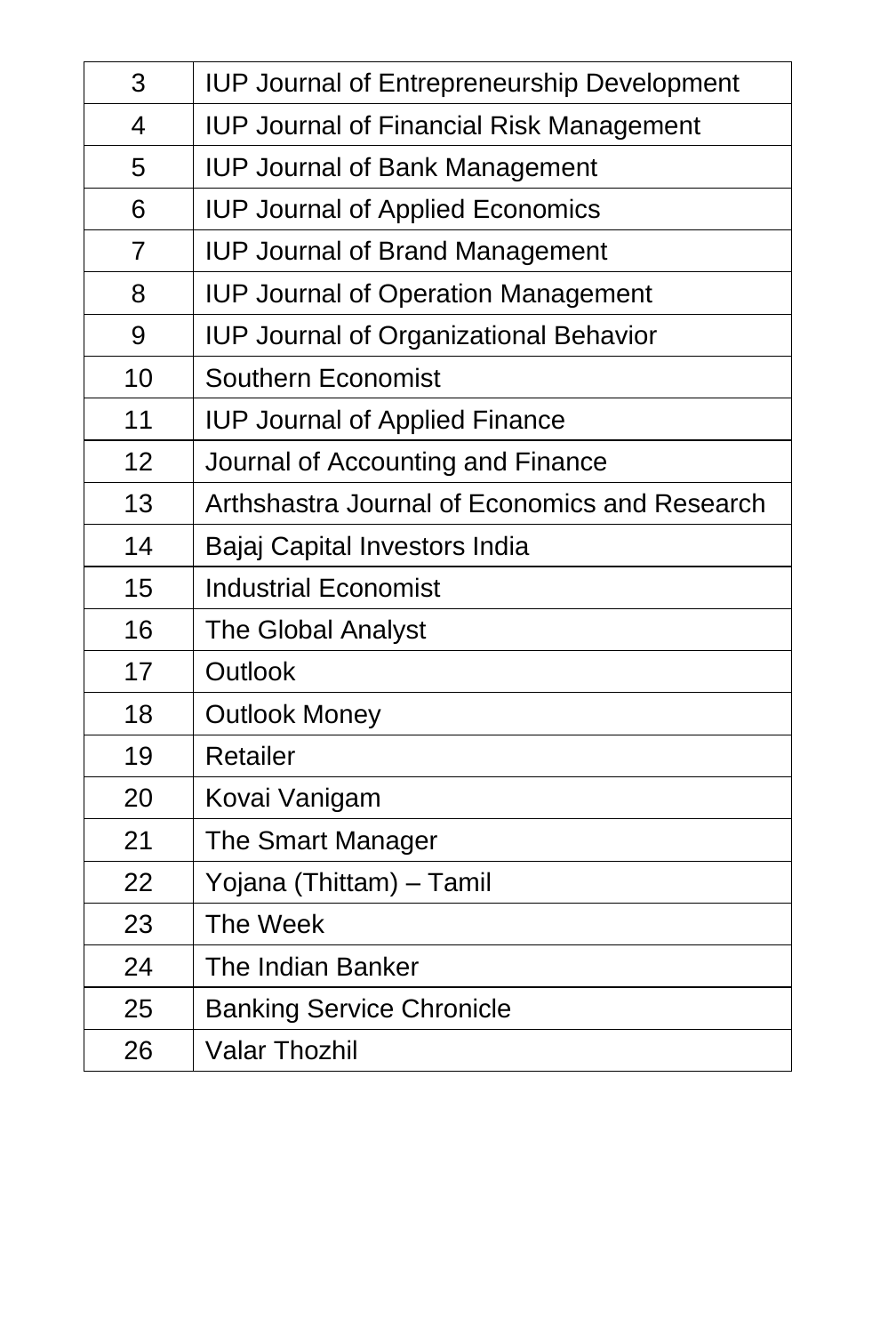| | |
|---|---|
| 3 | IUP Journal of Entrepreneurship Development |
| 4 | IUP Journal of Financial Risk Management |
| 5 | IUP Journal of Bank Management |
| 6 | IUP Journal of Applied Economics |
| 7 | IUP Journal of Brand Management |
| 8 | IUP Journal of Operation Management |
| 9 | IUP Journal of Organizational Behavior |
| 10 | Southern Economist |
| 11 | IUP Journal of Applied Finance |
| 12 | Journal of Accounting and Finance |
| 13 | Arthshastra Journal of Economics and Research |
| 14 | Bajaj Capital Investors India |
| 15 | Industrial Economist |
| 16 | The Global Analyst |
| 17 | Outlook |
| 18 | Outlook Money |
| 19 | Retailer |
| 20 | Kovai Vanigam |
| 21 | The Smart Manager |
| 22 | Yojana (Thittam) – Tamil |
| 23 | The Week |
| 24 | The Indian Banker |
| 25 | Banking Service Chronicle |
| 26 | Valar Thozhil |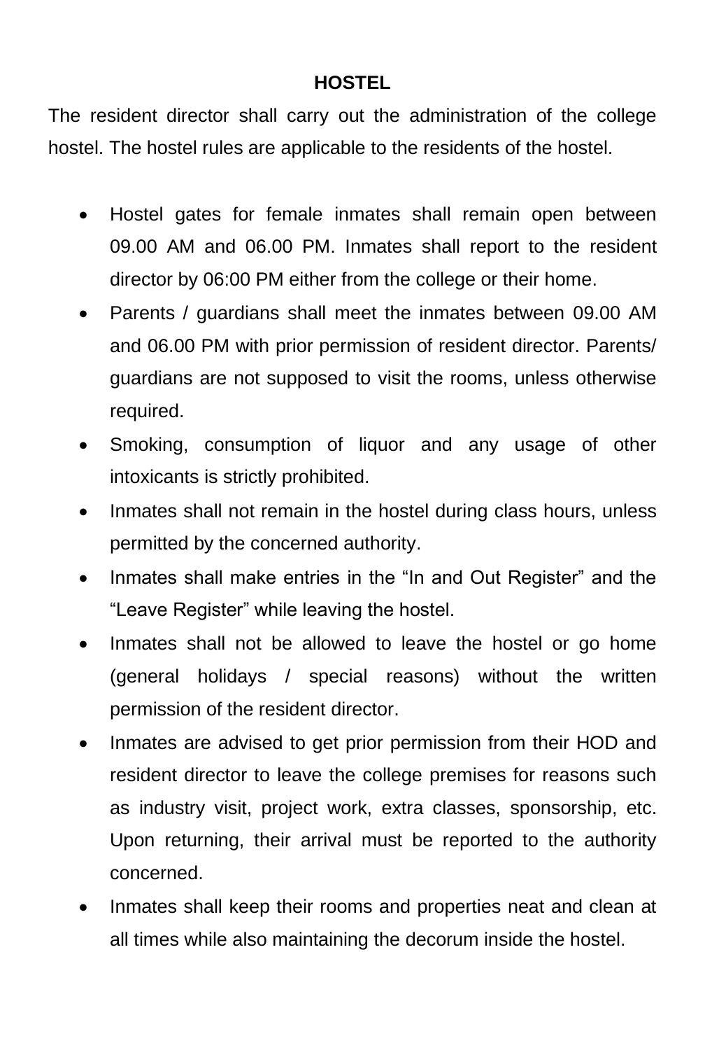## HOSTEL

The resident director shall carry out the administration of the college hostel. The hostel rules are applicable to the residents of the hostel.

- Hostel gates for female inmates shall remain open between 09.00 AM and 06.00 PM. Inmates shall report to the resident director by 06:00 PM either from the college or their home.
- Parents / guardians shall meet the inmates between 09.00 AM and 06.00 PM with prior permission of resident director. Parents/ guardians are not supposed to visit the rooms, unless otherwise required.
- Smoking, consumption of liquor and any usage of other intoxicants is strictly prohibited.
- Inmates shall not remain in the hostel during class hours, unless permitted by the concerned authority.
- Inmates shall make entries in the “In and Out Register” and the “Leave Register” while leaving the hostel.
- Inmates shall not be allowed to leave the hostel or go home (general holidays / special reasons) without the written permission of the resident director.
- Inmates are advised to get prior permission from their HOD and resident director to leave the college premises for reasons such as industry visit, project work, extra classes, sponsorship, etc. Upon returning, their arrival must be reported to the authority concerned.
- Inmates shall keep their rooms and properties neat and clean at all times while also maintaining the decorum inside the hostel.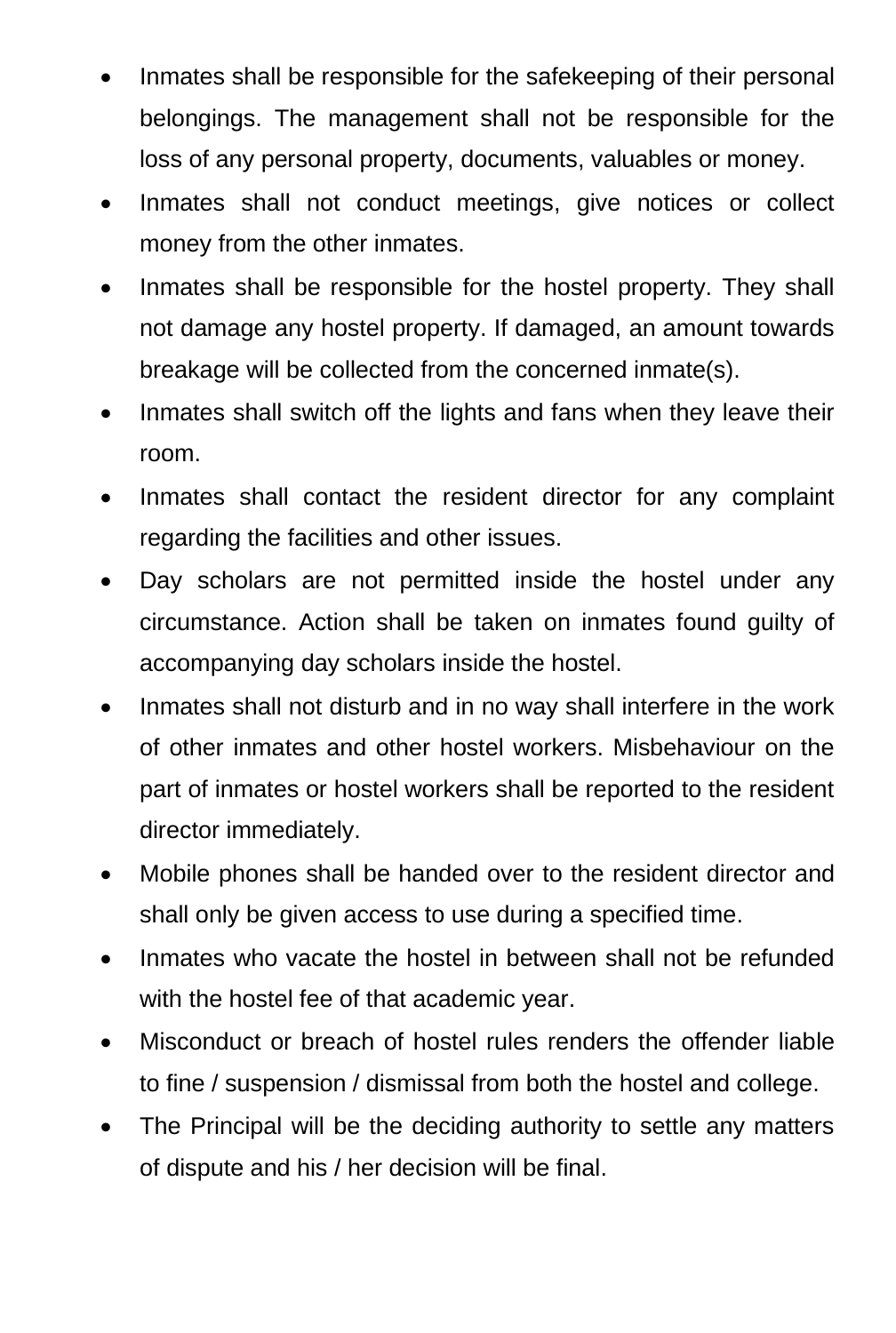- Inmates shall be responsible for the safekeeping of their personal belongings. The management shall not be responsible for the loss of any personal property, documents, valuables or money.
- Inmates shall not conduct meetings, give notices or collect money from the other inmates.
- Inmates shall be responsible for the hostel property. They shall not damage any hostel property. If damaged, an amount towards breakage will be collected from the concerned inmate(s).
- Inmates shall switch off the lights and fans when they leave their room.
- Inmates shall contact the resident director for any complaint regarding the facilities and other issues.
- Day scholars are not permitted inside the hostel under any circumstance. Action shall be taken on inmates found guilty of accompanying day scholars inside the hostel.
- Inmates shall not disturb and in no way shall interfere in the work of other inmates and other hostel workers. Misbehaviour on the part of inmates or hostel workers shall be reported to the resident director immediately.
- Mobile phones shall be handed over to the resident director and shall only be given access to use during a specified time.
- Inmates who vacate the hostel in between shall not be refunded with the hostel fee of that academic year.
- Misconduct or breach of hostel rules renders the offender liable to fine / suspension / dismissal from both the hostel and college.
- The Principal will be the deciding authority to settle any matters of dispute and his / her decision will be final.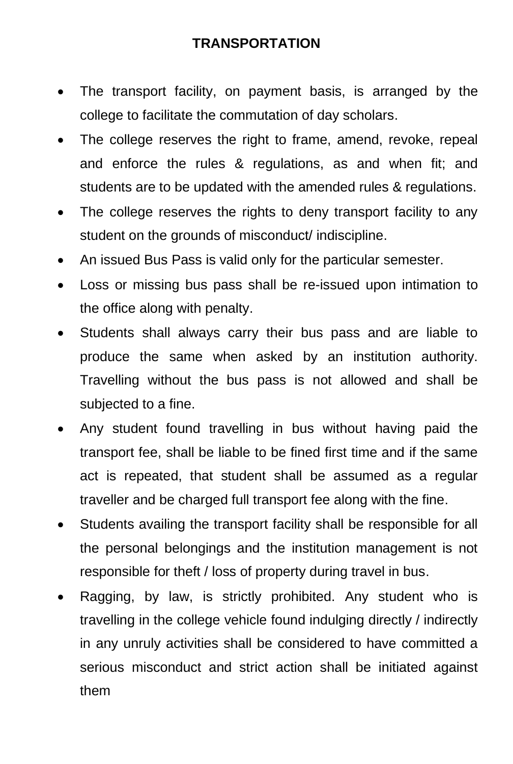# TRANSPORTATION

- The transport facility, on payment basis, is arranged by the college to facilitate the commutation of day scholars.
- The college reserves the right to frame, amend, revoke, repeal and enforce the rules & regulations, as and when fit; and students are to be updated with the amended rules & regulations.
- The college reserves the rights to deny transport facility to any student on the grounds of misconduct/ indiscipline.
- An issued Bus Pass is valid only for the particular semester.
- Loss or missing bus pass shall be re-issued upon intimation to the office along with penalty.
- Students shall always carry their bus pass and are liable to produce the same when asked by an institution authority. Travelling without the bus pass is not allowed and shall be subjected to a fine.
- Any student found travelling in bus without having paid the transport fee, shall be liable to be fined first time and if the same act is repeated, that student shall be assumed as a regular traveller and be charged full transport fee along with the fine.
- Students availing the transport facility shall be responsible for all the personal belongings and the institution management is not responsible for theft / loss of property during travel in bus.
- Ragging, by law, is strictly prohibited. Any student who is travelling in the college vehicle found indulging directly / indirectly in any unruly activities shall be considered to have committed a serious misconduct and strict action shall be initiated against them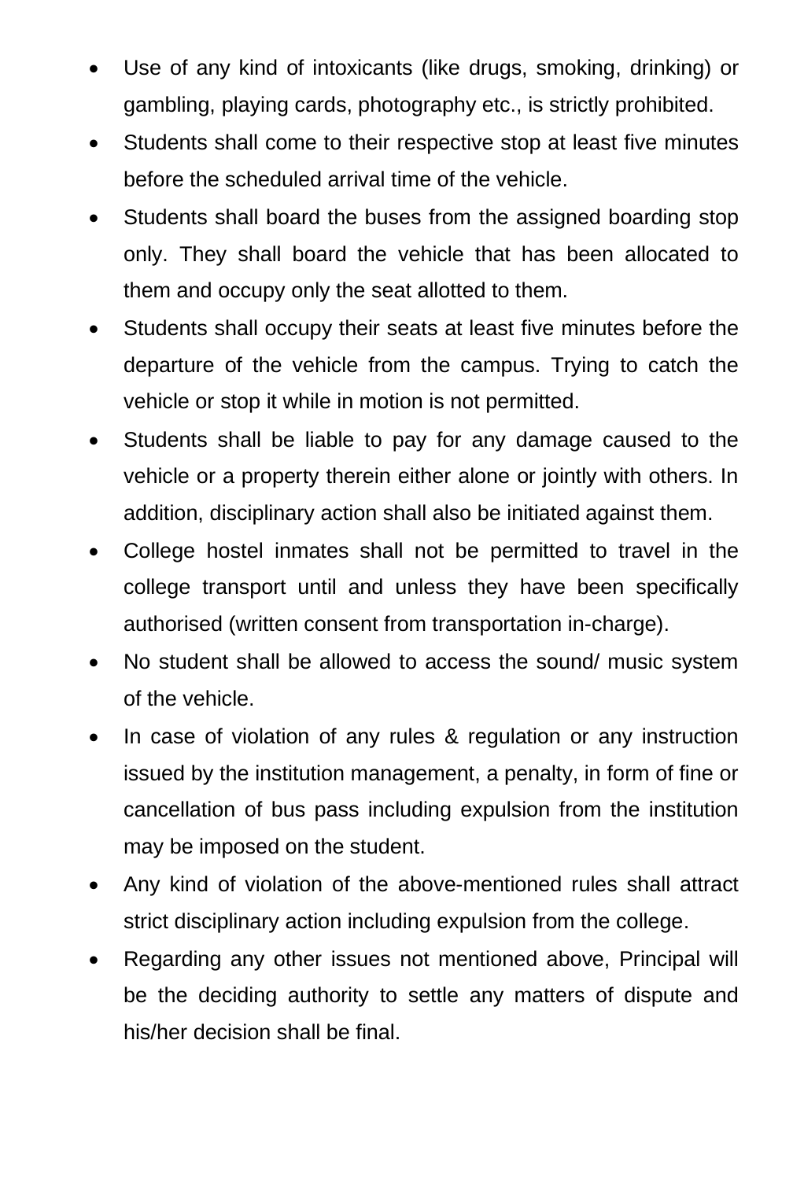- Use of any kind of intoxicants (like drugs, smoking, drinking) or gambling, playing cards, photography etc., is strictly prohibited.
- Students shall come to their respective stop at least five minutes before the scheduled arrival time of the vehicle.
- Students shall board the buses from the assigned boarding stop only. They shall board the vehicle that has been allocated to them and occupy only the seat allotted to them.
- Students shall occupy their seats at least five minutes before the departure of the vehicle from the campus. Trying to catch the vehicle or stop it while in motion is not permitted.
- Students shall be liable to pay for any damage caused to the vehicle or a property therein either alone or jointly with others. In addition, disciplinary action shall also be initiated against them.
- College hostel inmates shall not be permitted to travel in the college transport until and unless they have been specifically authorised (written consent from transportation in-charge).
- No student shall be allowed to access the sound/ music system of the vehicle.
- In case of violation of any rules & regulation or any instruction issued by the institution management, a penalty, in form of fine or cancellation of bus pass including expulsion from the institution may be imposed on the student.
- Any kind of violation of the above-mentioned rules shall attract strict disciplinary action including expulsion from the college.
- Regarding any other issues not mentioned above, Principal will be the deciding authority to settle any matters of dispute and his/her decision shall be final.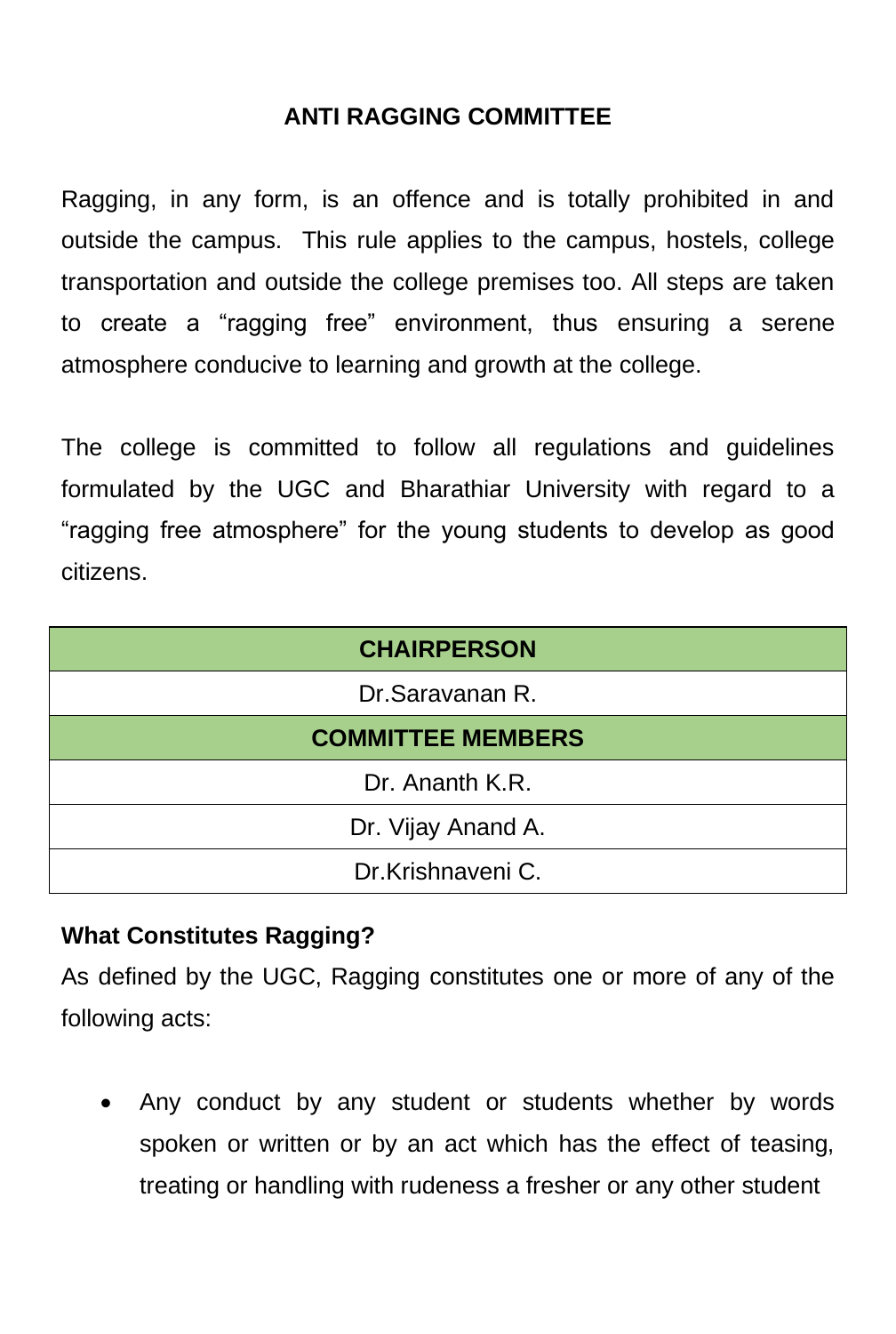## ANTI RAGGING COMMITTEE

Ragging, in any form, is an offence and is totally prohibited in and outside the campus. This rule applies to the campus, hostels, college transportation and outside the college premises too. All steps are taken to create a “ragging free” environment, thus ensuring a serene atmosphere conducive to learning and growth at the college.

The college is committed to follow all regulations and guidelines formulated by the UGC and Bharathiar University with regard to a “ragging free atmosphere” for the young students to develop as good citizens.

| CHAIRPERSON |
| --- |
| Dr.Saravanan R. |
| **COMMITTEE MEMBERS** |
| Dr. Ananth K.R. |
| Dr. Vijay Anand A. |
| Dr.Krishnaveni C. |

**What Constitutes Ragging?**

As defined by the UGC, Ragging constitutes one or more of any of the following acts:

- Any conduct by any student or students whether by words spoken or written or by an act which has the effect of teasing, treating or handling with rudeness a fresher or any other student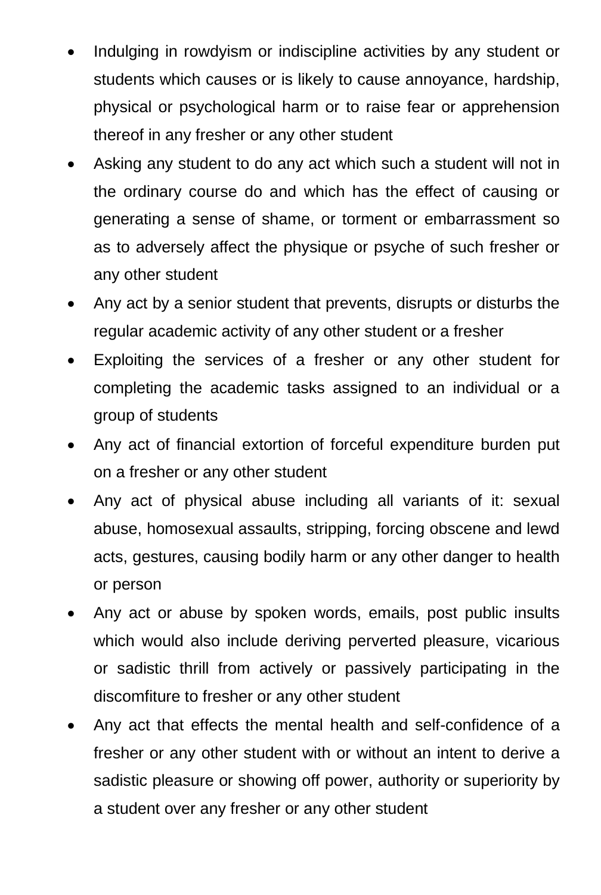- Indulging in rowdyism or indiscipline activities by any student or students which causes or is likely to cause annoyance, hardship, physical or psychological harm or to raise fear or apprehension thereof in any fresher or any other student
- Asking any student to do any act which such a student will not in the ordinary course do and which has the effect of causing or generating a sense of shame, or torment or embarrassment so as to adversely affect the physique or psyche of such fresher or any other student
- Any act by a senior student that prevents, disrupts or disturbs the regular academic activity of any other student or a fresher
- Exploiting the services of a fresher or any other student for completing the academic tasks assigned to an individual or a group of students
- Any act of financial extortion of forceful expenditure burden put on a fresher or any other student
- Any act of physical abuse including all variants of it: sexual abuse, homosexual assaults, stripping, forcing obscene and lewd acts, gestures, causing bodily harm or any other danger to health or person
- Any act or abuse by spoken words, emails, post public insults which would also include deriving perverted pleasure, vicarious or sadistic thrill from actively or passively participating in the discomfiture to fresher or any other student
- Any act that effects the mental health and self-confidence of a fresher or any other student with or without an intent to derive a sadistic pleasure or showing off power, authority or superiority by a student over any fresher or any other student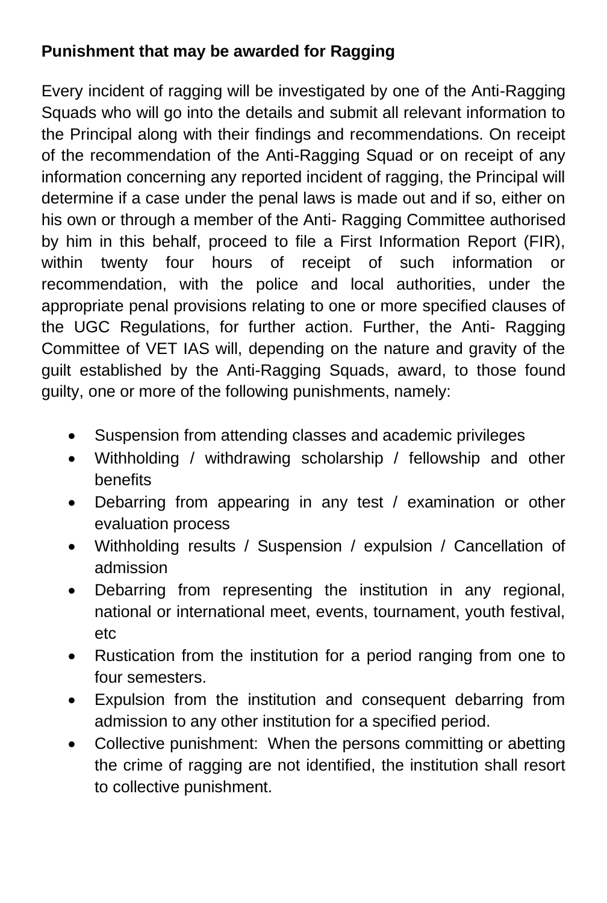**Punishment that may be awarded for Ragging**

Every incident of ragging will be investigated by one of the Anti-Ragging Squads who will go into the details and submit all relevant information to the Principal along with their findings and recommendations. On receipt of the recommendation of the Anti-Ragging Squad or on receipt of any information concerning any reported incident of ragging, the Principal will determine if a case under the penal laws is made out and if so, either on his own or through a member of the Anti- Ragging Committee authorised by him in this behalf, proceed to file a First Information Report (FIR), within twenty four hours of receipt of such information or recommendation, with the police and local authorities, under the appropriate penal provisions relating to one or more specified clauses of the UGC Regulations, for further action. Further, the Anti- Ragging Committee of VET IAS will, depending on the nature and gravity of the guilt established by the Anti-Ragging Squads, award, to those found guilty, one or more of the following punishments, namely:

- Suspension from attending classes and academic privileges
- Withholding / withdrawing scholarship / fellowship and other benefits
- Debarring from appearing in any test / examination or other evaluation process
- Withholding results / Suspension / expulsion / Cancellation of admission
- Debarring from representing the institution in any regional, national or international meet, events, tournament, youth festival, etc
- Rustication from the institution for a period ranging from one to four semesters.
- Expulsion from the institution and consequent debarring from admission to any other institution for a specified period.
- Collective punishment: When the persons committing or abetting the crime of ragging are not identified, the institution shall resort to collective punishment.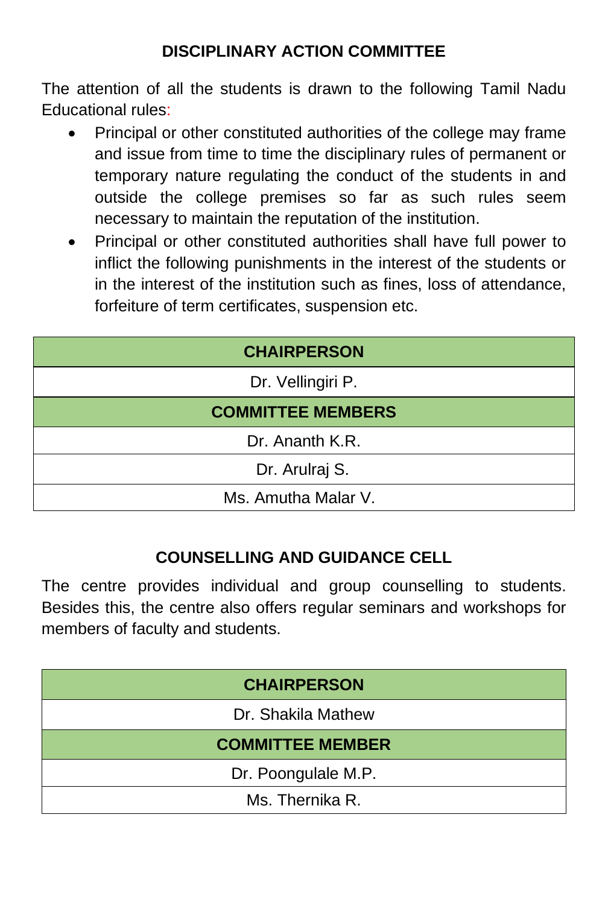## DISCIPLINARY ACTION COMMITTEE

The attention of all the students is drawn to the following Tamil Nadu Educational rules:

- Principal or other constituted authorities of the college may frame and issue from time to time the disciplinary rules of permanent or temporary nature regulating the conduct of the students in and outside the college premises so far as such rules seem necessary to maintain the reputation of the institution.
- Principal or other constituted authorities shall have full power to inflict the following punishments in the interest of the students or in the interest of the institution such as fines, loss of attendance, forfeiture of term certificates, suspension etc.

| CHAIRPERSON |
|---|
| Dr. Vellingiri P. |
| **COMMITTEE MEMBERS** |
| Dr. Ananth K.R. |
| Dr. Arulraj S. |
| Ms. Amutha Malar V. |

## COUNSELLING AND GUIDANCE CELL

The centre provides individual and group counselling to students. Besides this, the centre also offers regular seminars and workshops for members of faculty and students.

| CHAIRPERSON |
|---|
| Dr. Shakila Mathew |
| **COMMITTEE MEMBER** |
| Dr. Poongulale M.P. |
| Ms. Thernika R. |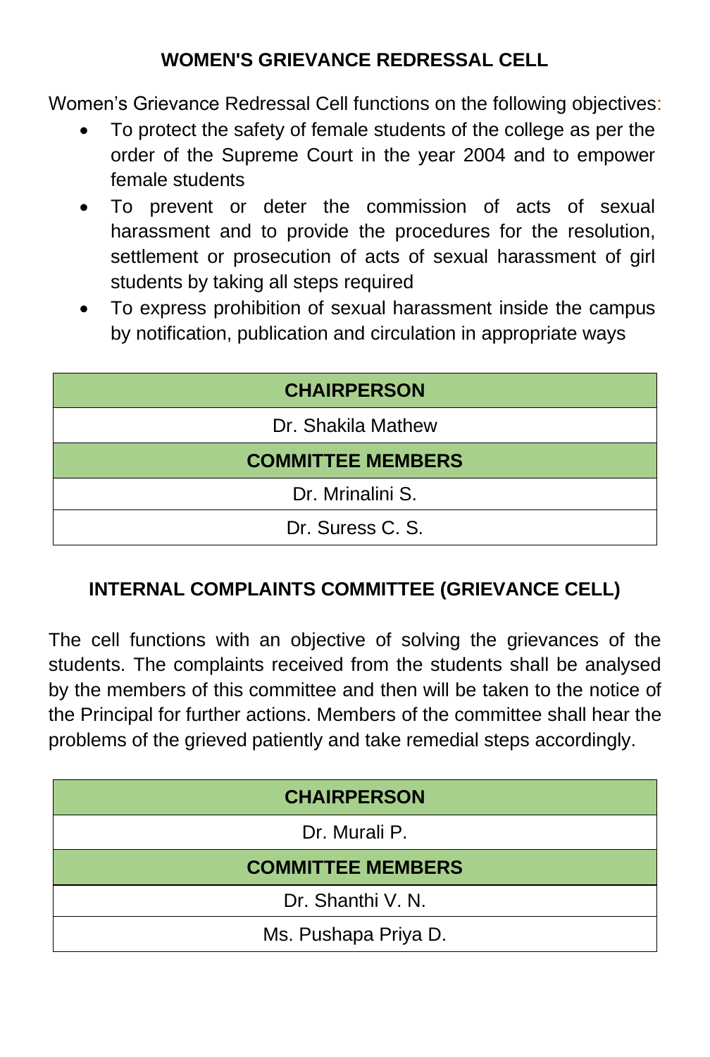## WOMEN'S GRIEVANCE REDRESSAL CELL

Women's Grievance Redressal Cell functions on the following objectives:

- To protect the safety of female students of the college as per the order of the Supreme Court in the year 2004 and to empower female students
- To prevent or deter the commission of acts of sexual harassment and to provide the procedures for the resolution, settlement or prosecution of acts of sexual harassment of girl students by taking all steps required
- To express prohibition of sexual harassment inside the campus by notification, publication and circulation in appropriate ways

| CHAIRPERSON |
|---|
| Dr. Shakila Mathew |
| **COMMITTEE MEMBERS** |
| Dr. Mrinalini S. |
| Dr. Suress C. S. |

## INTERNAL COMPLAINTS COMMITTEE (GRIEVANCE CELL)

The cell functions with an objective of solving the grievances of the students. The complaints received from the students shall be analysed by the members of this committee and then will be taken to the notice of the Principal for further actions. Members of the committee shall hear the problems of the grieved patiently and take remedial steps accordingly.

| CHAIRPERSON |
|---|
| Dr. Murali P. |
| **COMMITTEE MEMBERS** |
| Dr. Shanthi V. N. |
| Ms. Pushapa Priya D. |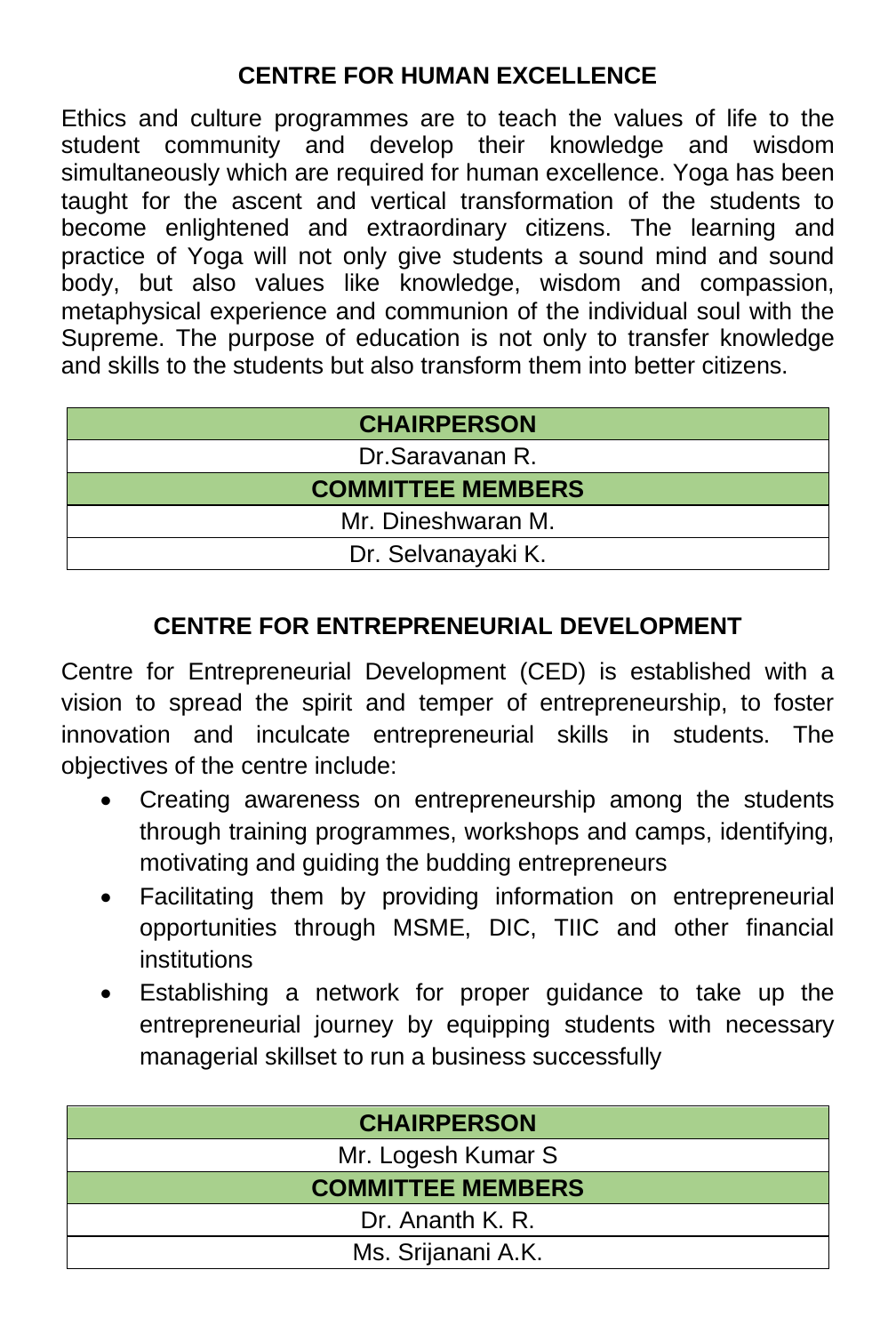## CENTRE FOR HUMAN EXCELLENCE

Ethics and culture programmes are to teach the values of life to the student community and develop their knowledge and wisdom simultaneously which are required for human excellence. Yoga has been taught for the ascent and vertical transformation of the students to become enlightened and extraordinary citizens. The learning and practice of Yoga will not only give students a sound mind and sound body, but also values like knowledge, wisdom and compassion, metaphysical experience and communion of the individual soul with the Supreme. The purpose of education is not only to transfer knowledge and skills to the students but also transform them into better citizens.

| CHAIRPERSON |
| --- |
| Dr.Saravanan R. |
| **COMMITTEE MEMBERS** |
| Mr. Dineshwaran M. |
| Dr. Selvanayaki K. |

## CENTRE FOR ENTREPRENEURIAL DEVELOPMENT

Centre for Entrepreneurial Development (CED) is established with a vision to spread the spirit and temper of entrepreneurship, to foster innovation and inculcate entrepreneurial skills in students. The objectives of the centre include:

- Creating awareness on entrepreneurship among the students through training programmes, workshops and camps, identifying, motivating and guiding the budding entrepreneurs
- Facilitating them by providing information on entrepreneurial opportunities through MSME, DIC, TIIC and other financial institutions
- Establishing a network for proper guidance to take up the entrepreneurial journey by equipping students with necessary managerial skillset to run a business successfully

| CHAIRPERSON |
| --- |
| Mr. Logesh Kumar S |
| **COMMITTEE MEMBERS** |
| Dr. Ananth K. R. |
| Ms. Srijanani A.K. |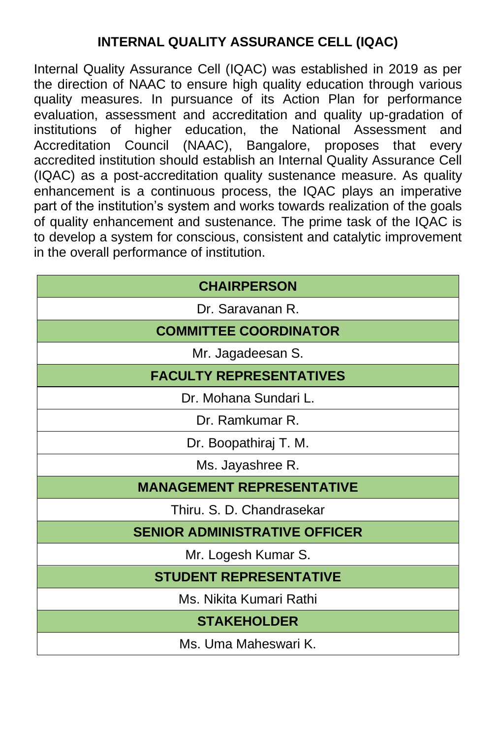## INTERNAL QUALITY ASSURANCE CELL (IQAC)

Internal Quality Assurance Cell (IQAC) was established in 2019 as per the direction of NAAC to ensure high quality education through various quality measures. In pursuance of its Action Plan for performance evaluation, assessment and accreditation and quality up-gradation of institutions of higher education, the National Assessment and Accreditation Council (NAAC), Bangalore, proposes that every accredited institution should establish an Internal Quality Assurance Cell (IQAC) as a post-accreditation quality sustenance measure. As quality enhancement is a continuous process, the IQAC plays an imperative part of the institution's system and works towards realization of the goals of quality enhancement and sustenance. The prime task of the IQAC is to develop a system for conscious, consistent and catalytic improvement in the overall performance of institution.

| **CHAIRPERSON** |
|---|
| Dr. Saravanan R. |
| **COMMITTEE COORDINATOR** |
| Mr. Jagadeesan S. |
| **FACULTY REPRESENTATIVES** |
| Dr. Mohana Sundari L. |
| Dr. Ramkumar R. |
| Dr. Boopathiraj T. M. |
| Ms. Jayashree R. |
| **MANAGEMENT REPRESENTATIVE** |
| Thiru. S. D. Chandrasekar |
| **SENIOR ADMINISTRATIVE OFFICER** |
| Mr. Logesh Kumar S. |
| **STUDENT REPRESENTATIVE** |
| Ms. Nikita Kumari Rathi |
| **STAKEHOLDER** |
| Ms. Uma Maheswari K. |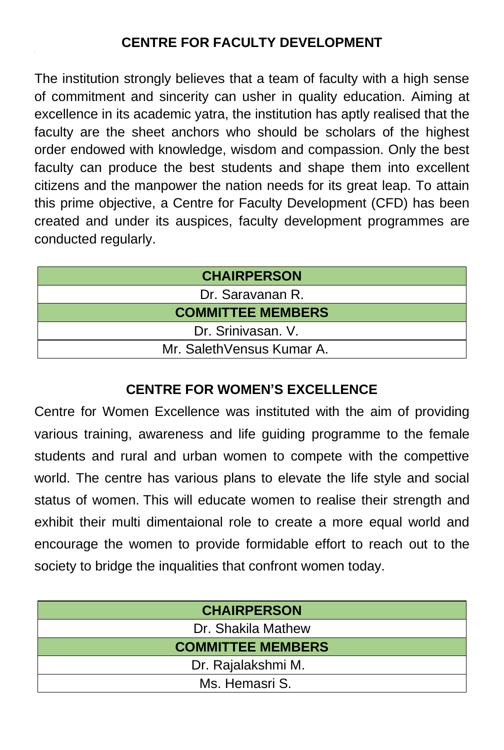## CENTRE FOR FACULTY DEVELOPMENT

The institution strongly believes that a team of faculty with a high sense of commitment and sincerity can usher in quality education. Aiming at excellence in its academic yatra, the institution has aptly realised that the faculty are the sheet anchors who should be scholars of the highest order endowed with knowledge, wisdom and compassion. Only the best faculty can produce the best students and shape them into excellent citizens and the manpower the nation needs for its great leap. To attain this prime objective, a Centre for Faculty Development (CFD) has been created and under its auspices, faculty development programmes are conducted regularly.

| CHAIRPERSON |
|---|
| Dr. Saravanan R. |
| **COMMITTEE MEMBERS** |
| Dr. Srinivasan. V. |
| Mr. SalethVensus Kumar A. |

## CENTRE FOR WOMEN'S EXCELLENCE

Centre for Women Excellence was instituted with the aim of providing various training, awareness and life guiding programme to the female students and rural and urban women to compete with the compettive world. The centre has various plans to elevate the life style and social status of women. This will educate women to realise their strength and exhibit their multi dimentaional role to create a more equal world and encourage the women to provide formidable effort to reach out to the society to bridge the inqualities that confront women today.

| CHAIRPERSON |
|---|
| Dr. Shakila Mathew |
| **COMMITTEE MEMBERS** |
| Dr. Rajalakshmi M. |
| Ms. Hemasri S. |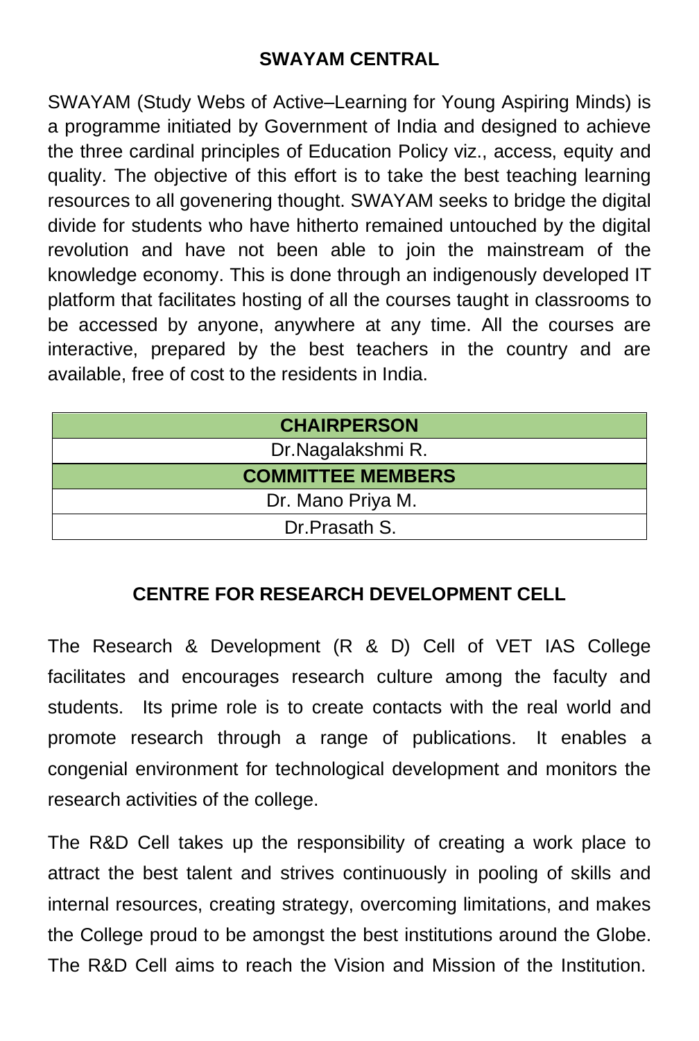## SWAYAM CENTRAL

SWAYAM (Study Webs of Active–Learning for Young Aspiring Minds) is a programme initiated by Government of India and designed to achieve the three cardinal principles of Education Policy viz., access, equity and quality. The objective of this effort is to take the best teaching learning resources to all govenering thought. SWAYAM seeks to bridge the digital divide for students who have hitherto remained untouched by the digital revolution and have not been able to join the mainstream of the knowledge economy. This is done through an indigenously developed IT platform that facilitates hosting of all the courses taught in classrooms to be accessed by anyone, anywhere at any time. All the courses are interactive, prepared by the best teachers in the country and are available, free of cost to the residents in India.

| CHAIRPERSON |
| --- |
| Dr.Nagalakshmi R. |
| **COMMITTEE MEMBERS** |
| Dr. Mano Priya M. |
| Dr.Prasath S. |

## CENTRE FOR RESEARCH DEVELOPMENT CELL

The Research & Development (R & D) Cell of VET IAS College facilitates and encourages research culture among the faculty and students. Its prime role is to create contacts with the real world and promote research through a range of publications. It enables a congenial environment for technological development and monitors the research activities of the college.

The R&D Cell takes up the responsibility of creating a work place to attract the best talent and strives continuously in pooling of skills and internal resources, creating strategy, overcoming limitations, and makes the College proud to be amongst the best institutions around the Globe. The R&D Cell aims to reach the Vision and Mission of the Institution.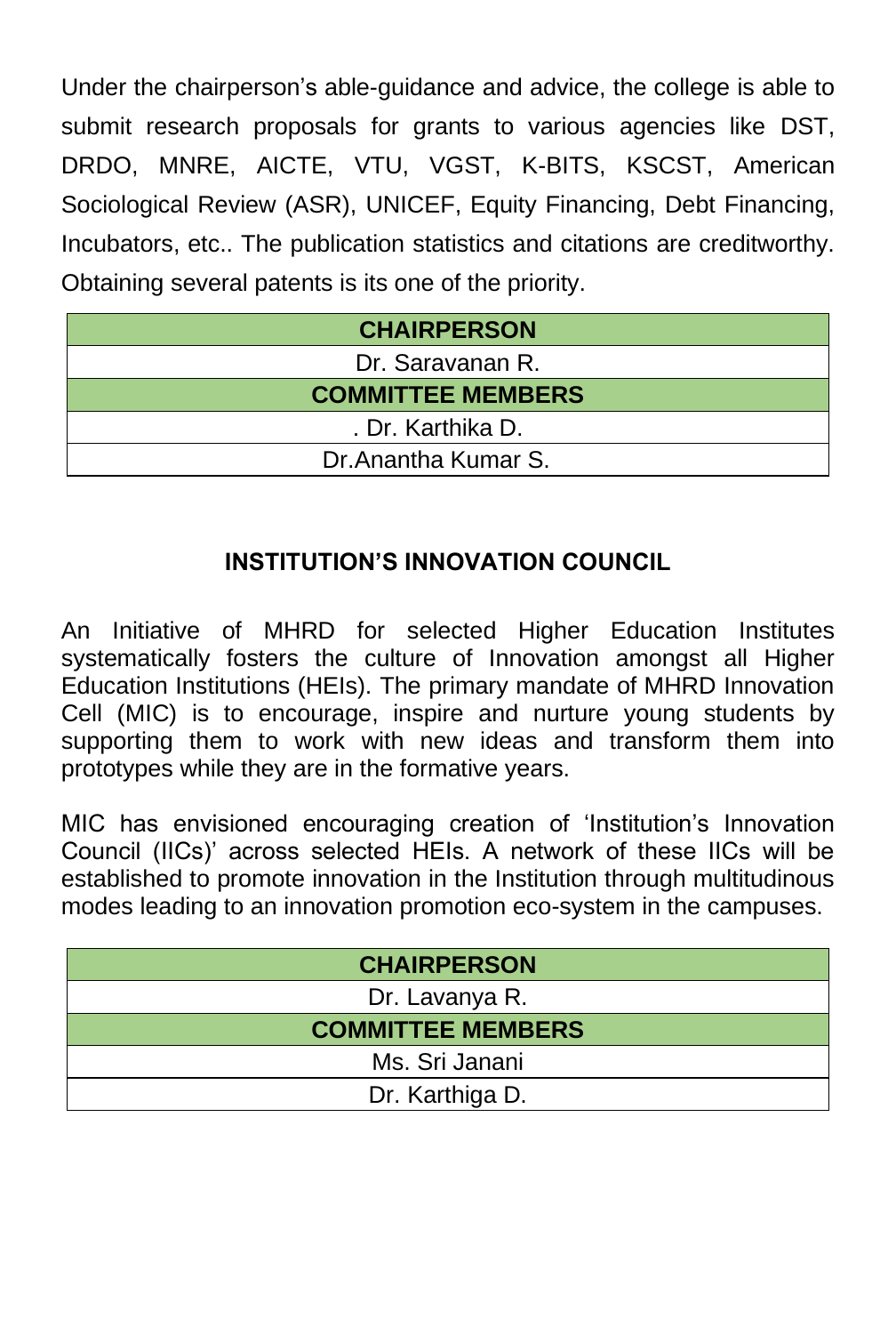Under the chairperson's able-guidance and advice, the college is able to submit research proposals for grants to various agencies like DST, DRDO, MNRE, AICTE, VTU, VGST, K-BITS, KSCST, American Sociological Review (ASR), UNICEF, Equity Financing, Debt Financing, Incubators, etc.. The publication statistics and citations are creditworthy. Obtaining several patents is its one of the priority.

| **CHAIRPERSON** |
|---|
| Dr. Saravanan R. |
| **COMMITTEE MEMBERS** |
| . Dr. Karthika D. |
| Dr.Anantha Kumar S. |

## INSTITUTION'S INNOVATION COUNCIL

An Initiative of MHRD for selected Higher Education Institutes systematically fosters the culture of Innovation amongst all Higher Education Institutions (HEIs). The primary mandate of MHRD Innovation Cell (MIC) is to encourage, inspire and nurture young students by supporting them to work with new ideas and transform them into prototypes while they are in the formative years.

MIC has envisioned encouraging creation of 'Institution's Innovation Council (IICs)' across selected HEIs. A network of these IICs will be established to promote innovation in the Institution through multitudinous modes leading to an innovation promotion eco-system in the campuses.

| **CHAIRPERSON** |
|---|
| Dr. Lavanya R. |
| **COMMITTEE MEMBERS** |
| Ms. Sri Janani |
| Dr. Karthiga D. |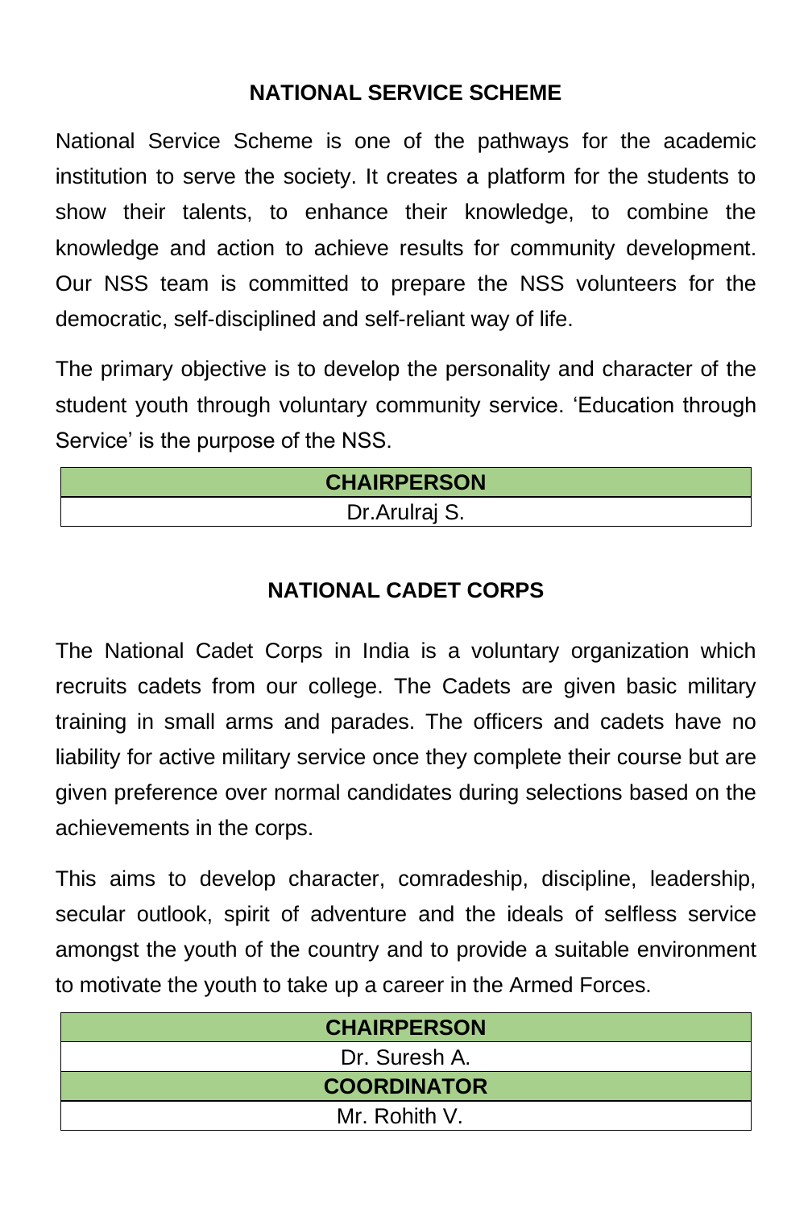## NATIONAL SERVICE SCHEME

National Service Scheme is one of the pathways for the academic institution to serve the society. It creates a platform for the students to show their talents, to enhance their knowledge, to combine the knowledge and action to achieve results for community development. Our NSS team is committed to prepare the NSS volunteers for the democratic, self-disciplined and self-reliant way of life.

The primary objective is to develop the personality and character of the student youth through voluntary community service. 'Education through Service' is the purpose of the NSS.

| CHAIRPERSON |
| --- |
| Dr.Arulraj S. |

## NATIONAL CADET CORPS

The National Cadet Corps in India is a voluntary organization which recruits cadets from our college. The Cadets are given basic military training in small arms and parades. The officers and cadets have no liability for active military service once they complete their course but are given preference over normal candidates during selections based on the achievements in the corps.

This aims to develop character, comradeship, discipline, leadership, secular outlook, spirit of adventure and the ideals of selfless service amongst the youth of the country and to provide a suitable environment to motivate the youth to take up a career in the Armed Forces.

| CHAIRPERSON |
| --- |
| Dr. Suresh A. |
| **COORDINATOR** |
| Mr. Rohith V. |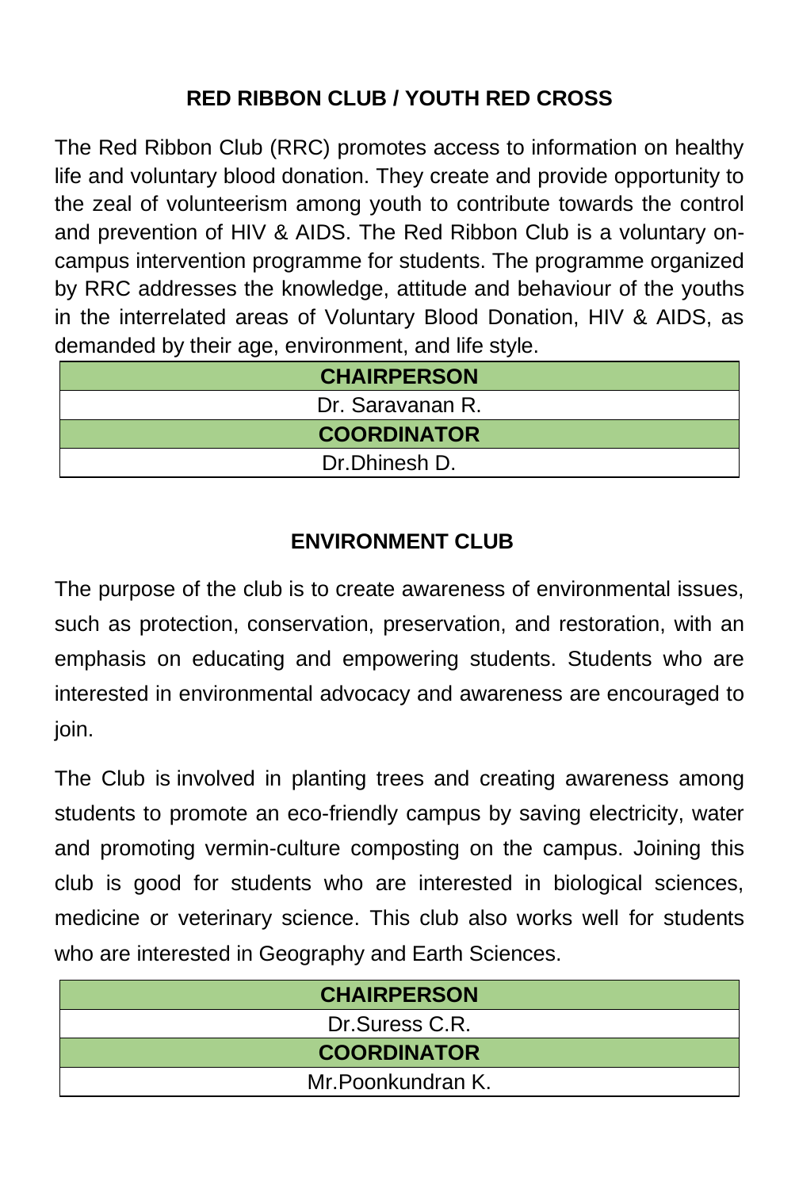## RED RIBBON CLUB / YOUTH RED CROSS

The Red Ribbon Club (RRC) promotes access to information on healthy life and voluntary blood donation. They create and provide opportunity to the zeal of volunteerism among youth to contribute towards the control and prevention of HIV & AIDS. The Red Ribbon Club is a voluntary on-campus intervention programme for students. The programme organized by RRC addresses the knowledge, attitude and behaviour of the youths in the interrelated areas of Voluntary Blood Donation, HIV & AIDS, as demanded by their age, environment, and life style.

| CHAIRPERSON |
|---|
| Dr. Saravanan R. |
| **COORDINATOR** |
| Dr.Dhinesh D. |

## ENVIRONMENT CLUB

The purpose of the club is to create awareness of environmental issues, such as protection, conservation, preservation, and restoration, with an emphasis on educating and empowering students. Students who are interested in environmental advocacy and awareness are encouraged to join.

The Club is involved in planting trees and creating awareness among students to promote an eco-friendly campus by saving electricity, water and promoting vermin-culture composting on the campus. Joining this club is good for students who are interested in biological sciences, medicine or veterinary science. This club also works well for students who are interested in Geography and Earth Sciences.

| CHAIRPERSON |
|---|
| Dr.Suress C.R. |
| **COORDINATOR** |
| Mr.Poonkundran K. |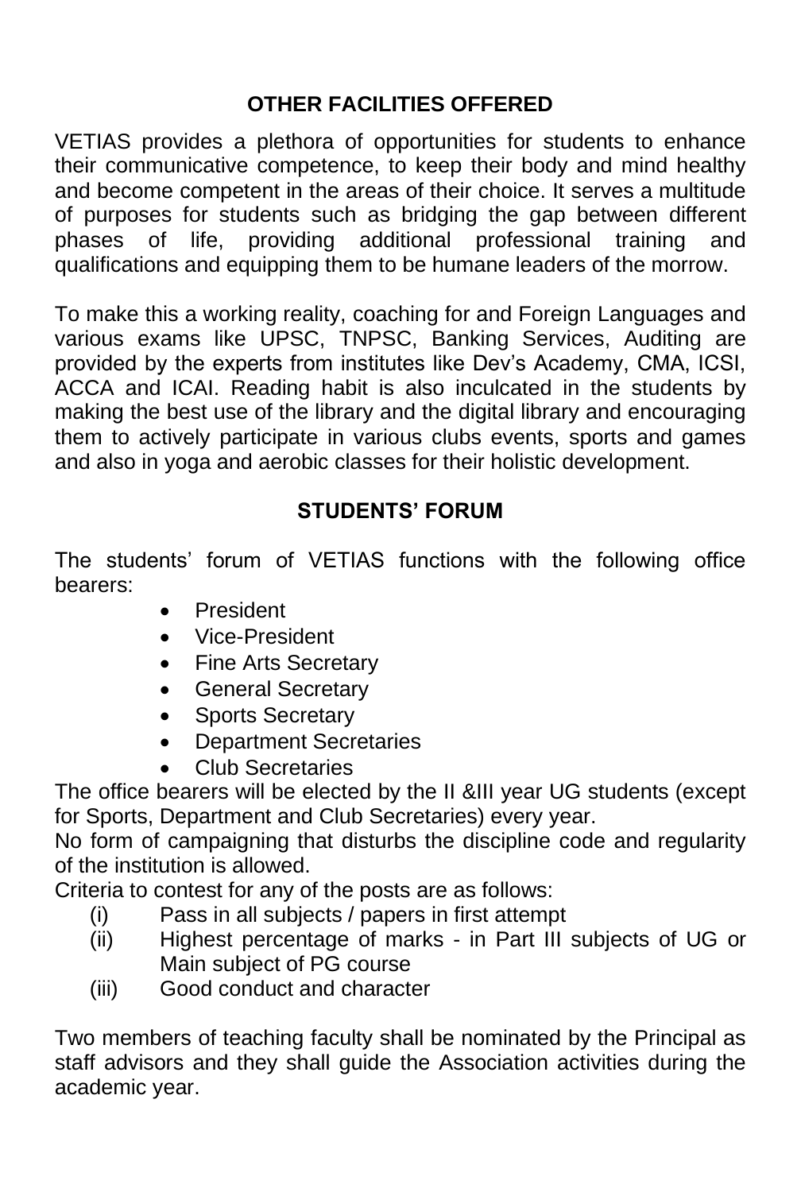## OTHER FACILITIES OFFERED

VETIAS provides a plethora of opportunities for students to enhance their communicative competence, to keep their body and mind healthy and become competent in the areas of their choice. It serves a multitude of purposes for students such as bridging the gap between different phases of life, providing additional professional training and qualifications and equipping them to be humane leaders of the morrow.

To make this a working reality, coaching for and Foreign Languages and various exams like UPSC, TNPSC, Banking Services, Auditing are provided by the experts from institutes like Dev's Academy, CMA, ICSI, ACCA and ICAI. Reading habit is also inculcated in the students by making the best use of the library and the digital library and encouraging them to actively participate in various clubs events, sports and games and also in yoga and aerobic classes for their holistic development.

## STUDENTS' FORUM

The students' forum of VETIAS functions with the following office bearers:

- President
- Vice-President
- Fine Arts Secretary
- General Secretary
- Sports Secretary
- Department Secretaries
- Club Secretaries

The office bearers will be elected by the II &III year UG students (except for Sports, Department and Club Secretaries) every year.

No form of campaigning that disturbs the discipline code and regularity of the institution is allowed.

Criteria to contest for any of the posts are as follows:

(i) Pass in all subjects / papers in first attempt
(ii) Highest percentage of marks - in Part III subjects of UG or Main subject of PG course
(iii) Good conduct and character

Two members of teaching faculty shall be nominated by the Principal as staff advisors and they shall guide the Association activities during the academic year.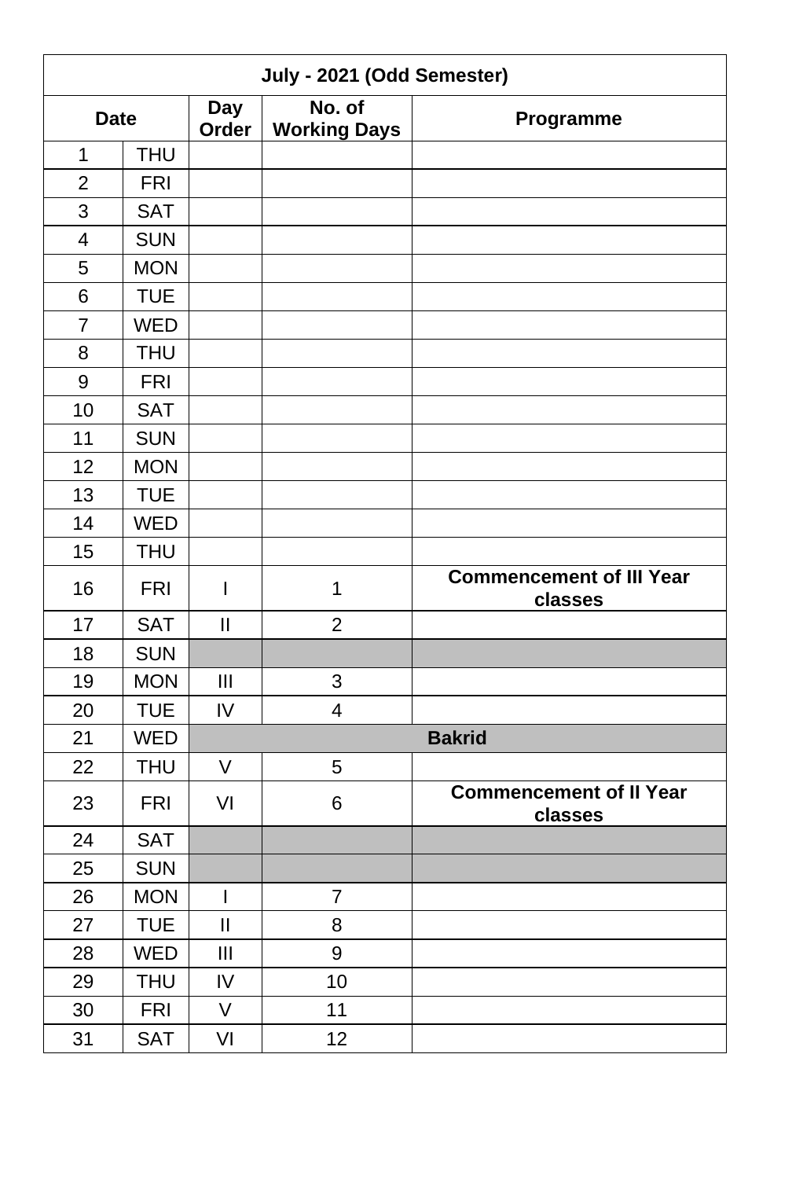| July - 2021 (Odd Semester) | | | | |
|---|---|---|---|---|
| **Date** | | **Day Order** | **No. of Working Days** | **Programme** |
| 1 | THU | | | |
| 2 | FRI | | | |
| 3 | SAT | | | |
| 4 | SUN | | | |
| 5 | MON | | | |
| 6 | TUE | | | |
| 7 | WED | | | |
| 8 | THU | | | |
| 9 | FRI | | | |
| 10 | SAT | | | |
| 11 | SUN | | | |
| 12 | MON | | | |
| 13 | TUE | | | |
| 14 | WED | | | |
| 15 | THU | | | |
| 16 | FRI | I | 1 | **Commencement of III Year classes** |
| 17 | SAT | II | 2 | |
| 18 | SUN | | | |
| 19 | MON | III | 3 | |
| 20 | TUE | IV | 4 | |
| 21 | WED | **Bakrid** | | |
| 22 | THU | V | 5 | |
| 23 | FRI | VI | 6 | **Commencement of II Year classes** |
| 24 | SAT | | | |
| 25 | SUN | | | |
| 26 | MON | I | 7 | |
| 27 | TUE | II | 8 | |
| 28 | WED | III | 9 | |
| 29 | THU | IV | 10 | |
| 30 | FRI | V | 11 | |
| 31 | SAT | VI | 12 | |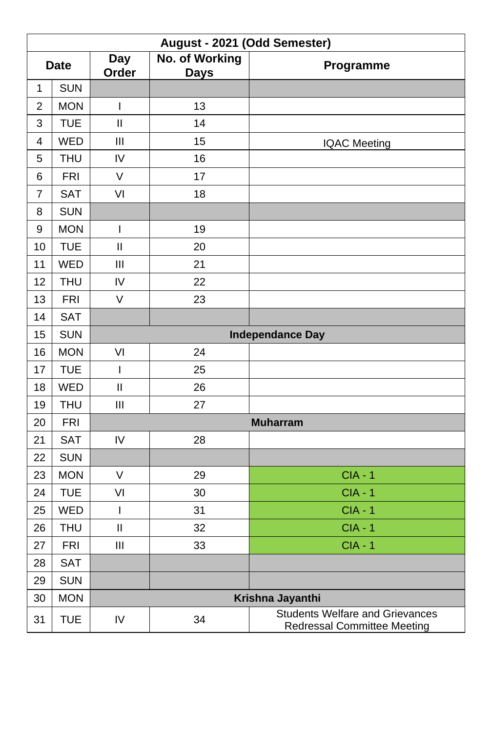| August - 2021 (Odd Semester) | | | | |
|---|---|---|---|---|
| **Date** | | **Day Order** | **No. of Working Days** | **Programme** |
| 1 | SUN | | | |
| 2 | MON | I | 13 | |
| 3 | TUE | II | 14 | |
| 4 | WED | III | 15 | IQAC Meeting |
| 5 | THU | IV | 16 | |
| 6 | FRI | V | 17 | |
| 7 | SAT | VI | 18 | |
| 8 | SUN | | | |
| 9 | MON | I | 19 | |
| 10 | TUE | II | 20 | |
| 11 | WED | III | 21 | |
| 12 | THU | IV | 22 | |
| 13 | FRI | V | 23 | |
| 14 | SAT | | | |
| 15 | SUN | **Independance Day** | | |
| 16 | MON | VI | 24 | |
| 17 | TUE | I | 25 | |
| 18 | WED | II | 26 | |
| 19 | THU | III | 27 | |
| 20 | FRI | **Muharram** | | |
| 21 | SAT | IV | 28 | |
| 22 | SUN | | | |
| 23 | MON | V | 29 | CIA - 1 |
| 24 | TUE | VI | 30 | CIA - 1 |
| 25 | WED | I | 31 | CIA - 1 |
| 26 | THU | II | 32 | CIA - 1 |
| 27 | FRI | III | 33 | CIA - 1 |
| 28 | SAT | | | |
| 29 | SUN | | | |
| 30 | MON | **Krishna Jayanthi** | | |
| 31 | TUE | IV | 34 | Students Welfare and Grievances Redressal Committee Meeting |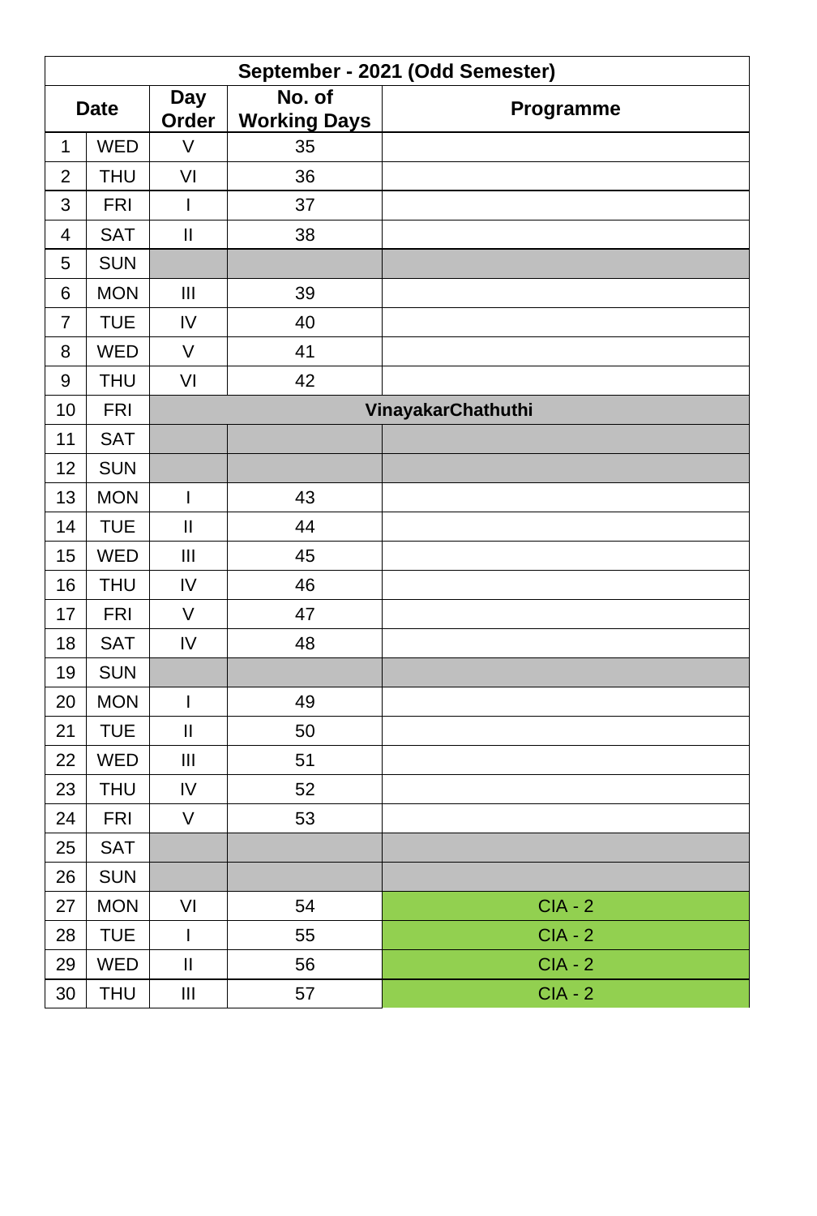| September - 2021 (Odd Semester) | | | | |
|---|---|---|---|---|
| **Date** | | **Day Order** | **No. of Working Days** | **Programme** |
| 1 | WED | V | 35 | |
| 2 | THU | VI | 36 | |
| 3 | FRI | I | 37 | |
| 4 | SAT | II | 38 | |
| 5 | SUN | | | |
| 6 | MON | III | 39 | |
| 7 | TUE | IV | 40 | |
| 8 | WED | V | 41 | |
| 9 | THU | VI | 42 | |
| 10 | FRI | **VinayakarChathuthi** | | |
| 11 | SAT | | | |
| 12 | SUN | | | |
| 13 | MON | I | 43 | |
| 14 | TUE | II | 44 | |
| 15 | WED | III | 45 | |
| 16 | THU | IV | 46 | |
| 17 | FRI | V | 47 | |
| 18 | SAT | IV | 48 | |
| 19 | SUN | | | |
| 20 | MON | I | 49 | |
| 21 | TUE | II | 50 | |
| 22 | WED | III | 51 | |
| 23 | THU | IV | 52 | |
| 24 | FRI | V | 53 | |
| 25 | SAT | | | |
| 26 | SUN | | | |
| 27 | MON | VI | 54 | CIA - 2 |
| 28 | TUE | I | 55 | CIA - 2 |
| 29 | WED | II | 56 | CIA - 2 |
| 30 | THU | III | 57 | CIA - 2 |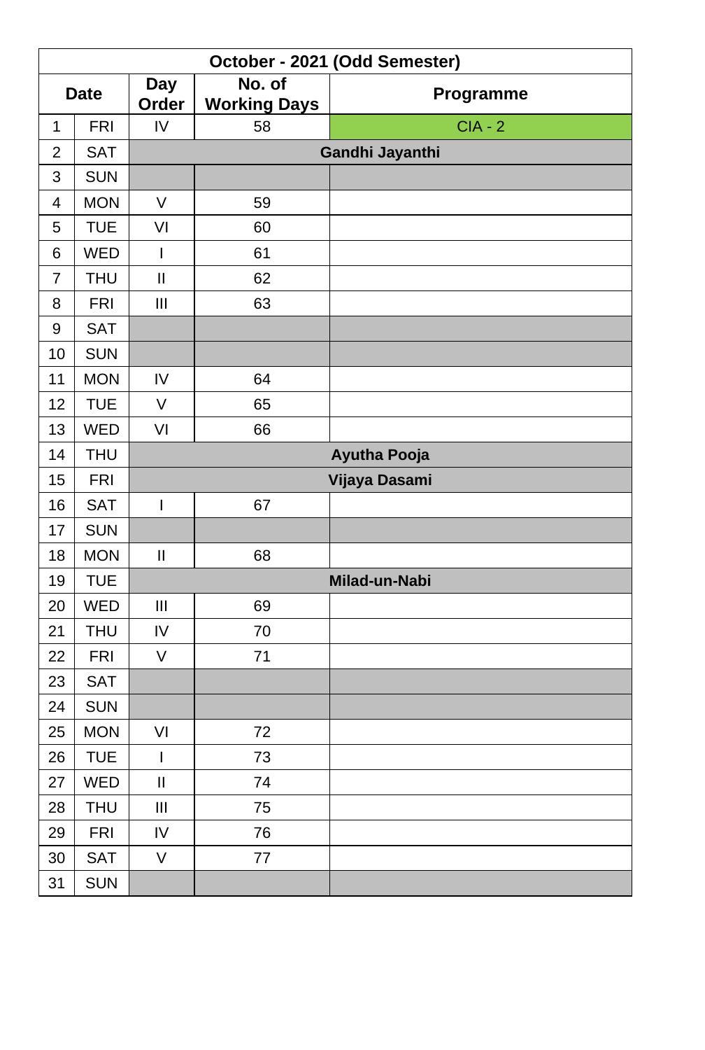| October - 2021 (Odd Semester) | | | | |
|---|---|---|---|---|
| **Date** | | **Day Order** | **No. of Working Days** | **Programme** |
| 1 | FRI | IV | 58 | CIA - 2 |
| 2 | SAT | **Gandhi Jayanthi** | | |
| 3 | SUN | | | |
| 4 | MON | V | 59 | |
| 5 | TUE | VI | 60 | |
| 6 | WED | I | 61 | |
| 7 | THU | II | 62 | |
| 8 | FRI | III | 63 | |
| 9 | SAT | | | |
| 10 | SUN | | | |
| 11 | MON | IV | 64 | |
| 12 | TUE | V | 65 | |
| 13 | WED | VI | 66 | |
| 14 | THU | **Ayutha Pooja** | | |
| 15 | FRI | **Vijaya Dasami** | | |
| 16 | SAT | I | 67 | |
| 17 | SUN | | | |
| 18 | MON | II | 68 | |
| 19 | TUE | **Milad-un-Nabi** | | |
| 20 | WED | III | 69 | |
| 21 | THU | IV | 70 | |
| 22 | FRI | V | 71 | |
| 23 | SAT | | | |
| 24 | SUN | | | |
| 25 | MON | VI | 72 | |
| 26 | TUE | I | 73 | |
| 27 | WED | II | 74 | |
| 28 | THU | III | 75 | |
| 29 | FRI | IV | 76 | |
| 30 | SAT | V | 77 | |
| 31 | SUN | | | |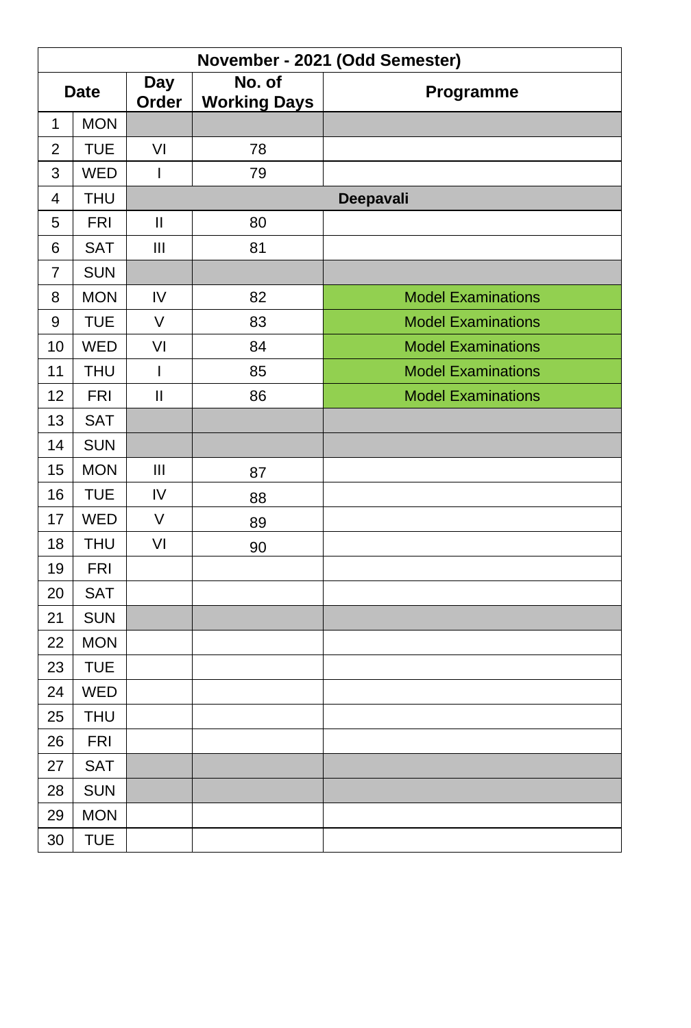| November - 2021 (Odd Semester) | | | | |
|---|---|---|---|---|
| Date | | Day Order | No. of Working Days | Programme |
| 1 | MON | | | |
| 2 | TUE | VI | 78 | |
| 3 | WED | I | 79 | |
| 4 | THU | **Deepavali** | | |
| 5 | FRI | II | 80 | |
| 6 | SAT | III | 81 | |
| 7 | SUN | | | |
| 8 | MON | IV | 82 | Model Examinations |
| 9 | TUE | V | 83 | Model Examinations |
| 10 | WED | VI | 84 | Model Examinations |
| 11 | THU | I | 85 | Model Examinations |
| 12 | FRI | II | 86 | Model Examinations |
| 13 | SAT | | | |
| 14 | SUN | | | |
| 15 | MON | III | 87 | |
| 16 | TUE | IV | 88 | |
| 17 | WED | V | 89 | |
| 18 | THU | VI | 90 | |
| 19 | FRI | | | |
| 20 | SAT | | | |
| 21 | SUN | | | |
| 22 | MON | | | |
| 23 | TUE | | | |
| 24 | WED | | | |
| 25 | THU | | | |
| 26 | FRI | | | |
| 27 | SAT | | | |
| 28 | SUN | | | |
| 29 | MON | | | |
| 30 | TUE | | | |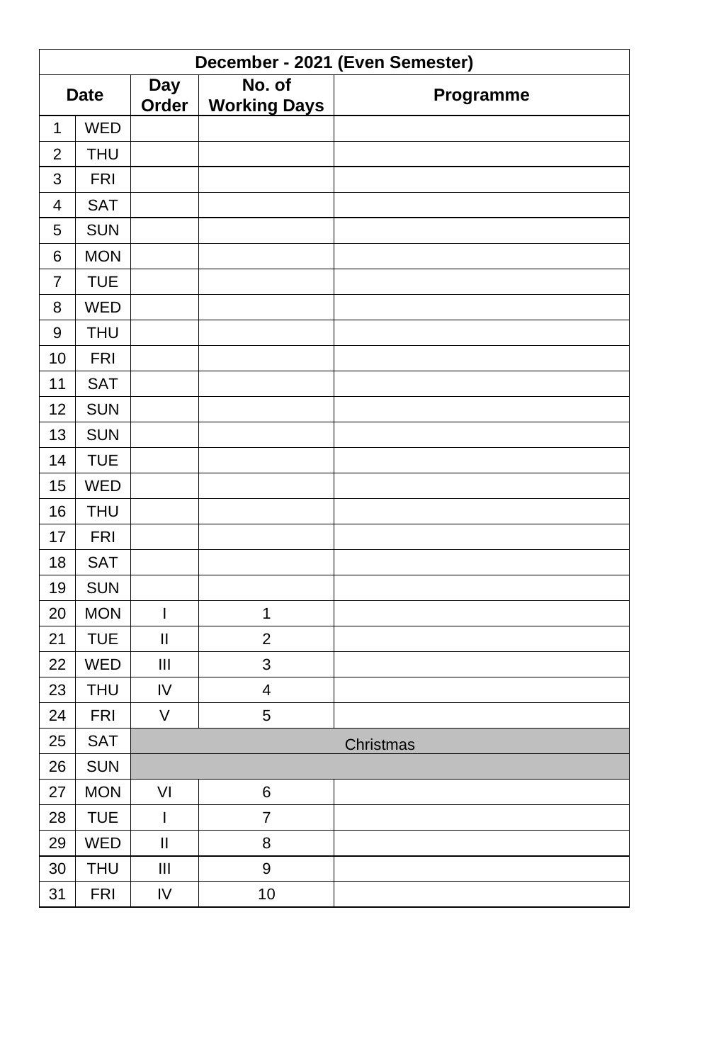| December - 2021 (Even Semester) | | | | |
|---|---|---|---|---|
| Date | | Day Order | No. of Working Days | Programme |
| 1 | WED | | | |
| 2 | THU | | | |
| 3 | FRI | | | |
| 4 | SAT | | | |
| 5 | SUN | | | |
| 6 | MON | | | |
| 7 | TUE | | | |
| 8 | WED | | | |
| 9 | THU | | | |
| 10 | FRI | | | |
| 11 | SAT | | | |
| 12 | SUN | | | |
| 13 | SUN | | | |
| 14 | TUE | | | |
| 15 | WED | | | |
| 16 | THU | | | |
| 17 | FRI | | | |
| 18 | SAT | | | |
| 19 | SUN | | | |
| 20 | MON | I | 1 | |
| 21 | TUE | II | 2 | |
| 22 | WED | III | 3 | |
| 23 | THU | IV | 4 | |
| 24 | FRI | V | 5 | |
| 25 | SAT | Christmas | | |
| 26 | SUN | | | |
| 27 | MON | VI | 6 | |
| 28 | TUE | I | 7 | |
| 29 | WED | II | 8 | |
| 30 | THU | III | 9 | |
| 31 | FRI | IV | 10 | |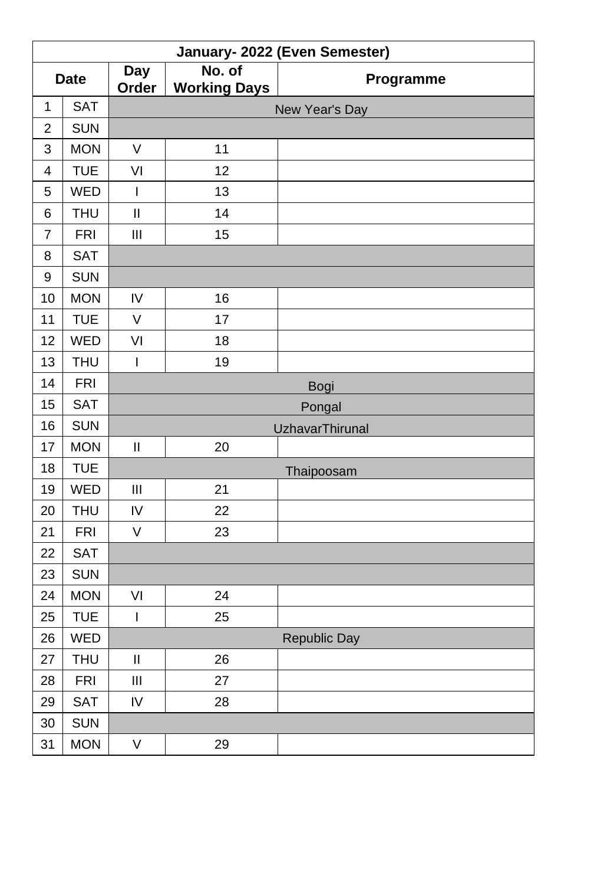| January- 2022 (Even Semester) | | | | |
|---|---|---|---|---|
| Date | | Day Order | No. of Working Days | Programme |
| 1 | SAT | New Year's Day | | |
| 2 | SUN | | | |
| 3 | MON | V | 11 | |
| 4 | TUE | VI | 12 | |
| 5 | WED | I | 13 | |
| 6 | THU | II | 14 | |
| 7 | FRI | III | 15 | |
| 8 | SAT | | | |
| 9 | SUN | | | |
| 10 | MON | IV | 16 | |
| 11 | TUE | V | 17 | |
| 12 | WED | VI | 18 | |
| 13 | THU | I | 19 | |
| 14 | FRI | Bogi | | |
| 15 | SAT | Pongal | | |
| 16 | SUN | UzhavarThirunal | | |
| 17 | MON | II | 20 | |
| 18 | TUE | Thaipoosam | | |
| 19 | WED | III | 21 | |
| 20 | THU | IV | 22 | |
| 21 | FRI | V | 23 | |
| 22 | SAT | | | |
| 23 | SUN | | | |
| 24 | MON | VI | 24 | |
| 25 | TUE | I | 25 | |
| 26 | WED | Republic Day | | |
| 27 | THU | II | 26 | |
| 28 | FRI | III | 27 | |
| 29 | SAT | IV | 28 | |
| 30 | SUN | | | |
| 31 | MON | V | 29 | |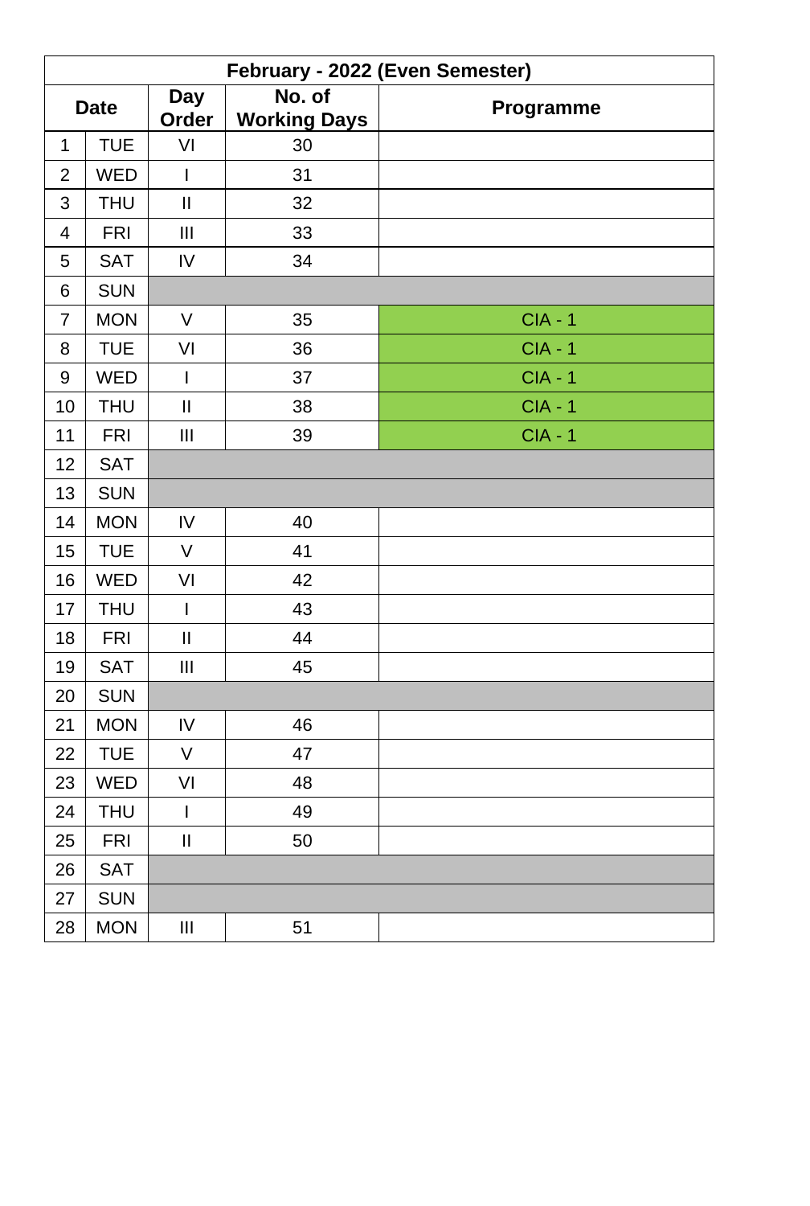| February - 2022 (Even Semester) | | | | |
|---|---|---|---|---|
| **Date** | | **Day Order** | **No. of Working Days** | **Programme** |
| 1 | TUE | VI | 30 | |
| 2 | WED | I | 31 | |
| 3 | THU | II | 32 | |
| 4 | FRI | III | 33 | |
| 5 | SAT | IV | 34 | |
| 6 | SUN | | | |
| 7 | MON | V | 35 | CIA - 1 |
| 8 | TUE | VI | 36 | CIA - 1 |
| 9 | WED | I | 37 | CIA - 1 |
| 10 | THU | II | 38 | CIA - 1 |
| 11 | FRI | III | 39 | CIA - 1 |
| 12 | SAT | | | |
| 13 | SUN | | | |
| 14 | MON | IV | 40 | |
| 15 | TUE | V | 41 | |
| 16 | WED | VI | 42 | |
| 17 | THU | I | 43 | |
| 18 | FRI | II | 44 | |
| 19 | SAT | III | 45 | |
| 20 | SUN | | | |
| 21 | MON | IV | 46 | |
| 22 | TUE | V | 47 | |
| 23 | WED | VI | 48 | |
| 24 | THU | I | 49 | |
| 25 | FRI | II | 50 | |
| 26 | SAT | | | |
| 27 | SUN | | | |
| 28 | MON | III | 51 | |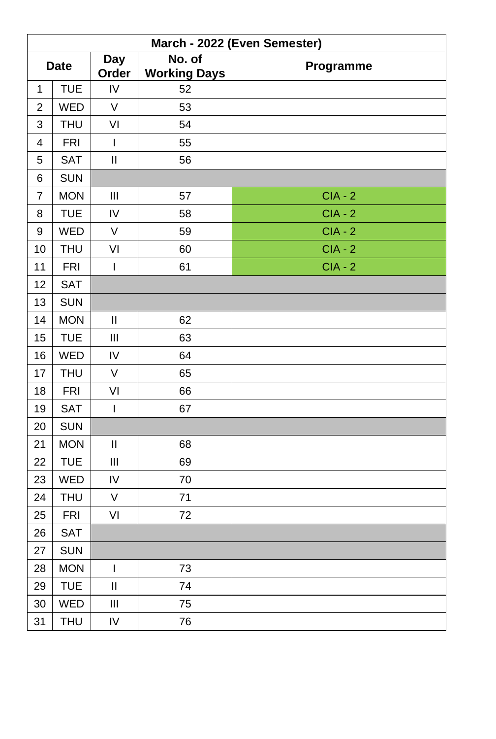| March - 2022 (Even Semester) | | | | |
|---|---|---|---|---|
| **Date** | | **Day Order** | **No. of Working Days** | **Programme** |
| 1 | TUE | IV | 52 | |
| 2 | WED | V | 53 | |
| 3 | THU | VI | 54 | |
| 4 | FRI | I | 55 | |
| 5 | SAT | II | 56 | |
| 6 | SUN | | | |
| 7 | MON | III | 57 | CIA - 2 |
| 8 | TUE | IV | 58 | CIA - 2 |
| 9 | WED | V | 59 | CIA - 2 |
| 10 | THU | VI | 60 | CIA - 2 |
| 11 | FRI | I | 61 | CIA - 2 |
| 12 | SAT | | | |
| 13 | SUN | | | |
| 14 | MON | II | 62 | |
| 15 | TUE | III | 63 | |
| 16 | WED | IV | 64 | |
| 17 | THU | V | 65 | |
| 18 | FRI | VI | 66 | |
| 19 | SAT | I | 67 | |
| 20 | SUN | | | |
| 21 | MON | II | 68 | |
| 22 | TUE | III | 69 | |
| 23 | WED | IV | 70 | |
| 24 | THU | V | 71 | |
| 25 | FRI | VI | 72 | |
| 26 | SAT | | | |
| 27 | SUN | | | |
| 28 | MON | I | 73 | |
| 29 | TUE | II | 74 | |
| 30 | WED | III | 75 | |
| 31 | THU | IV | 76 | |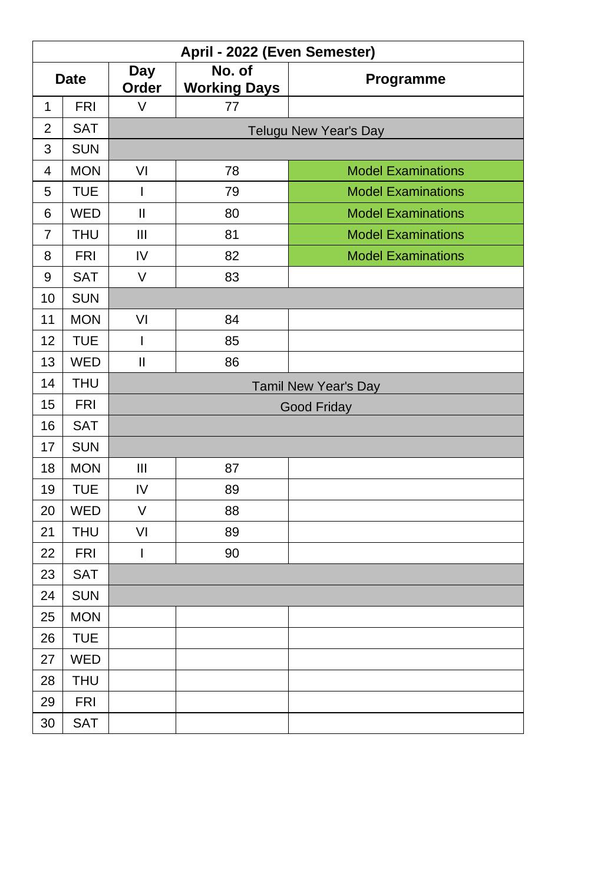| April - 2022 (Even Semester) | | | | |
|---|---|---|---|---|
| Date | | Day Order | No. of Working Days | Programme |
| 1 | FRI | V | 77 | |
| 2 | SAT | Telugu New Year's Day | | |
| 3 | SUN | | | |
| 4 | MON | VI | 78 | Model Examinations |
| 5 | TUE | I | 79 | Model Examinations |
| 6 | WED | II | 80 | Model Examinations |
| 7 | THU | III | 81 | Model Examinations |
| 8 | FRI | IV | 82 | Model Examinations |
| 9 | SAT | V | 83 | |
| 10 | SUN | | | |
| 11 | MON | VI | 84 | |
| 12 | TUE | I | 85 | |
| 13 | WED | II | 86 | |
| 14 | THU | Tamil New Year's Day | | |
| 15 | FRI | Good Friday | | |
| 16 | SAT | | | |
| 17 | SUN | | | |
| 18 | MON | III | 87 | |
| 19 | TUE | IV | 89 | |
| 20 | WED | V | 88 | |
| 21 | THU | VI | 89 | |
| 22 | FRI | I | 90 | |
| 23 | SAT | | | |
| 24 | SUN | | | |
| 25 | MON | | | |
| 26 | TUE | | | |
| 27 | WED | | | |
| 28 | THU | | | |
| 29 | FRI | | | |
| 30 | SAT | | | |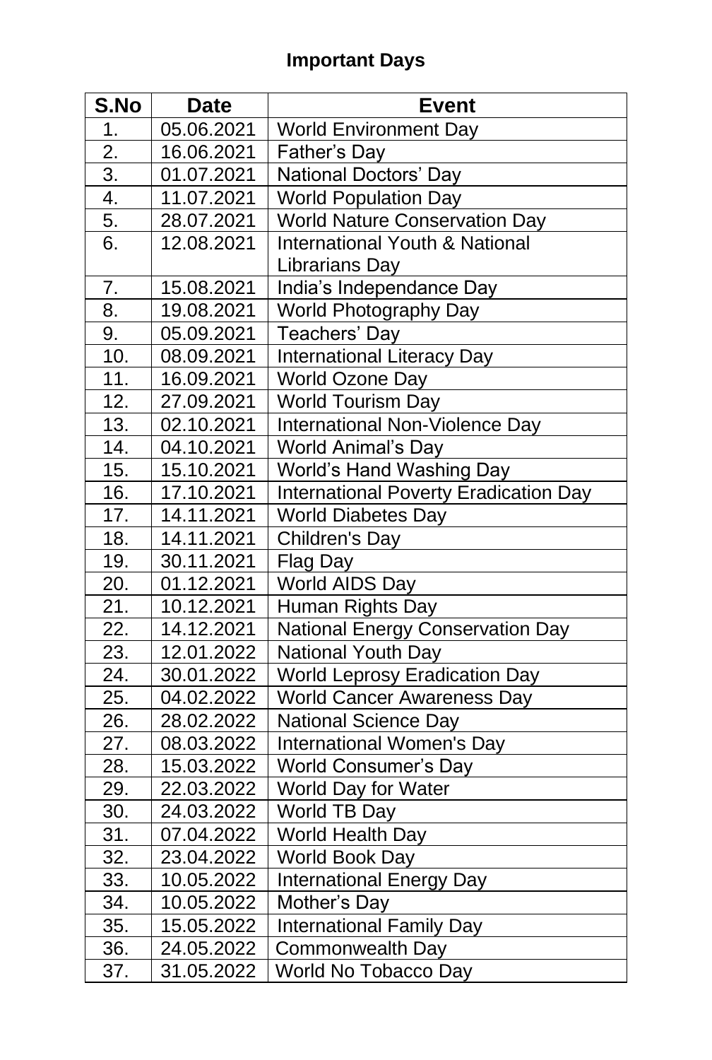# Important Days

| S.No | Date | Event |
|---|---|---|
| 1. | 05.06.2021 | World Environment Day |
| 2. | 16.06.2021 | Father's Day |
| 3. | 01.07.2021 | National Doctors' Day |
| 4. | 11.07.2021 | World Population Day |
| 5. | 28.07.2021 | World Nature Conservation Day |
| 6. | 12.08.2021 | International Youth & National Librarians Day |
| 7. | 15.08.2021 | India's Independance Day |
| 8. | 19.08.2021 | World Photography Day |
| 9. | 05.09.2021 | Teachers' Day |
| 10. | 08.09.2021 | International Literacy Day |
| 11. | 16.09.2021 | World Ozone Day |
| 12. | 27.09.2021 | World Tourism Day |
| 13. | 02.10.2021 | International Non-Violence Day |
| 14. | 04.10.2021 | World Animal's Day |
| 15. | 15.10.2021 | World's Hand Washing Day |
| 16. | 17.10.2021 | International Poverty Eradication Day |
| 17. | 14.11.2021 | World Diabetes Day |
| 18. | 14.11.2021 | Children's Day |
| 19. | 30.11.2021 | Flag Day |
| 20. | 01.12.2021 | World AIDS Day |
| 21. | 10.12.2021 | Human Rights Day |
| 22. | 14.12.2021 | National Energy Conservation Day |
| 23. | 12.01.2022 | National Youth Day |
| 24. | 30.01.2022 | World Leprosy Eradication Day |
| 25. | 04.02.2022 | World Cancer Awareness Day |
| 26. | 28.02.2022 | National Science Day |
| 27. | 08.03.2022 | International Women's Day |
| 28. | 15.03.2022 | World Consumer's Day |
| 29. | 22.03.2022 | World Day for Water |
| 30. | 24.03.2022 | World TB Day |
| 31. | 07.04.2022 | World Health Day |
| 32. | 23.04.2022 | World Book Day |
| 33. | 10.05.2022 | International Energy Day |
| 34. | 10.05.2022 | Mother's Day |
| 35. | 15.05.2022 | International Family Day |
| 36. | 24.05.2022 | Commonwealth Day |
| 37. | 31.05.2022 | World No Tobacco Day |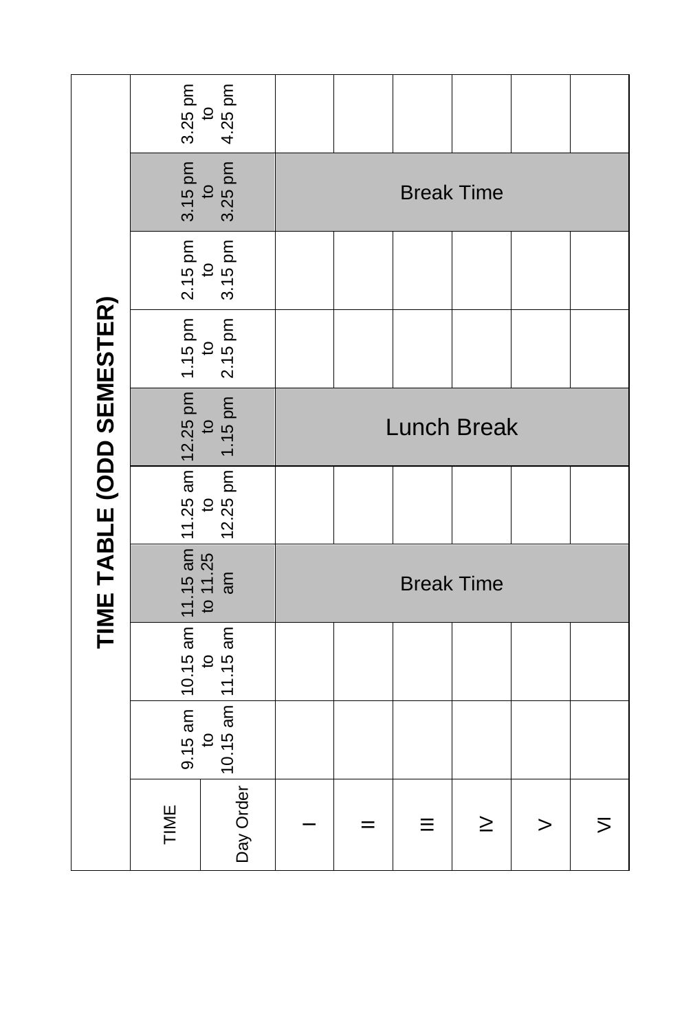# TIME TABLE (ODD SEMESTER)

| TIME / Day Order | 9.15 am to 10.15 am | 10.15 am to 11.15 am | 11.15 am to 11.25 am | 11.25 am to 12.25 pm | 12.25 pm to 1.15 pm | 1.15 pm to 2.15 pm | 2.15 pm to 3.15 pm | 3.15 pm to 3.25 pm | 3.25 pm to 4.25 pm |
|---|---|---|---|---|---|---|---|---|---|
| I | | | Break Time | | Lunch Break | | | Break Time | |
| II | | | | | | | | | |
| III | | | | | | | | | |
| IV | | | | | | | | | |
| V | | | | | | | | | |
| VI | | | | | | | | | |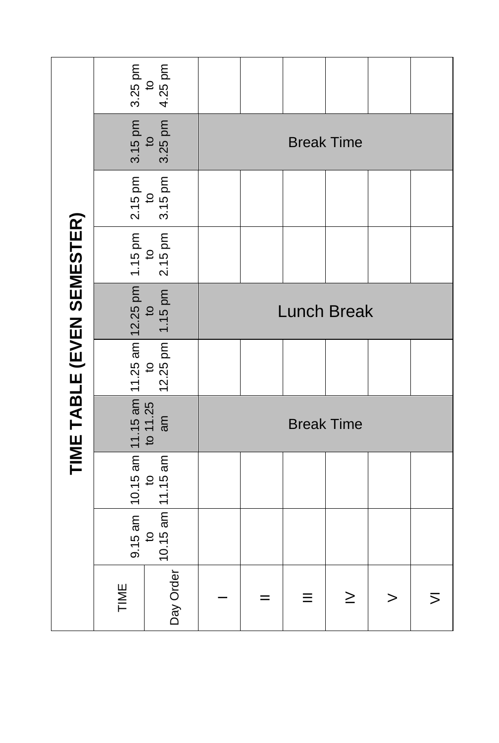# TIME TABLE (EVEN SEMESTER)

| TIME / Day Order | 9.15 am to 10.15 am | 10.15 am to 11.15 am | 11.15 am to 11.25 am | 11.25 am to 12.25 pm | 12.25 pm to 1.15 pm | 1.15 pm to 2.15 pm | 2.15 pm to 3.15 pm | 3.15 pm to 3.25 pm | 3.25 pm to 4.25 pm |
|---|---|---|---|---|---|---|---|---|---|
| I | | | Break Time | | Lunch Break | | | Break Time | |
| II | | | | | | | | | |
| III | | | | | | | | | |
| IV | | | | | | | | | |
| V | | | | | | | | | |
| VI | | | | | | | | | |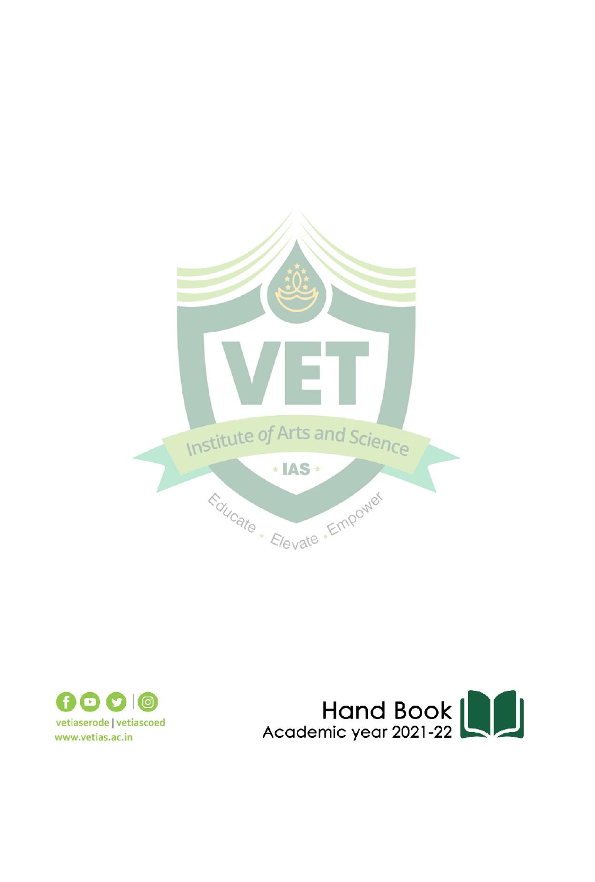VET

Institute of Arts and Science

IAS

Educate • Elevate • Empower

vetiaserode | vetiascoed

www.vetias.ac.in

Hand Book

Academic year 2021-22